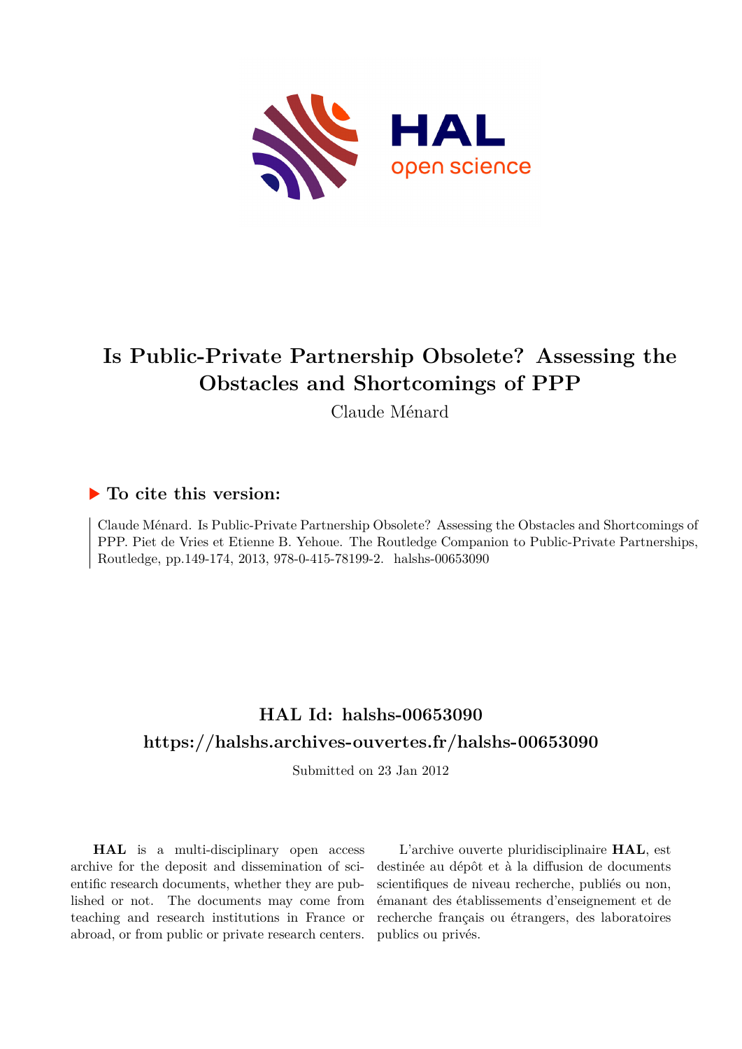# Is Public-Private Partnership Obsolete? Assessing the Obstacles and Shortcomings of PPP

Claude Ménard

## To cite this version:

Claude Ménard. Is Public-Private Partnership Obsolete? Assessing the Obstacles and Shortcomings of PPP. Piet de Vries et Etienne B. Yehoue. The Routledge Companion to Public-Private Partnerships, Routledge, pp.149-174, 2013, 978-0-415-78199-2. halshs-00653090

## HAL Id: halshs-00653090

## https://halshs.archives-ouvertes.fr/halshs-00653090

Submitted on 23 Jan 2012

**HAL** is a multi-disciplinary open access archive for the deposit and dissemination of scientific research documents, whether they are published or not. The documents may come from teaching and research institutions in France or abroad, or from public or private research centers.

L'archive ouverte pluridisciplinaire **HAL**, est destinée au dépôt et à la diffusion de documents scientifiques de niveau recherche, publiés ou non, émanant des établissements d'enseignement et de recherche français ou étrangers, des laboratoires publics ou privés.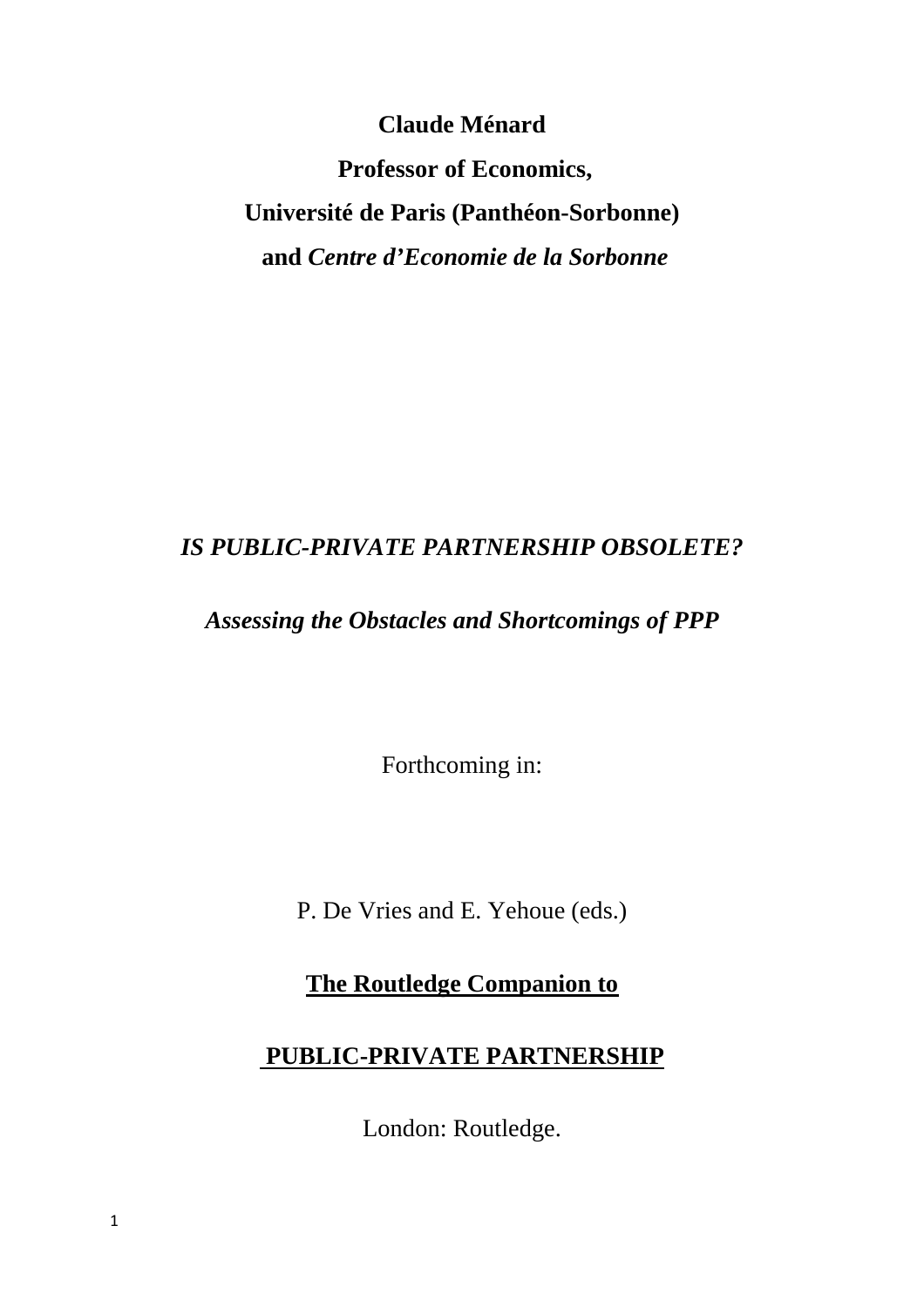**Claude Ménard**

**Professor of Economics,**

**Université de Paris (Panthéon-Sorbonne)**

**and *Centre d'Economie de la Sorbonne***

# *IS PUBLIC-PRIVATE PARTNERSHIP OBSOLETE?*

## *Assessing the Obstacles and Shortcomings of PPP*

Forthcoming in:

P. De Vries and E. Yehoue (eds.)

**The Routledge Companion to**

**PUBLIC-PRIVATE PARTNERSHIP**

London: Routledge.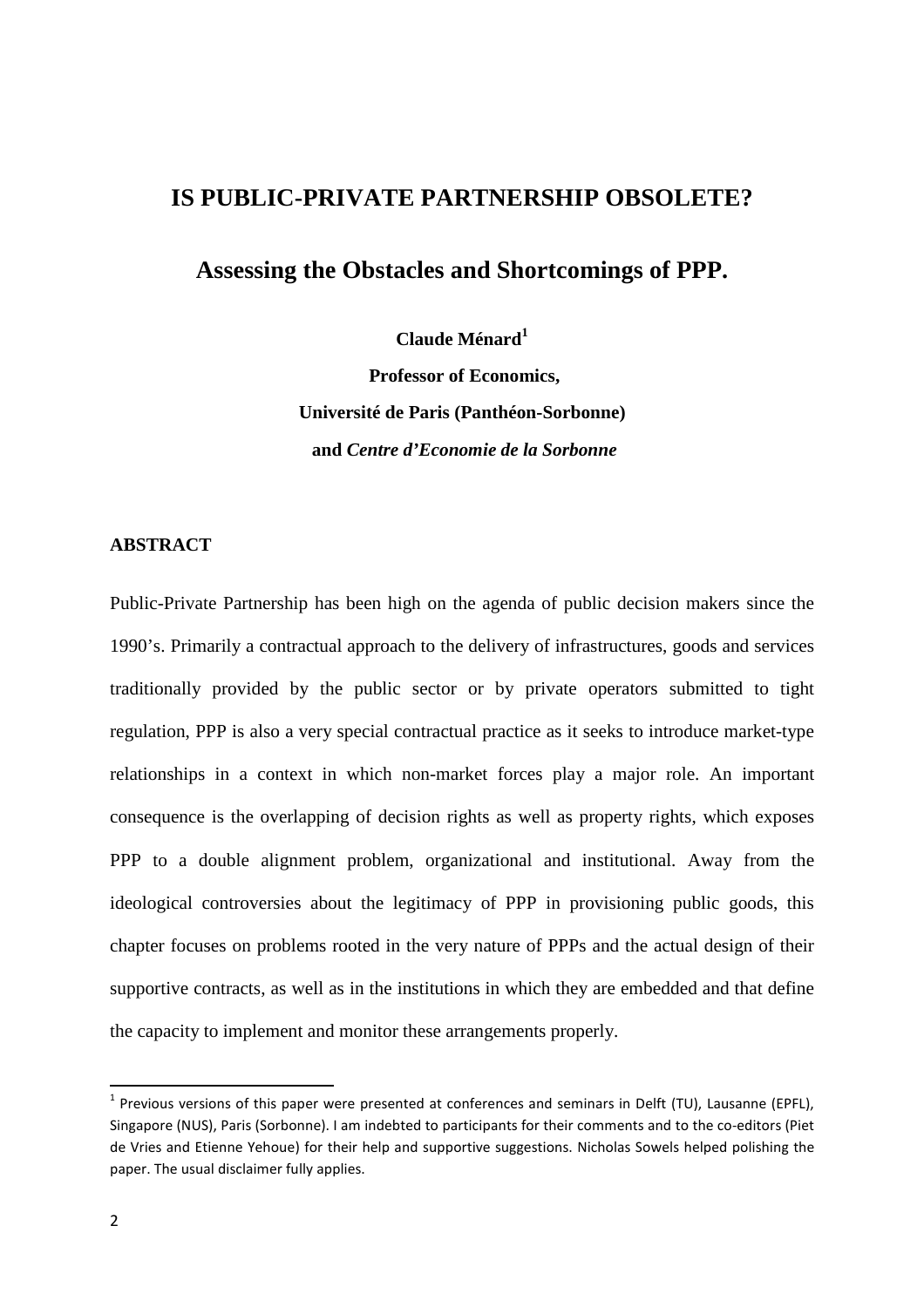# IS PUBLIC-PRIVATE PARTNERSHIP OBSOLETE?

## Assessing the Obstacles and Shortcomings of PPP.

**Claude Ménard[1]**

**Professor of Economics,**

**Université de Paris (Panthéon-Sorbonne)**

**and *Centre d'Economie de la Sorbonne***

**ABSTRACT**

Public-Private Partnership has been high on the agenda of public decision makers since the 1990's. Primarily a contractual approach to the delivery of infrastructures, goods and services traditionally provided by the public sector or by private operators submitted to tight regulation, PPP is also a very special contractual practice as it seeks to introduce market-type relationships in a context in which non-market forces play a major role. An important consequence is the overlapping of decision rights as well as property rights, which exposes PPP to a double alignment problem, organizational and institutional. Away from the ideological controversies about the legitimacy of PPP in provisioning public goods, this chapter focuses on problems rooted in the very nature of PPPs and the actual design of their supportive contracts, as well as in the institutions in which they are embedded and that define the capacity to implement and monitor these arrangements properly.

---

[1] Previous versions of this paper were presented at conferences and seminars in Delft (TU), Lausanne (EPFL), Singapore (NUS), Paris (Sorbonne). I am indebted to participants for their comments and to the co-editors (Piet de Vries and Etienne Yehoue) for their help and supportive suggestions. Nicholas Sowels helped polishing the paper. The usual disclaimer fully applies.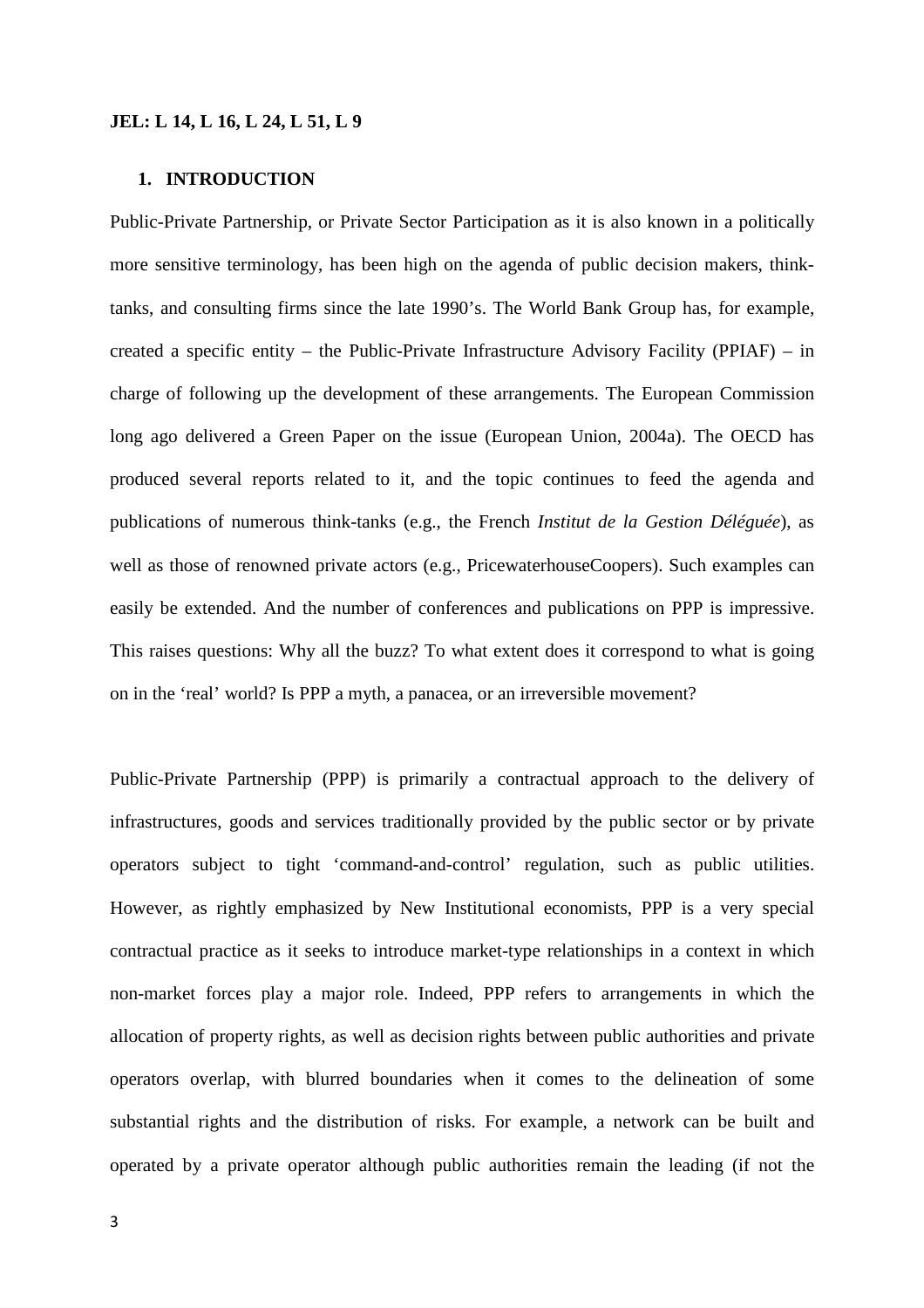**JEL: L 14, L 16, L 24, L 51, L 9**

## 1. INTRODUCTION

Public-Private Partnership, or Private Sector Participation as it is also known in a politically more sensitive terminology, has been high on the agenda of public decision makers, think-tanks, and consulting firms since the late 1990's. The World Bank Group has, for example, created a specific entity – the Public-Private Infrastructure Advisory Facility (PPIAF) – in charge of following up the development of these arrangements. The European Commission long ago delivered a Green Paper on the issue (European Union, 2004a). The OECD has produced several reports related to it, and the topic continues to feed the agenda and publications of numerous think-tanks (e.g., the French *Institut de la Gestion Déléguée*), as well as those of renowned private actors (e.g., PricewaterhouseCoopers). Such examples can easily be extended. And the number of conferences and publications on PPP is impressive. This raises questions: Why all the buzz? To what extent does it correspond to what is going on in the 'real' world? Is PPP a myth, a panacea, or an irreversible movement?

Public-Private Partnership (PPP) is primarily a contractual approach to the delivery of infrastructures, goods and services traditionally provided by the public sector or by private operators subject to tight 'command-and-control' regulation, such as public utilities. However, as rightly emphasized by New Institutional economists, PPP is a very special contractual practice as it seeks to introduce market-type relationships in a context in which non-market forces play a major role. Indeed, PPP refers to arrangements in which the allocation of property rights, as well as decision rights between public authorities and private operators overlap, with blurred boundaries when it comes to the delineation of some substantial rights and the distribution of risks. For example, a network can be built and operated by a private operator although public authorities remain the leading (if not the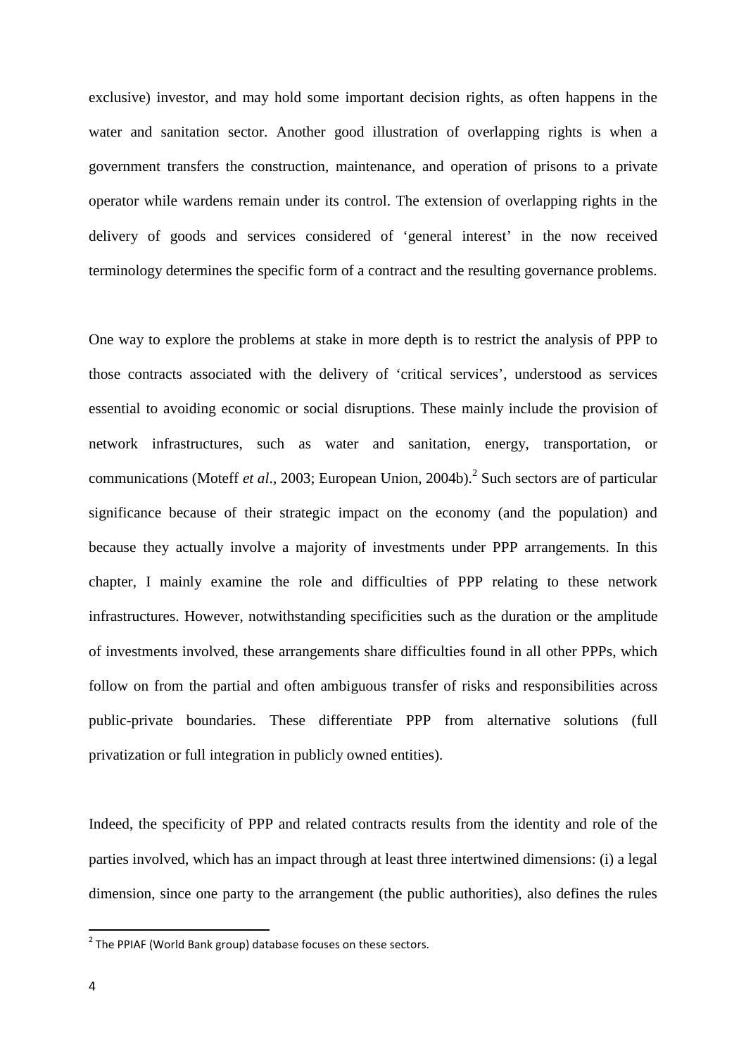exclusive) investor, and may hold some important decision rights, as often happens in the water and sanitation sector. Another good illustration of overlapping rights is when a government transfers the construction, maintenance, and operation of prisons to a private operator while wardens remain under its control. The extension of overlapping rights in the delivery of goods and services considered of 'general interest' in the now received terminology determines the specific form of a contract and the resulting governance problems.

One way to explore the problems at stake in more depth is to restrict the analysis of PPP to those contracts associated with the delivery of 'critical services', understood as services essential to avoiding economic or social disruptions. These mainly include the provision of network infrastructures, such as water and sanitation, energy, transportation, or communications (Moteff *et al*., 2003; European Union, 2004b).[2] Such sectors are of particular significance because of their strategic impact on the economy (and the population) and because they actually involve a majority of investments under PPP arrangements. In this chapter, I mainly examine the role and difficulties of PPP relating to these network infrastructures. However, notwithstanding specificities such as the duration or the amplitude of investments involved, these arrangements share difficulties found in all other PPPs, which follow on from the partial and often ambiguous transfer of risks and responsibilities across public-private boundaries. These differentiate PPP from alternative solutions (full privatization or full integration in publicly owned entities).

Indeed, the specificity of PPP and related contracts results from the identity and role of the parties involved, which has an impact through at least three intertwined dimensions: (i) a legal dimension, since one party to the arrangement (the public authorities), also defines the rules

[2] The PPIAF (World Bank group) database focuses on these sectors.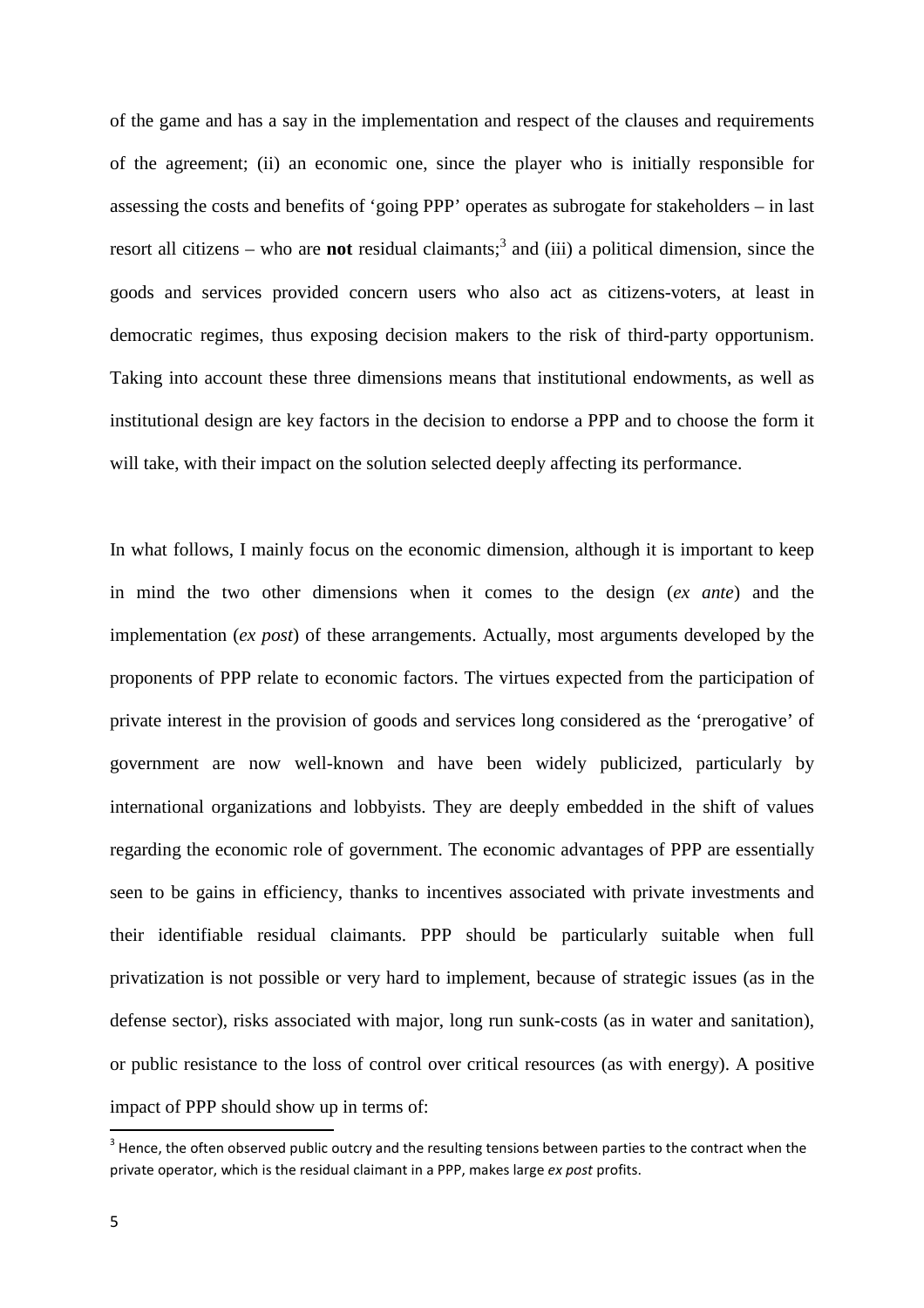of the game and has a say in the implementation and respect of the clauses and requirements of the agreement; (ii) an economic one, since the player who is initially responsible for assessing the costs and benefits of 'going PPP' operates as subrogate for stakeholders – in last resort all citizens – who are **not** residual claimants;[3] and (iii) a political dimension, since the goods and services provided concern users who also act as citizens-voters, at least in democratic regimes, thus exposing decision makers to the risk of third-party opportunism. Taking into account these three dimensions means that institutional endowments, as well as institutional design are key factors in the decision to endorse a PPP and to choose the form it will take, with their impact on the solution selected deeply affecting its performance.

In what follows, I mainly focus on the economic dimension, although it is important to keep in mind the two other dimensions when it comes to the design (*ex ante*) and the implementation (*ex post*) of these arrangements. Actually, most arguments developed by the proponents of PPP relate to economic factors. The virtues expected from the participation of private interest in the provision of goods and services long considered as the 'prerogative' of government are now well-known and have been widely publicized, particularly by international organizations and lobbyists. They are deeply embedded in the shift of values regarding the economic role of government. The economic advantages of PPP are essentially seen to be gains in efficiency, thanks to incentives associated with private investments and their identifiable residual claimants. PPP should be particularly suitable when full privatization is not possible or very hard to implement, because of strategic issues (as in the defense sector), risks associated with major, long run sunk-costs (as in water and sanitation), or public resistance to the loss of control over critical resources (as with energy). A positive impact of PPP should show up in terms of:

[3] Hence, the often observed public outcry and the resulting tensions between parties to the contract when the private operator, which is the residual claimant in a PPP, makes large *ex post* profits.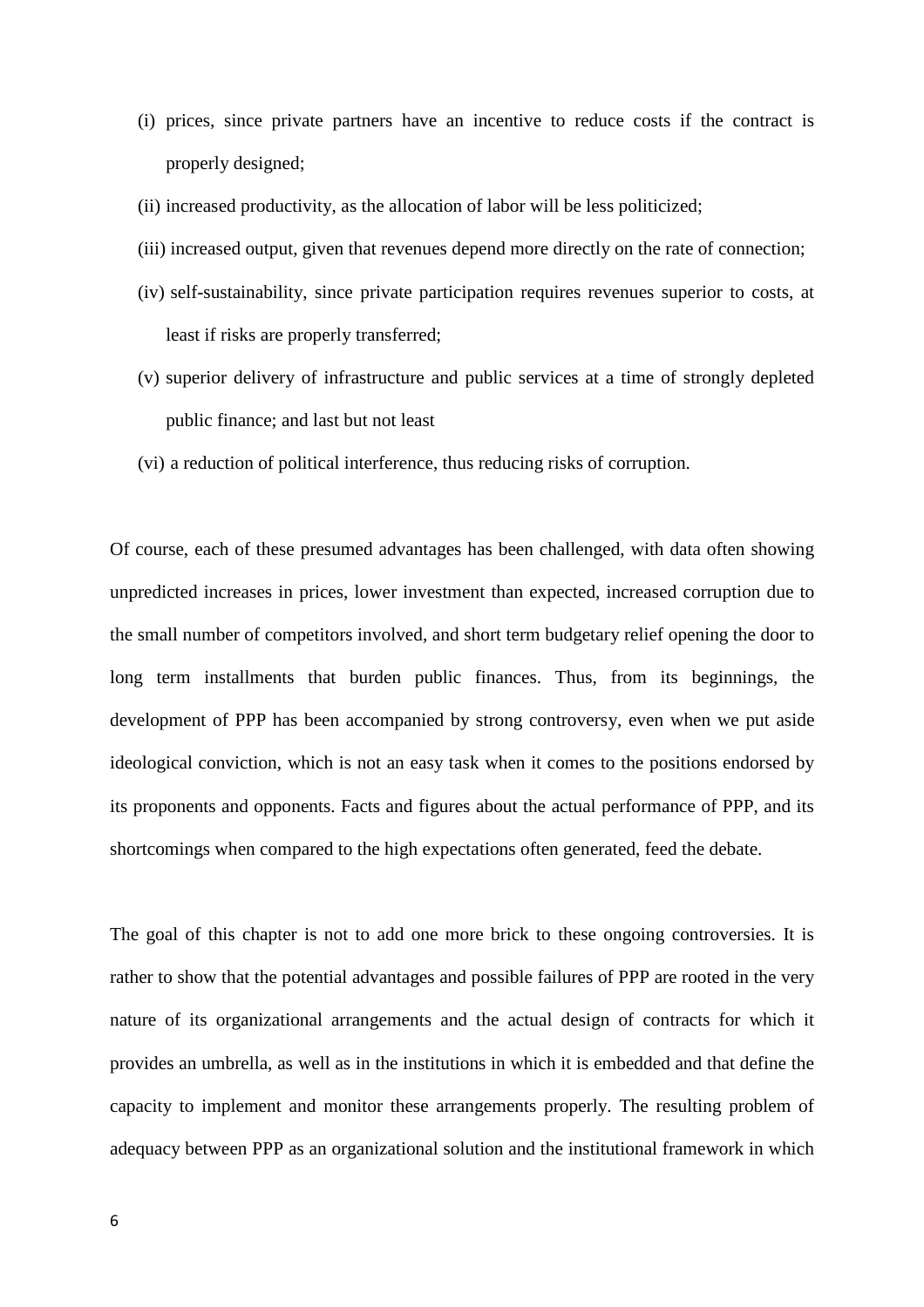(i) prices, since private partners have an incentive to reduce costs if the contract is properly designed;

(ii) increased productivity, as the allocation of labor will be less politicized;

(iii) increased output, given that revenues depend more directly on the rate of connection;

(iv) self-sustainability, since private participation requires revenues superior to costs, at least if risks are properly transferred;

(v) superior delivery of infrastructure and public services at a time of strongly depleted public finance; and last but not least

(vi) a reduction of political interference, thus reducing risks of corruption.

Of course, each of these presumed advantages has been challenged, with data often showing unpredicted increases in prices, lower investment than expected, increased corruption due to the small number of competitors involved, and short term budgetary relief opening the door to long term installments that burden public finances. Thus, from its beginnings, the development of PPP has been accompanied by strong controversy, even when we put aside ideological conviction, which is not an easy task when it comes to the positions endorsed by its proponents and opponents. Facts and figures about the actual performance of PPP, and its shortcomings when compared to the high expectations often generated, feed the debate.

The goal of this chapter is not to add one more brick to these ongoing controversies. It is rather to show that the potential advantages and possible failures of PPP are rooted in the very nature of its organizational arrangements and the actual design of contracts for which it provides an umbrella, as well as in the institutions in which it is embedded and that define the capacity to implement and monitor these arrangements properly. The resulting problem of adequacy between PPP as an organizational solution and the institutional framework in which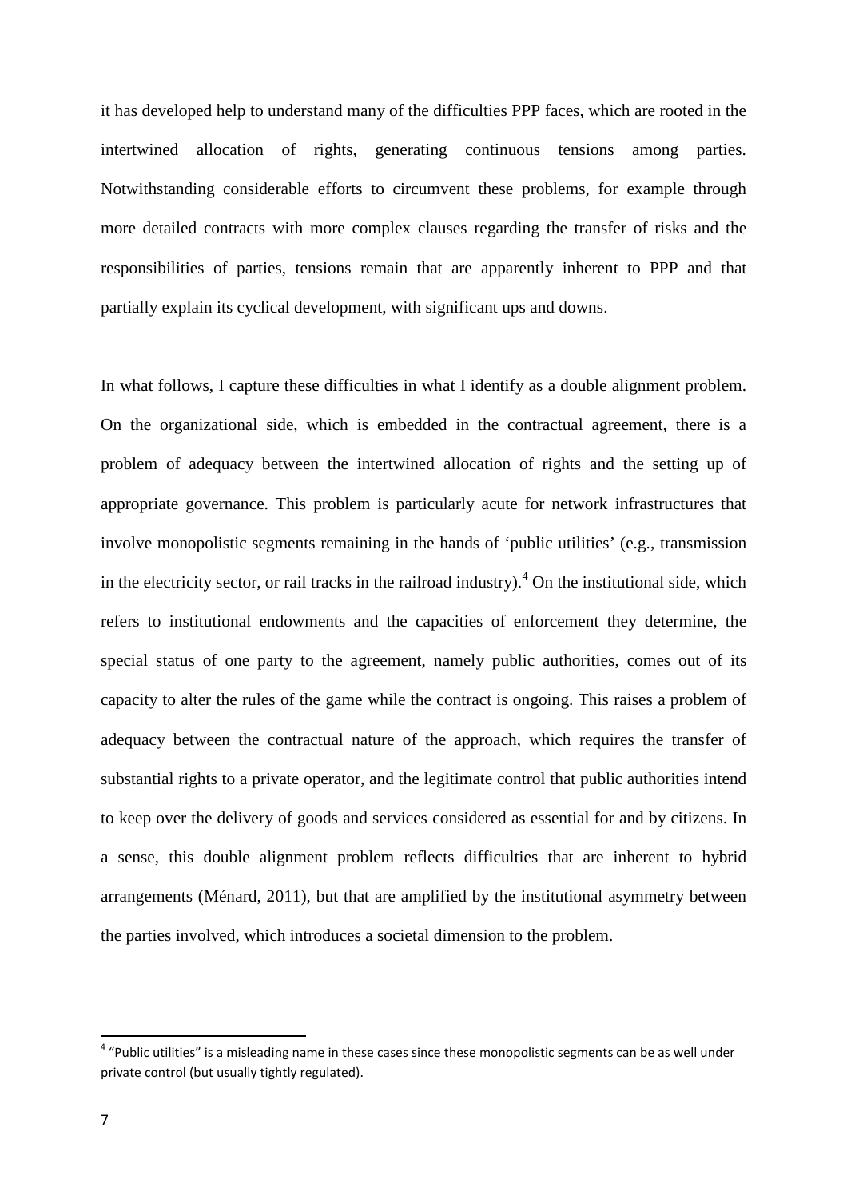it has developed help to understand many of the difficulties PPP faces, which are rooted in the intertwined allocation of rights, generating continuous tensions among parties. Notwithstanding considerable efforts to circumvent these problems, for example through more detailed contracts with more complex clauses regarding the transfer of risks and the responsibilities of parties, tensions remain that are apparently inherent to PPP and that partially explain its cyclical development, with significant ups and downs.

In what follows, I capture these difficulties in what I identify as a double alignment problem. On the organizational side, which is embedded in the contractual agreement, there is a problem of adequacy between the intertwined allocation of rights and the setting up of appropriate governance. This problem is particularly acute for network infrastructures that involve monopolistic segments remaining in the hands of 'public utilities' (e.g., transmission in the electricity sector, or rail tracks in the railroad industry).[4] On the institutional side, which refers to institutional endowments and the capacities of enforcement they determine, the special status of one party to the agreement, namely public authorities, comes out of its capacity to alter the rules of the game while the contract is ongoing. This raises a problem of adequacy between the contractual nature of the approach, which requires the transfer of substantial rights to a private operator, and the legitimate control that public authorities intend to keep over the delivery of goods and services considered as essential for and by citizens. In a sense, this double alignment problem reflects difficulties that are inherent to hybrid arrangements (Ménard, 2011), but that are amplified by the institutional asymmetry between the parties involved, which introduces a societal dimension to the problem.

[4] "Public utilities" is a misleading name in these cases since these monopolistic segments can be as well under private control (but usually tightly regulated).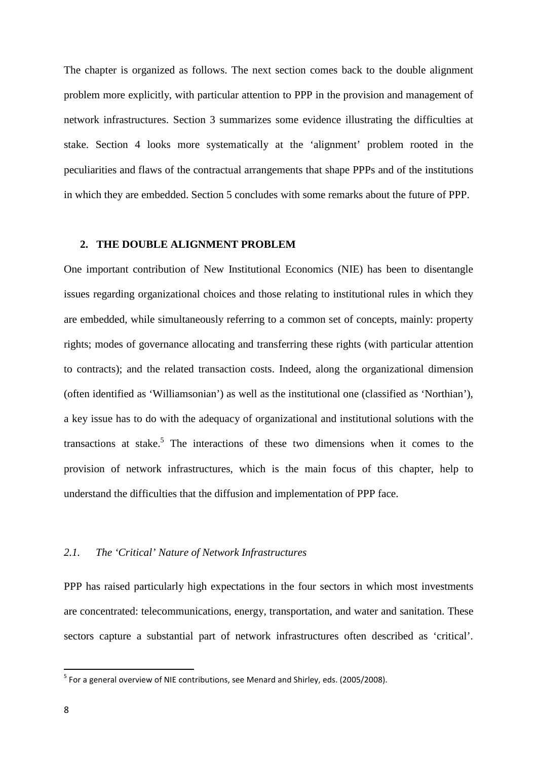The chapter is organized as follows. The next section comes back to the double alignment problem more explicitly, with particular attention to PPP in the provision and management of network infrastructures. Section 3 summarizes some evidence illustrating the difficulties at stake. Section 4 looks more systematically at the 'alignment' problem rooted in the peculiarities and flaws of the contractual arrangements that shape PPPs and of the institutions in which they are embedded. Section 5 concludes with some remarks about the future of PPP.

## 2. THE DOUBLE ALIGNMENT PROBLEM

One important contribution of New Institutional Economics (NIE) has been to disentangle issues regarding organizational choices and those relating to institutional rules in which they are embedded, while simultaneously referring to a common set of concepts, mainly: property rights; modes of governance allocating and transferring these rights (with particular attention to contracts); and the related transaction costs. Indeed, along the organizational dimension (often identified as 'Williamsonian') as well as the institutional one (classified as 'Northian'), a key issue has to do with the adequacy of organizational and institutional solutions with the transactions at stake.[5] The interactions of these two dimensions when it comes to the provision of network infrastructures, which is the main focus of this chapter, help to understand the difficulties that the diffusion and implementation of PPP face.

### *2.1. The 'Critical' Nature of Network Infrastructures*

PPP has raised particularly high expectations in the four sectors in which most investments are concentrated: telecommunications, energy, transportation, and water and sanitation. These sectors capture a substantial part of network infrastructures often described as 'critical'.

[5] For a general overview of NIE contributions, see Menard and Shirley, eds. (2005/2008).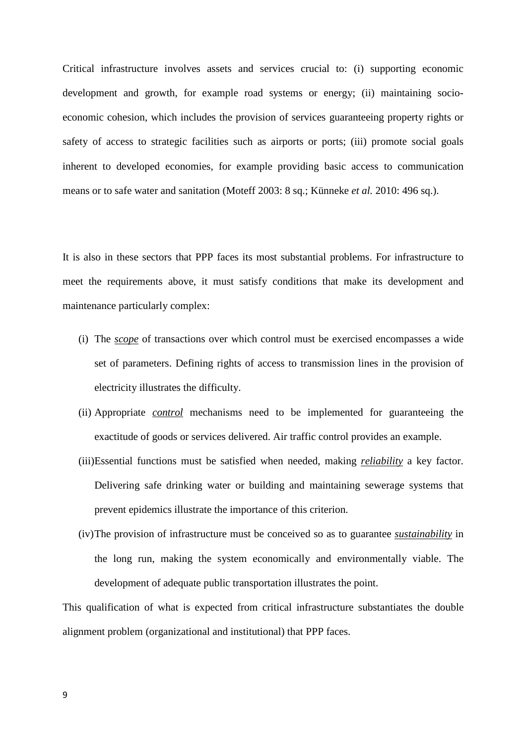Critical infrastructure involves assets and services crucial to: (i) supporting economic development and growth, for example road systems or energy; (ii) maintaining socio-economic cohesion, which includes the provision of services guaranteeing property rights or safety of access to strategic facilities such as airports or ports; (iii) promote social goals inherent to developed economies, for example providing basic access to communication means or to safe water and sanitation (Moteff 2003: 8 sq.; Künneke *et al.* 2010: 496 sq.).

It is also in these sectors that PPP faces its most substantial problems. For infrastructure to meet the requirements above, it must satisfy conditions that make its development and maintenance particularly complex:

(i) The ***scope*** of transactions over which control must be exercised encompasses a wide set of parameters. Defining rights of access to transmission lines in the provision of electricity illustrates the difficulty.

(ii) Appropriate ***control*** mechanisms need to be implemented for guaranteeing the exactitude of goods or services delivered. Air traffic control provides an example.

(iii) Essential functions must be satisfied when needed, making ***reliability*** a key factor. Delivering safe drinking water or building and maintaining sewerage systems that prevent epidemics illustrate the importance of this criterion.

(iv) The provision of infrastructure must be conceived so as to guarantee ***sustainability*** in the long run, making the system economically and environmentally viable. The development of adequate public transportation illustrates the point.

This qualification of what is expected from critical infrastructure substantiates the double alignment problem (organizational and institutional) that PPP faces.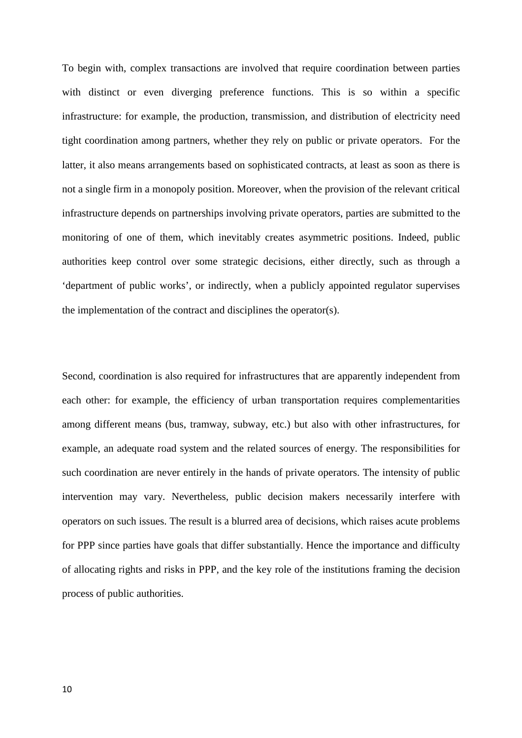To begin with, complex transactions are involved that require coordination between parties with distinct or even diverging preference functions. This is so within a specific infrastructure: for example, the production, transmission, and distribution of electricity need tight coordination among partners, whether they rely on public or private operators. For the latter, it also means arrangements based on sophisticated contracts, at least as soon as there is not a single firm in a monopoly position. Moreover, when the provision of the relevant critical infrastructure depends on partnerships involving private operators, parties are submitted to the monitoring of one of them, which inevitably creates asymmetric positions. Indeed, public authorities keep control over some strategic decisions, either directly, such as through a 'department of public works', or indirectly, when a publicly appointed regulator supervises the implementation of the contract and disciplines the operator(s).

Second, coordination is also required for infrastructures that are apparently independent from each other: for example, the efficiency of urban transportation requires complementarities among different means (bus, tramway, subway, etc.) but also with other infrastructures, for example, an adequate road system and the related sources of energy. The responsibilities for such coordination are never entirely in the hands of private operators. The intensity of public intervention may vary. Nevertheless, public decision makers necessarily interfere with operators on such issues. The result is a blurred area of decisions, which raises acute problems for PPP since parties have goals that differ substantially. Hence the importance and difficulty of allocating rights and risks in PPP, and the key role of the institutions framing the decision process of public authorities.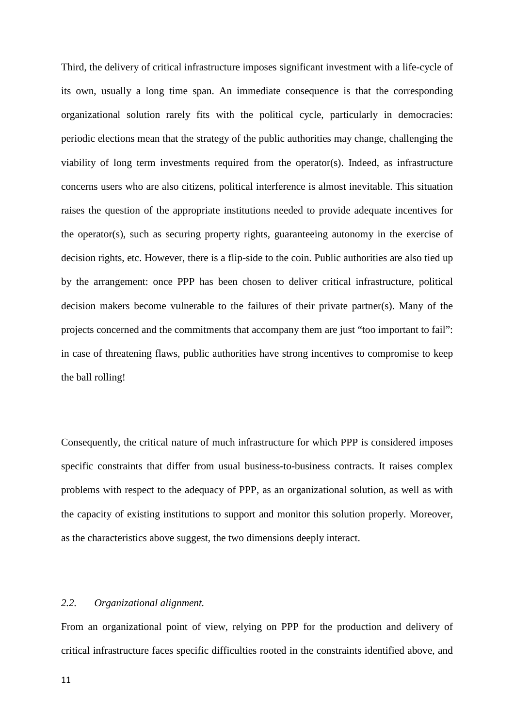Third, the delivery of critical infrastructure imposes significant investment with a life-cycle of its own, usually a long time span. An immediate consequence is that the corresponding organizational solution rarely fits with the political cycle, particularly in democracies: periodic elections mean that the strategy of the public authorities may change, challenging the viability of long term investments required from the operator(s). Indeed, as infrastructure concerns users who are also citizens, political interference is almost inevitable. This situation raises the question of the appropriate institutions needed to provide adequate incentives for the operator(s), such as securing property rights, guaranteeing autonomy in the exercise of decision rights, etc. However, there is a flip-side to the coin. Public authorities are also tied up by the arrangement: once PPP has been chosen to deliver critical infrastructure, political decision makers become vulnerable to the failures of their private partner(s). Many of the projects concerned and the commitments that accompany them are just "too important to fail": in case of threatening flaws, public authorities have strong incentives to compromise to keep the ball rolling!

Consequently, the critical nature of much infrastructure for which PPP is considered imposes specific constraints that differ from usual business-to-business contracts. It raises complex problems with respect to the adequacy of PPP, as an organizational solution, as well as with the capacity of existing institutions to support and monitor this solution properly. Moreover, as the characteristics above suggest, the two dimensions deeply interact.

### *2.2. Organizational alignment.*

From an organizational point of view, relying on PPP for the production and delivery of critical infrastructure faces specific difficulties rooted in the constraints identified above, and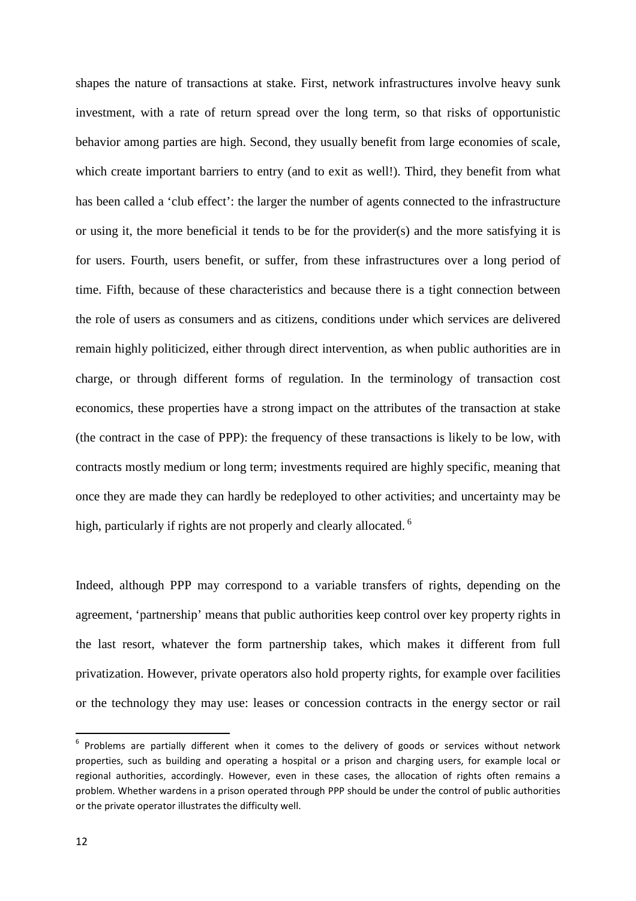shapes the nature of transactions at stake. First, network infrastructures involve heavy sunk investment, with a rate of return spread over the long term, so that risks of opportunistic behavior among parties are high. Second, they usually benefit from large economies of scale, which create important barriers to entry (and to exit as well!). Third, they benefit from what has been called a 'club effect': the larger the number of agents connected to the infrastructure or using it, the more beneficial it tends to be for the provider(s) and the more satisfying it is for users. Fourth, users benefit, or suffer, from these infrastructures over a long period of time. Fifth, because of these characteristics and because there is a tight connection between the role of users as consumers and as citizens, conditions under which services are delivered remain highly politicized, either through direct intervention, as when public authorities are in charge, or through different forms of regulation. In the terminology of transaction cost economics, these properties have a strong impact on the attributes of the transaction at stake (the contract in the case of PPP): the frequency of these transactions is likely to be low, with contracts mostly medium or long term; investments required are highly specific, meaning that once they are made they can hardly be redeployed to other activities; and uncertainty may be high, particularly if rights are not properly and clearly allocated. [6]

Indeed, although PPP may correspond to a variable transfers of rights, depending on the agreement, 'partnership' means that public authorities keep control over key property rights in the last resort, whatever the form partnership takes, which makes it different from full privatization. However, private operators also hold property rights, for example over facilities or the technology they may use: leases or concession contracts in the energy sector or rail

[6] Problems are partially different when it comes to the delivery of goods or services without network properties, such as building and operating a hospital or a prison and charging users, for example local or regional authorities, accordingly. However, even in these cases, the allocation of rights often remains a problem. Whether wardens in a prison operated through PPP should be under the control of public authorities or the private operator illustrates the difficulty well.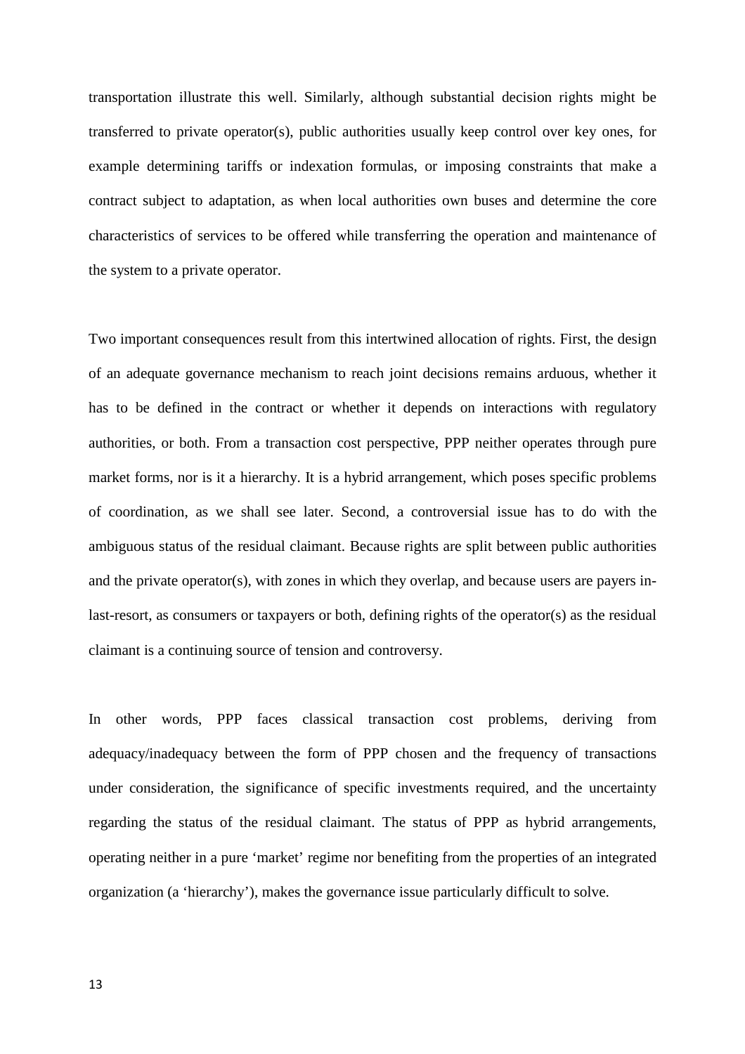transportation illustrate this well. Similarly, although substantial decision rights might be transferred to private operator(s), public authorities usually keep control over key ones, for example determining tariffs or indexation formulas, or imposing constraints that make a contract subject to adaptation, as when local authorities own buses and determine the core characteristics of services to be offered while transferring the operation and maintenance of the system to a private operator.

Two important consequences result from this intertwined allocation of rights. First, the design of an adequate governance mechanism to reach joint decisions remains arduous, whether it has to be defined in the contract or whether it depends on interactions with regulatory authorities, or both. From a transaction cost perspective, PPP neither operates through pure market forms, nor is it a hierarchy. It is a hybrid arrangement, which poses specific problems of coordination, as we shall see later. Second, a controversial issue has to do with the ambiguous status of the residual claimant. Because rights are split between public authorities and the private operator(s), with zones in which they overlap, and because users are payers in-last-resort, as consumers or taxpayers or both, defining rights of the operator(s) as the residual claimant is a continuing source of tension and controversy.

In other words, PPP faces classical transaction cost problems, deriving from adequacy/inadequacy between the form of PPP chosen and the frequency of transactions under consideration, the significance of specific investments required, and the uncertainty regarding the status of the residual claimant. The status of PPP as hybrid arrangements, operating neither in a pure 'market' regime nor benefiting from the properties of an integrated organization (a 'hierarchy'), makes the governance issue particularly difficult to solve.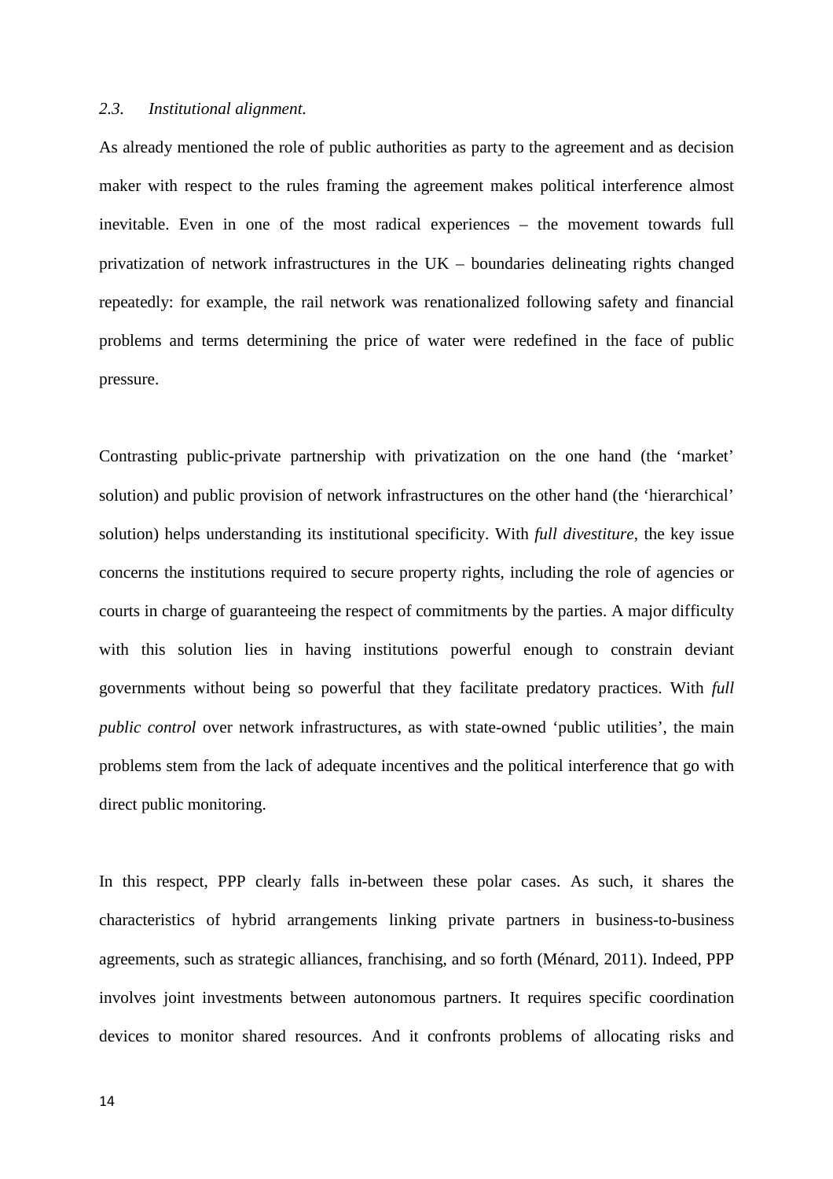### *2.3. Institutional alignment.*

As already mentioned the role of public authorities as party to the agreement and as decision maker with respect to the rules framing the agreement makes political interference almost inevitable. Even in one of the most radical experiences – the movement towards full privatization of network infrastructures in the UK – boundaries delineating rights changed repeatedly: for example, the rail network was renationalized following safety and financial problems and terms determining the price of water were redefined in the face of public pressure.

Contrasting public-private partnership with privatization on the one hand (the 'market' solution) and public provision of network infrastructures on the other hand (the 'hierarchical' solution) helps understanding its institutional specificity. With *full divestiture*, the key issue concerns the institutions required to secure property rights, including the role of agencies or courts in charge of guaranteeing the respect of commitments by the parties. A major difficulty with this solution lies in having institutions powerful enough to constrain deviant governments without being so powerful that they facilitate predatory practices. With *full public control* over network infrastructures, as with state-owned 'public utilities', the main problems stem from the lack of adequate incentives and the political interference that go with direct public monitoring.

In this respect, PPP clearly falls in-between these polar cases. As such, it shares the characteristics of hybrid arrangements linking private partners in business-to-business agreements, such as strategic alliances, franchising, and so forth (Ménard, 2011). Indeed, PPP involves joint investments between autonomous partners. It requires specific coordination devices to monitor shared resources. And it confronts problems of allocating risks and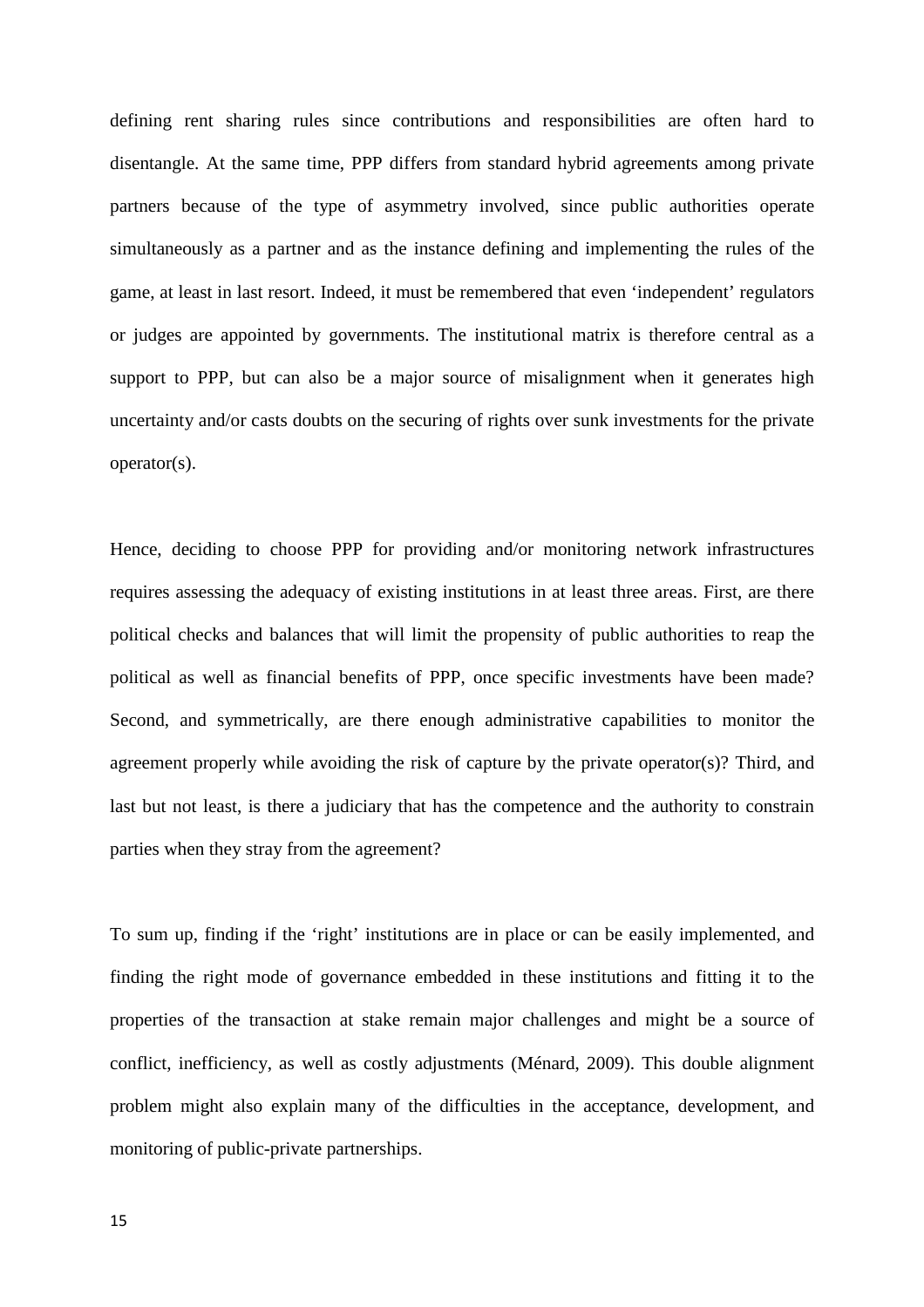defining rent sharing rules since contributions and responsibilities are often hard to disentangle. At the same time, PPP differs from standard hybrid agreements among private partners because of the type of asymmetry involved, since public authorities operate simultaneously as a partner and as the instance defining and implementing the rules of the game, at least in last resort. Indeed, it must be remembered that even 'independent' regulators or judges are appointed by governments. The institutional matrix is therefore central as a support to PPP, but can also be a major source of misalignment when it generates high uncertainty and/or casts doubts on the securing of rights over sunk investments for the private operator(s).

Hence, deciding to choose PPP for providing and/or monitoring network infrastructures requires assessing the adequacy of existing institutions in at least three areas. First, are there political checks and balances that will limit the propensity of public authorities to reap the political as well as financial benefits of PPP, once specific investments have been made? Second, and symmetrically, are there enough administrative capabilities to monitor the agreement properly while avoiding the risk of capture by the private operator(s)? Third, and last but not least, is there a judiciary that has the competence and the authority to constrain parties when they stray from the agreement?

To sum up, finding if the 'right' institutions are in place or can be easily implemented, and finding the right mode of governance embedded in these institutions and fitting it to the properties of the transaction at stake remain major challenges and might be a source of conflict, inefficiency, as well as costly adjustments (Ménard, 2009). This double alignment problem might also explain many of the difficulties in the acceptance, development, and monitoring of public-private partnerships.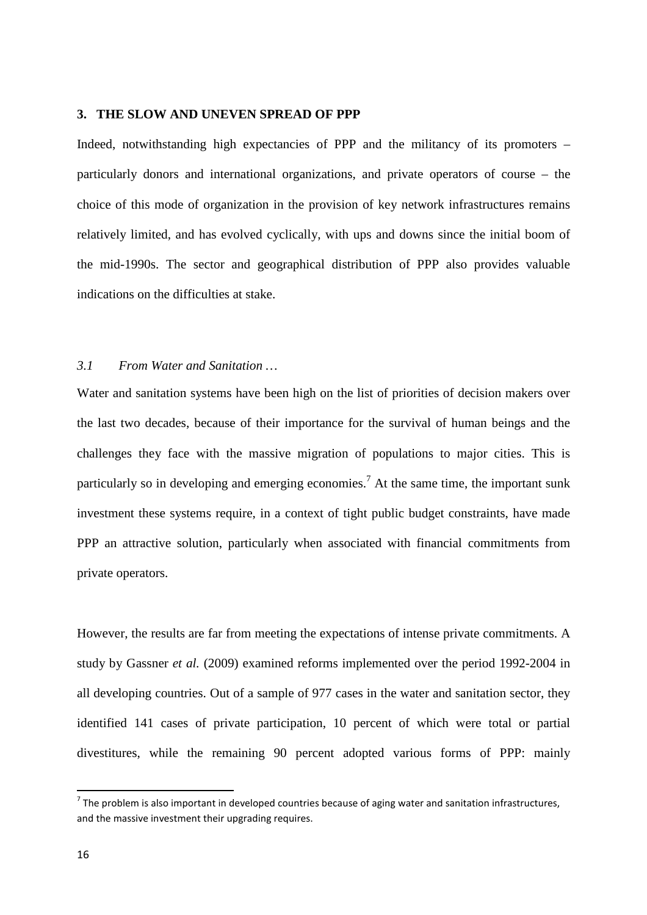## 3. THE SLOW AND UNEVEN SPREAD OF PPP

Indeed, notwithstanding high expectancies of PPP and the militancy of its promoters – particularly donors and international organizations, and private operators of course – the choice of this mode of organization in the provision of key network infrastructures remains relatively limited, and has evolved cyclically, with ups and downs since the initial boom of the mid-1990s. The sector and geographical distribution of PPP also provides valuable indications on the difficulties at stake.

### *3.1 From Water and Sanitation …*

Water and sanitation systems have been high on the list of priorities of decision makers over the last two decades, because of their importance for the survival of human beings and the challenges they face with the massive migration of populations to major cities. This is particularly so in developing and emerging economies.[7] At the same time, the important sunk investment these systems require, in a context of tight public budget constraints, have made PPP an attractive solution, particularly when associated with financial commitments from private operators.

However, the results are far from meeting the expectations of intense private commitments. A study by Gassner *et al.* (2009) examined reforms implemented over the period 1992-2004 in all developing countries. Out of a sample of 977 cases in the water and sanitation sector, they identified 141 cases of private participation, 10 percent of which were total or partial divestitures, while the remaining 90 percent adopted various forms of PPP: mainly

[7] The problem is also important in developed countries because of aging water and sanitation infrastructures, and the massive investment their upgrading requires.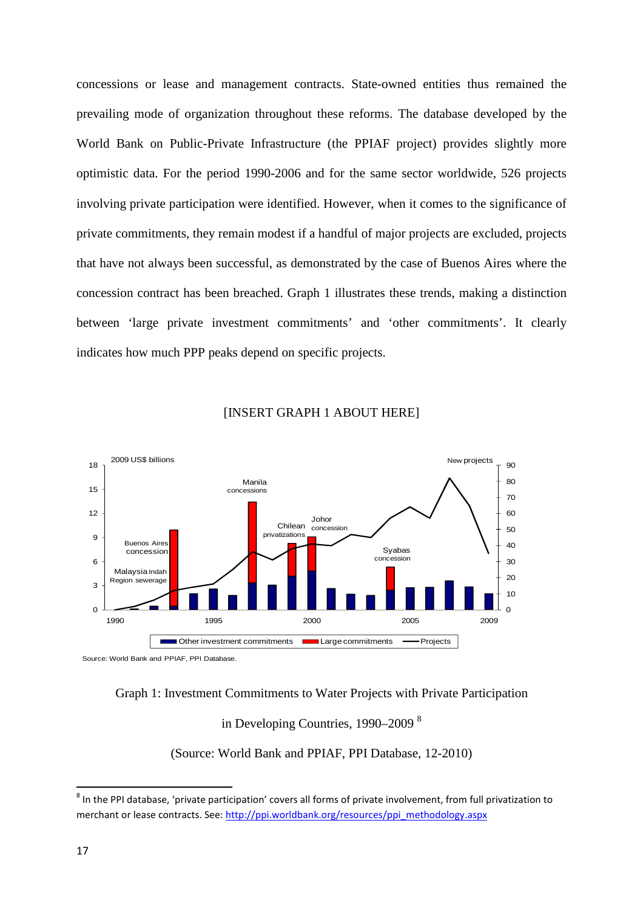concessions or lease and management contracts. State-owned entities thus remained the prevailing mode of organization throughout these reforms. The database developed by the World Bank on Public-Private Infrastructure (the PPIAF project) provides slightly more optimistic data. For the period 1990-2006 and for the same sector worldwide, 526 projects involving private participation were identified. However, when it comes to the significance of private commitments, they remain modest if a handful of major projects are excluded, projects that have not always been successful, as demonstrated by the case of Buenos Aires where the concession contract has been breached. Graph 1 illustrates these trends, making a distinction between 'large private investment commitments' and 'other commitments'. It clearly indicates how much PPP peaks depend on specific projects.

[INSERT GRAPH 1 ABOUT HERE]

Source: World Bank and PPIAF, PPI Database.

Graph 1: Investment Commitments to Water Projects with Private Participation in Developing Countries, 1990–2009 [8]

(Source: World Bank and PPIAF, PPI Database, 12-2010)

[8] In the PPI database, 'private participation' covers all forms of private involvement, from full privatization to merchant or lease contracts. See: http://ppi.worldbank.org/resources/ppi_methodology.aspx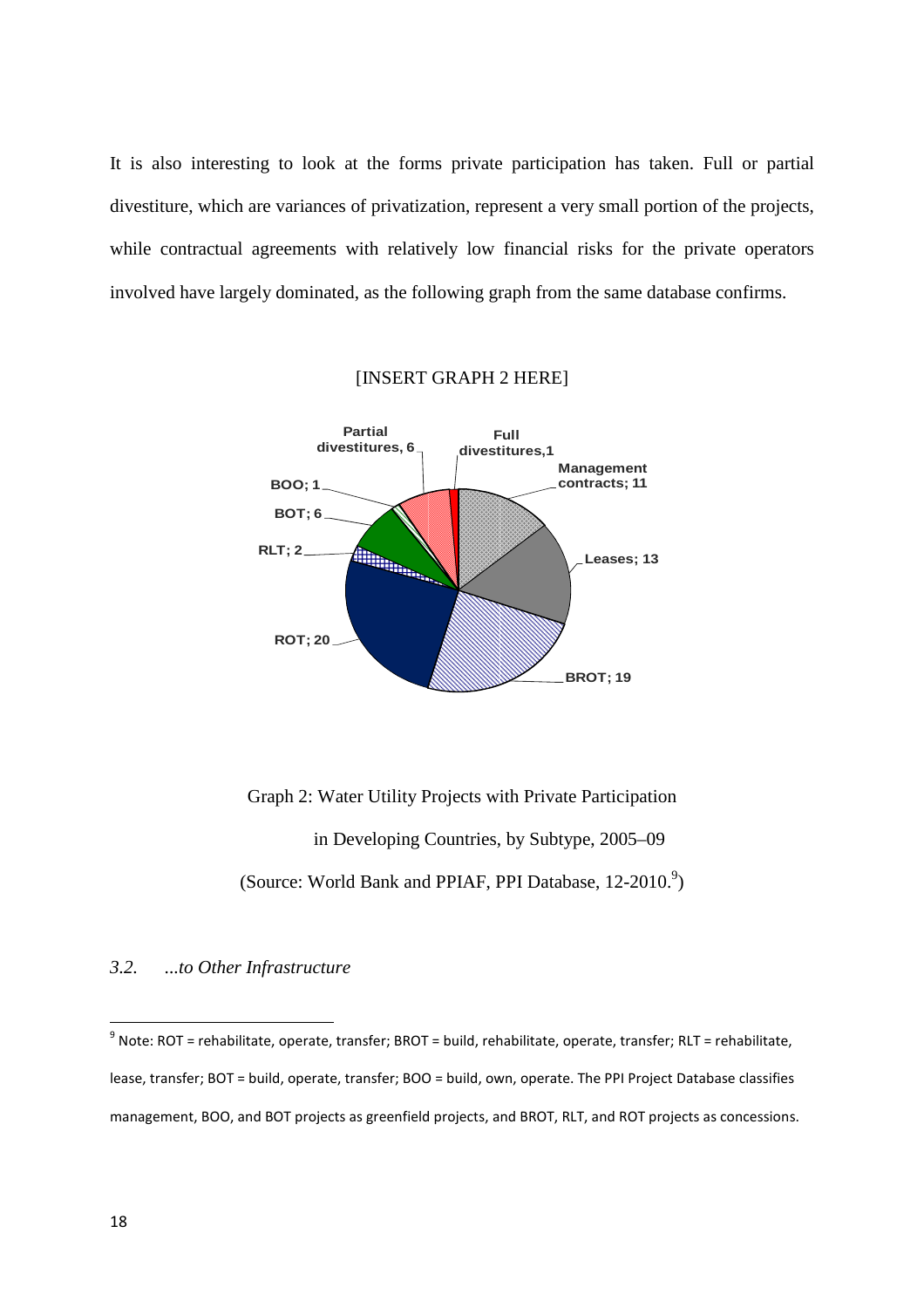It is also interesting to look at the forms private participation has taken. Full or partial divestiture, which are variances of privatization, represent a very small portion of the projects, while contractual agreements with relatively low financial risks for the private operators involved have largely dominated, as the following graph from the same database confirms.

[INSERT GRAPH 2 HERE]

Graph 2: Water Utility Projects with Private Participation in Developing Countries, by Subtype, 2005–09 (Source: World Bank and PPIAF, PPI Database, 12-2010.[9])

### *3.2. ...to Other Infrastructure*

[9] Note: ROT = rehabilitate, operate, transfer; BROT = build, rehabilitate, operate, transfer; RLT = rehabilitate, lease, transfer; BOT = build, operate, transfer; BOO = build, own, operate. The PPI Project Database classifies management, BOO, and BOT projects as greenfield projects, and BROT, RLT, and ROT projects as concessions.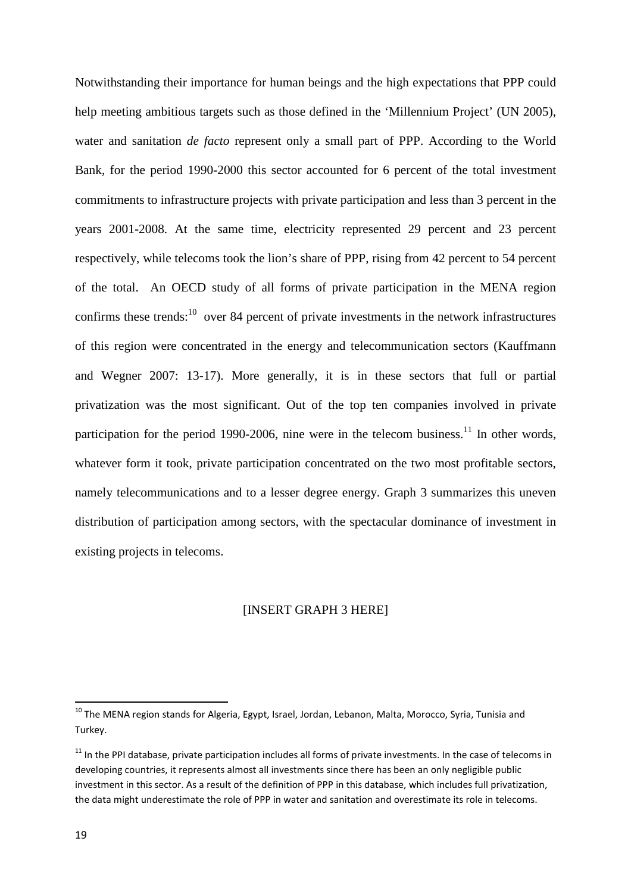Notwithstanding their importance for human beings and the high expectations that PPP could help meeting ambitious targets such as those defined in the 'Millennium Project' (UN 2005), water and sanitation *de facto* represent only a small part of PPP. According to the World Bank, for the period 1990-2000 this sector accounted for 6 percent of the total investment commitments to infrastructure projects with private participation and less than 3 percent in the years 2001-2008. At the same time, electricity represented 29 percent and 23 percent respectively, while telecoms took the lion's share of PPP, rising from 42 percent to 54 percent of the total. An OECD study of all forms of private participation in the MENA region confirms these trends:[10] over 84 percent of private investments in the network infrastructures of this region were concentrated in the energy and telecommunication sectors (Kauffmann and Wegner 2007: 13-17). More generally, it is in these sectors that full or partial privatization was the most significant. Out of the top ten companies involved in private participation for the period 1990-2006, nine were in the telecom business.[11] In other words, whatever form it took, private participation concentrated on the two most profitable sectors, namely telecommunications and to a lesser degree energy. Graph 3 summarizes this uneven distribution of participation among sectors, with the spectacular dominance of investment in existing projects in telecoms.

[INSERT GRAPH 3 HERE]

---

[10] The MENA region stands for Algeria, Egypt, Israel, Jordan, Lebanon, Malta, Morocco, Syria, Tunisia and Turkey.

[11] In the PPI database, private participation includes all forms of private investments. In the case of telecoms in developing countries, it represents almost all investments since there has been an only negligible public investment in this sector. As a result of the definition of PPP in this database, which includes full privatization, the data might underestimate the role of PPP in water and sanitation and overestimate its role in telecoms.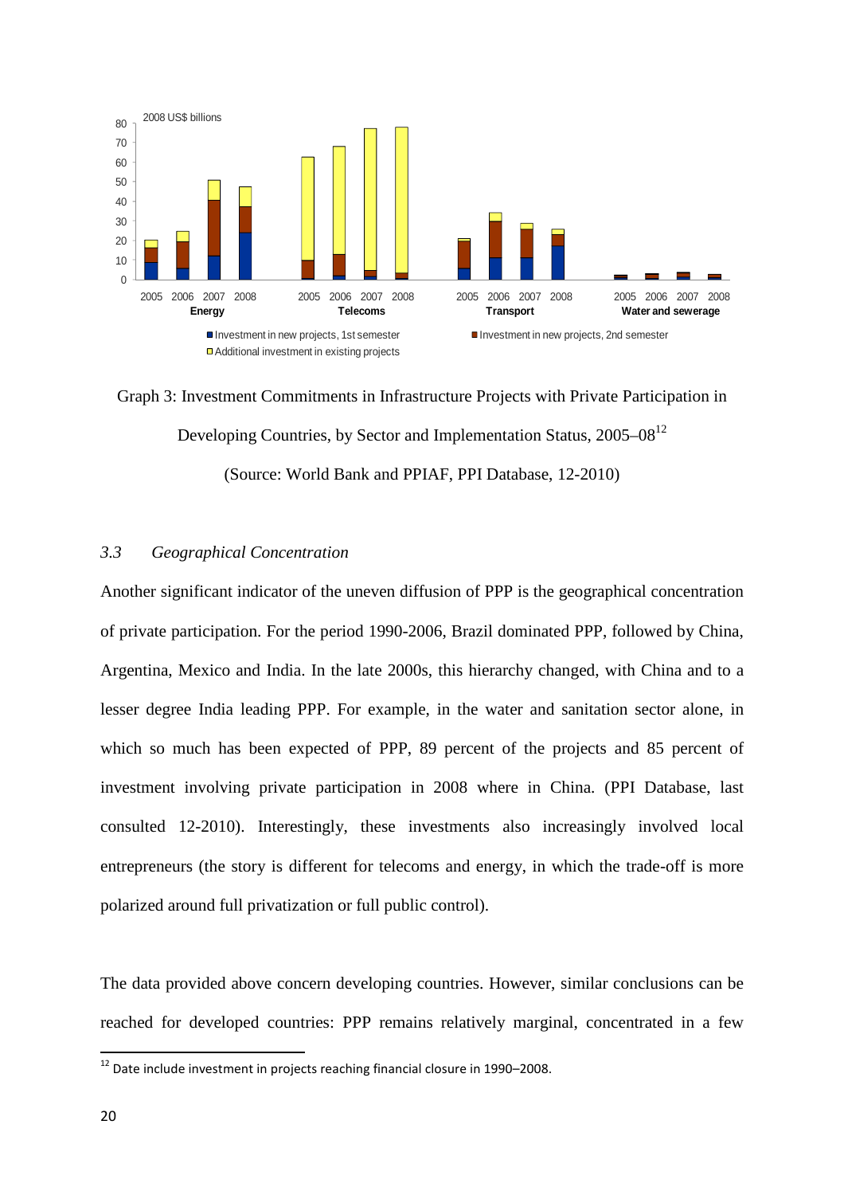Graph 3: Investment Commitments in Infrastructure Projects with Private Participation in Developing Countries, by Sector and Implementation Status, 2005–08[12]

(Source: World Bank and PPIAF, PPI Database, 12-2010)

### 3.3 *Geographical Concentration*

Another significant indicator of the uneven diffusion of PPP is the geographical concentration of private participation. For the period 1990-2006, Brazil dominated PPP, followed by China, Argentina, Mexico and India. In the late 2000s, this hierarchy changed, with China and to a lesser degree India leading PPP. For example, in the water and sanitation sector alone, in which so much has been expected of PPP, 89 percent of the projects and 85 percent of investment involving private participation in 2008 where in China. (PPI Database, last consulted 12-2010). Interestingly, these investments also increasingly involved local entrepreneurs (the story is different for telecoms and energy, in which the trade-off is more polarized around full privatization or full public control).

The data provided above concern developing countries. However, similar conclusions can be reached for developed countries: PPP remains relatively marginal, concentrated in a few

---

[12] Date include investment in projects reaching financial closure in 1990–2008.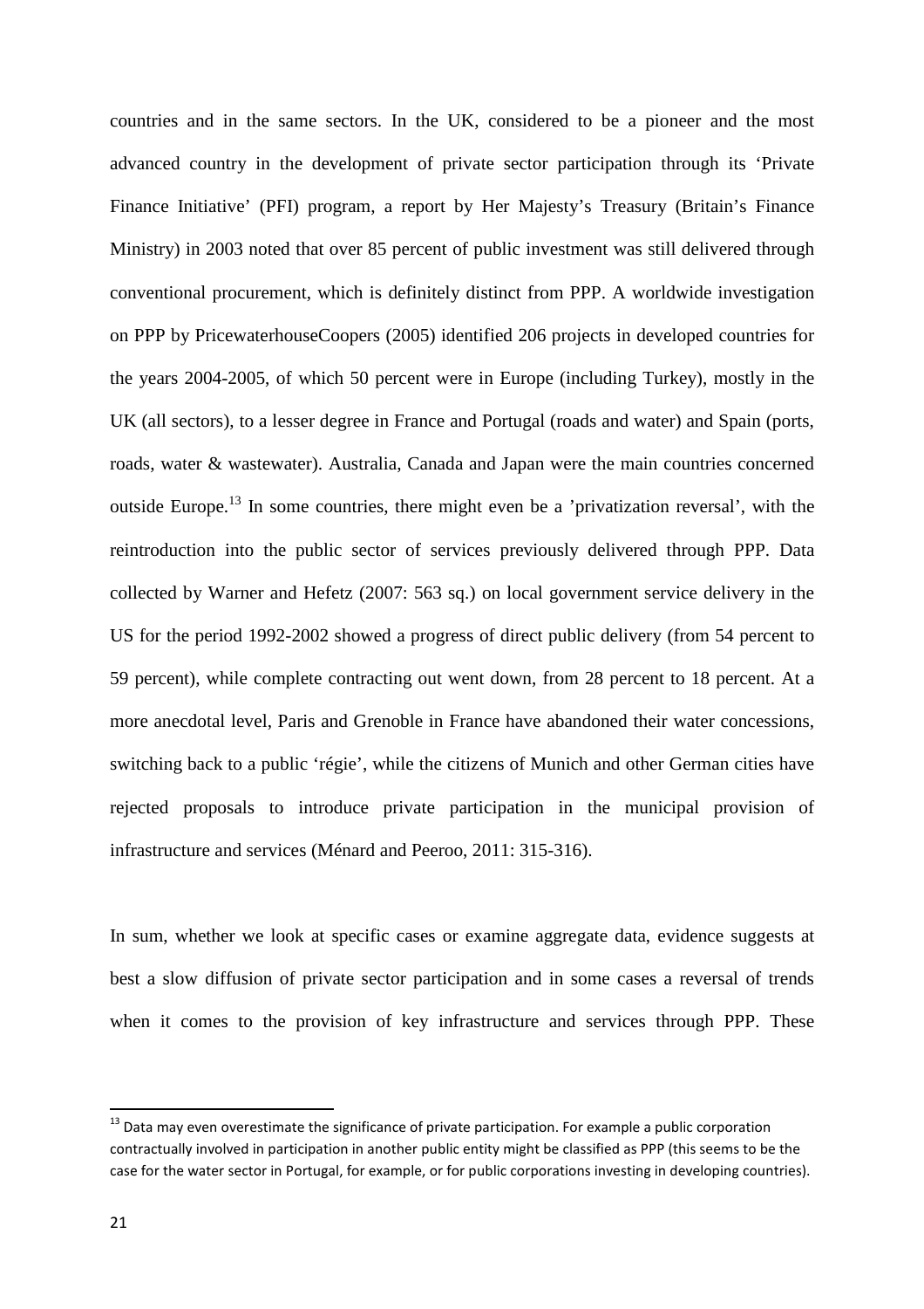countries and in the same sectors. In the UK, considered to be a pioneer and the most advanced country in the development of private sector participation through its 'Private Finance Initiative' (PFI) program, a report by Her Majesty's Treasury (Britain's Finance Ministry) in 2003 noted that over 85 percent of public investment was still delivered through conventional procurement, which is definitely distinct from PPP. A worldwide investigation on PPP by PricewaterhouseCoopers (2005) identified 206 projects in developed countries for the years 2004-2005, of which 50 percent were in Europe (including Turkey), mostly in the UK (all sectors), to a lesser degree in France and Portugal (roads and water) and Spain (ports, roads, water & wastewater). Australia, Canada and Japan were the main countries concerned outside Europe.[13] In some countries, there might even be a 'privatization reversal', with the reintroduction into the public sector of services previously delivered through PPP. Data collected by Warner and Hefetz (2007: 563 sq.) on local government service delivery in the US for the period 1992-2002 showed a progress of direct public delivery (from 54 percent to 59 percent), while complete contracting out went down, from 28 percent to 18 percent. At a more anecdotal level, Paris and Grenoble in France have abandoned their water concessions, switching back to a public 'régie', while the citizens of Munich and other German cities have rejected proposals to introduce private participation in the municipal provision of infrastructure and services (Ménard and Peeroo, 2011: 315-316).

In sum, whether we look at specific cases or examine aggregate data, evidence suggests at best a slow diffusion of private sector participation and in some cases a reversal of trends when it comes to the provision of key infrastructure and services through PPP. These

[13] Data may even overestimate the significance of private participation. For example a public corporation contractually involved in participation in another public entity might be classified as PPP (this seems to be the case for the water sector in Portugal, for example, or for public corporations investing in developing countries).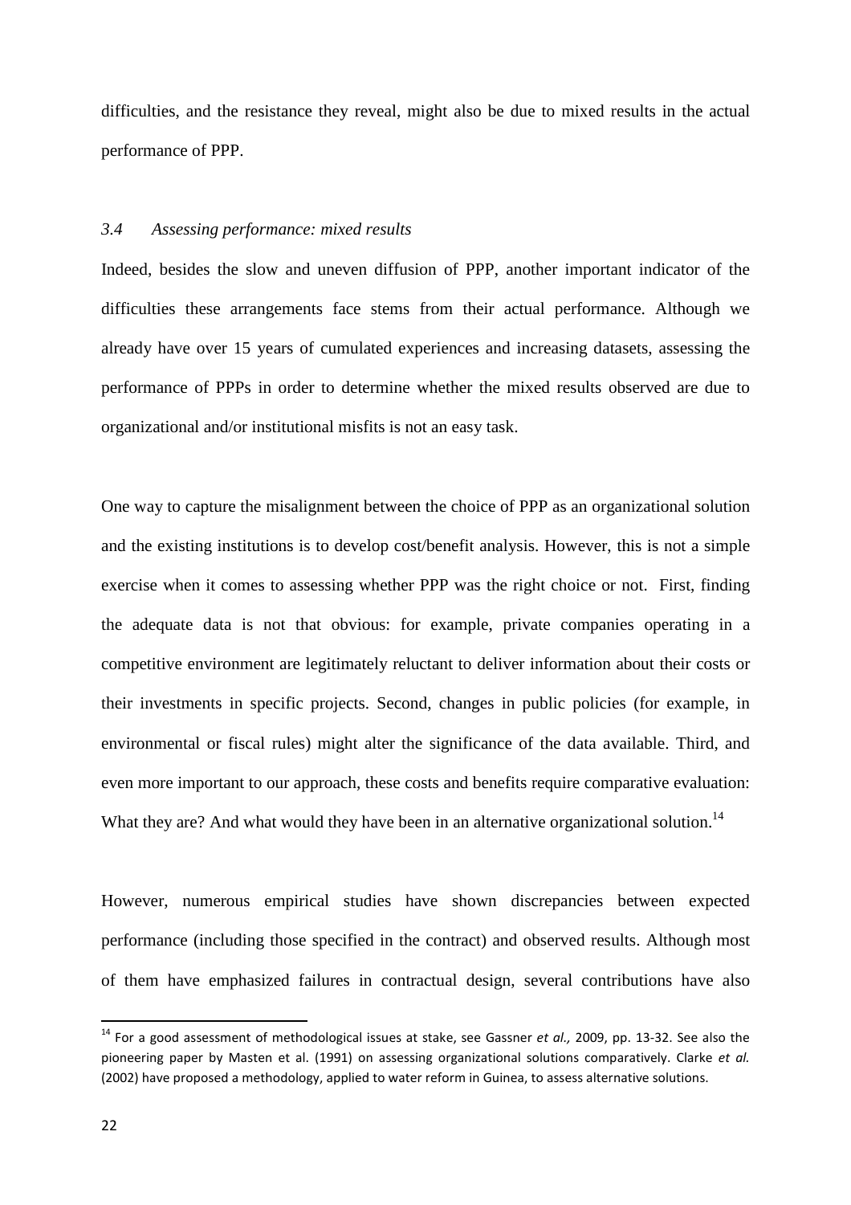difficulties, and the resistance they reveal, might also be due to mixed results in the actual performance of PPP.

### *3.4 Assessing performance: mixed results*

Indeed, besides the slow and uneven diffusion of PPP, another important indicator of the difficulties these arrangements face stems from their actual performance. Although we already have over 15 years of cumulated experiences and increasing datasets, assessing the performance of PPPs in order to determine whether the mixed results observed are due to organizational and/or institutional misfits is not an easy task.

One way to capture the misalignment between the choice of PPP as an organizational solution and the existing institutions is to develop cost/benefit analysis. However, this is not a simple exercise when it comes to assessing whether PPP was the right choice or not. First, finding the adequate data is not that obvious: for example, private companies operating in a competitive environment are legitimately reluctant to deliver information about their costs or their investments in specific projects. Second, changes in public policies (for example, in environmental or fiscal rules) might alter the significance of the data available. Third, and even more important to our approach, these costs and benefits require comparative evaluation: What they are? And what would they have been in an alternative organizational solution.[14]

However, numerous empirical studies have shown discrepancies between expected performance (including those specified in the contract) and observed results. Although most of them have emphasized failures in contractual design, several contributions have also

[14] For a good assessment of methodological issues at stake, see Gassner *et al.,* 2009, pp. 13-32. See also the pioneering paper by Masten et al. (1991) on assessing organizational solutions comparatively. Clarke *et al.* (2002) have proposed a methodology, applied to water reform in Guinea, to assess alternative solutions.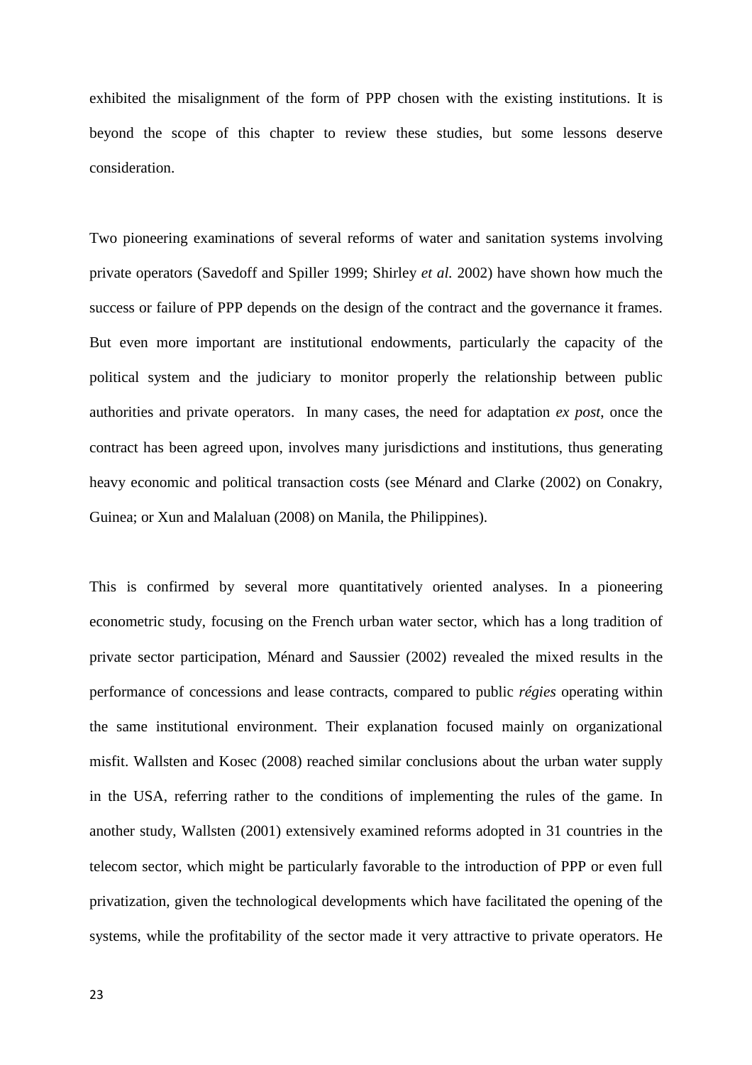exhibited the misalignment of the form of PPP chosen with the existing institutions. It is beyond the scope of this chapter to review these studies, but some lessons deserve consideration.

Two pioneering examinations of several reforms of water and sanitation systems involving private operators (Savedoff and Spiller 1999; Shirley *et al.* 2002) have shown how much the success or failure of PPP depends on the design of the contract and the governance it frames. But even more important are institutional endowments, particularly the capacity of the political system and the judiciary to monitor properly the relationship between public authorities and private operators. In many cases, the need for adaptation *ex post*, once the contract has been agreed upon, involves many jurisdictions and institutions, thus generating heavy economic and political transaction costs (see Ménard and Clarke (2002) on Conakry, Guinea; or Xun and Malaluan (2008) on Manila, the Philippines).

This is confirmed by several more quantitatively oriented analyses. In a pioneering econometric study, focusing on the French urban water sector, which has a long tradition of private sector participation, Ménard and Saussier (2002) revealed the mixed results in the performance of concessions and lease contracts, compared to public *régies* operating within the same institutional environment. Their explanation focused mainly on organizational misfit. Wallsten and Kosec (2008) reached similar conclusions about the urban water supply in the USA, referring rather to the conditions of implementing the rules of the game. In another study, Wallsten (2001) extensively examined reforms adopted in 31 countries in the telecom sector, which might be particularly favorable to the introduction of PPP or even full privatization, given the technological developments which have facilitated the opening of the systems, while the profitability of the sector made it very attractive to private operators. He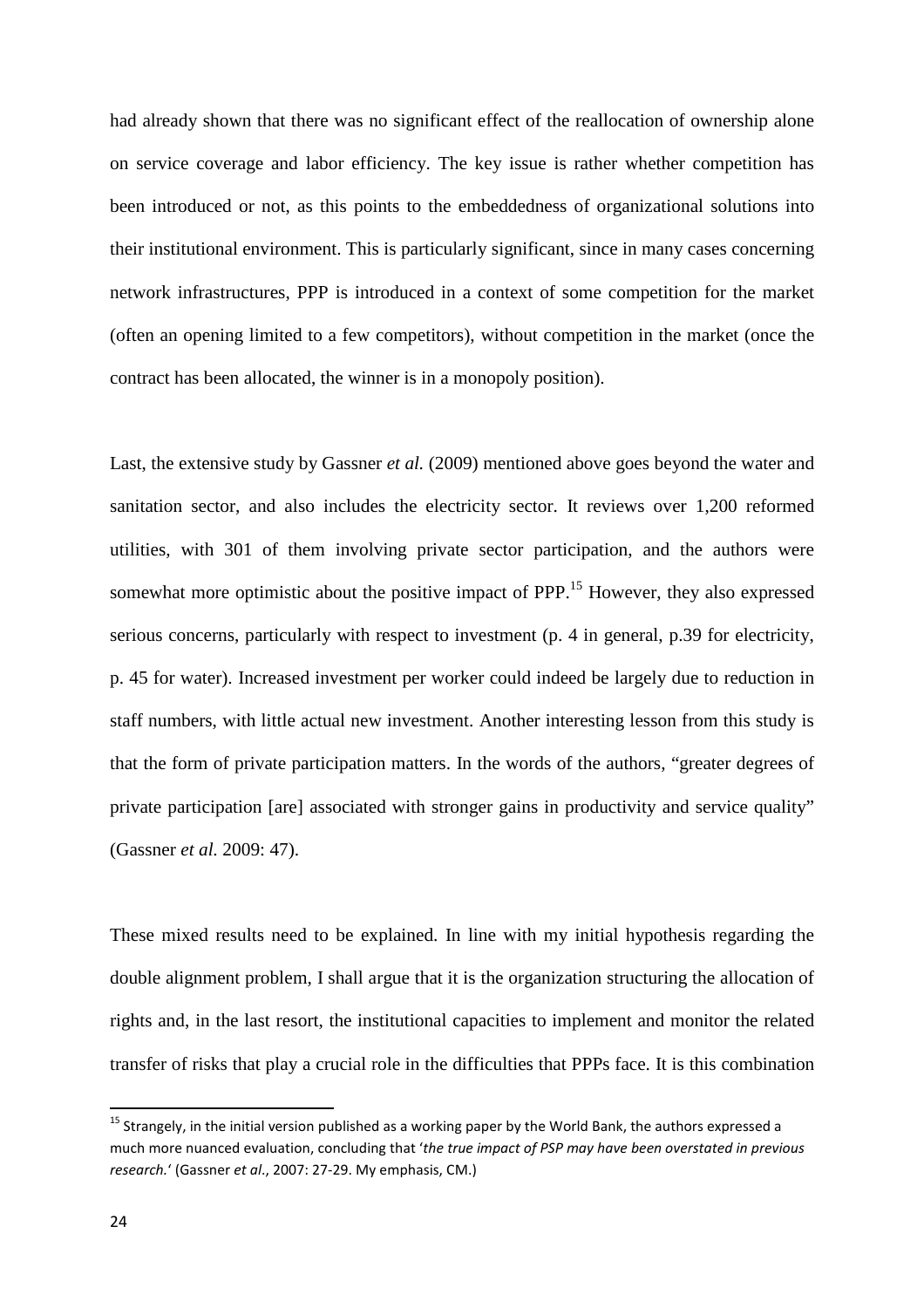had already shown that there was no significant effect of the reallocation of ownership alone on service coverage and labor efficiency. The key issue is rather whether competition has been introduced or not, as this points to the embeddedness of organizational solutions into their institutional environment. This is particularly significant, since in many cases concerning network infrastructures, PPP is introduced in a context of some competition for the market (often an opening limited to a few competitors), without competition in the market (once the contract has been allocated, the winner is in a monopoly position).

Last, the extensive study by Gassner *et al.* (2009) mentioned above goes beyond the water and sanitation sector, and also includes the electricity sector. It reviews over 1,200 reformed utilities, with 301 of them involving private sector participation, and the authors were somewhat more optimistic about the positive impact of PPP.[15] However, they also expressed serious concerns, particularly with respect to investment (p. 4 in general, p.39 for electricity, p. 45 for water). Increased investment per worker could indeed be largely due to reduction in staff numbers, with little actual new investment. Another interesting lesson from this study is that the form of private participation matters. In the words of the authors, "greater degrees of private participation [are] associated with stronger gains in productivity and service quality" (Gassner *et al.* 2009: 47).

These mixed results need to be explained. In line with my initial hypothesis regarding the double alignment problem, I shall argue that it is the organization structuring the allocation of rights and, in the last resort, the institutional capacities to implement and monitor the related transfer of risks that play a crucial role in the difficulties that PPPs face. It is this combination

[15] Strangely, in the initial version published as a working paper by the World Bank, the authors expressed a much more nuanced evaluation, concluding that '*the true impact of PSP may have been overstated in previous research.*' (Gassner *et al.*, 2007: 27-29. My emphasis, CM.)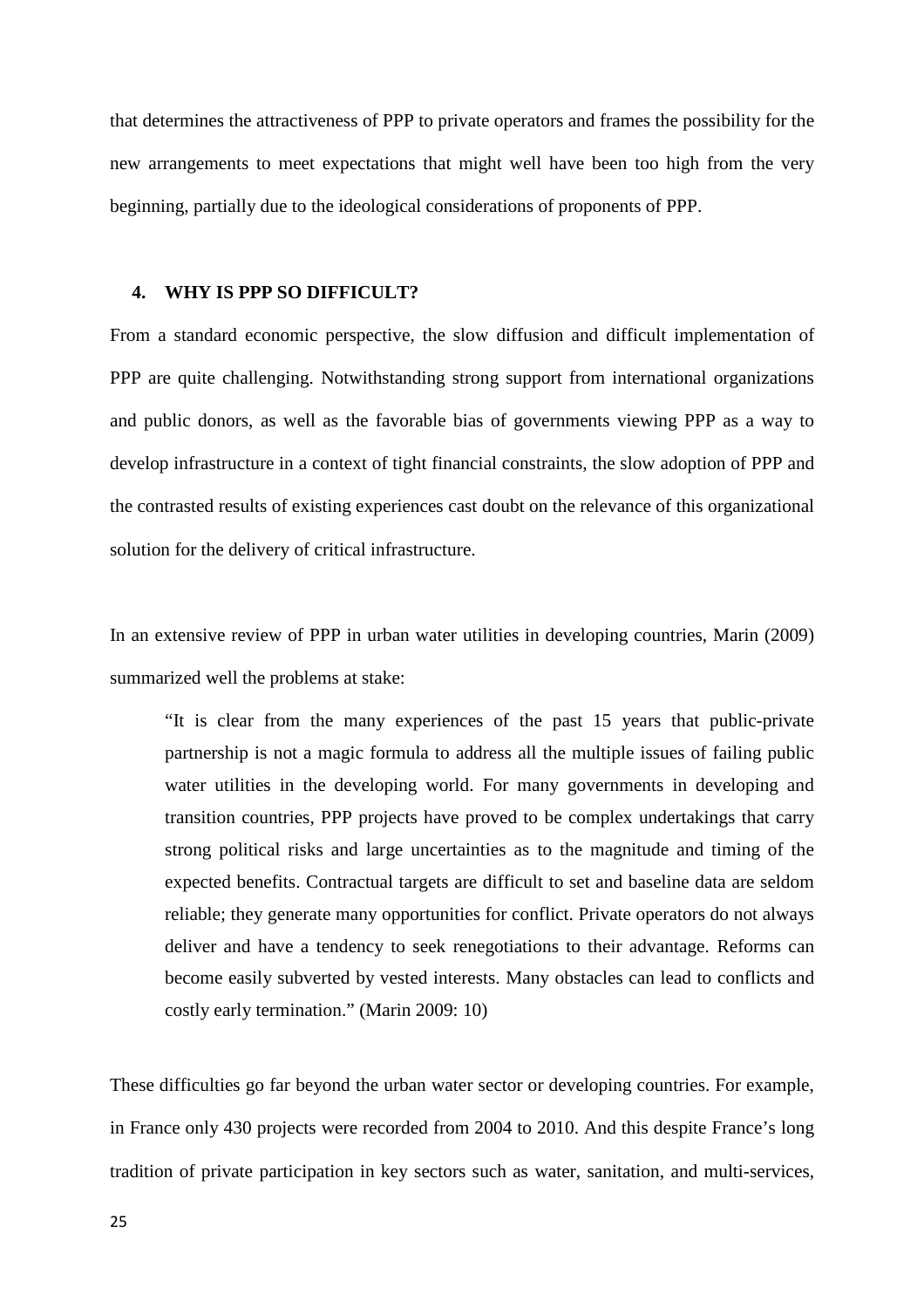that determines the attractiveness of PPP to private operators and frames the possibility for the new arrangements to meet expectations that might well have been too high from the very beginning, partially due to the ideological considerations of proponents of PPP.

## 4. WHY IS PPP SO DIFFICULT?

From a standard economic perspective, the slow diffusion and difficult implementation of PPP are quite challenging. Notwithstanding strong support from international organizations and public donors, as well as the favorable bias of governments viewing PPP as a way to develop infrastructure in a context of tight financial constraints, the slow adoption of PPP and the contrasted results of existing experiences cast doubt on the relevance of this organizational solution for the delivery of critical infrastructure.

In an extensive review of PPP in urban water utilities in developing countries, Marin (2009) summarized well the problems at stake:

> "It is clear from the many experiences of the past 15 years that public-private partnership is not a magic formula to address all the multiple issues of failing public water utilities in the developing world. For many governments in developing and transition countries, PPP projects have proved to be complex undertakings that carry strong political risks and large uncertainties as to the magnitude and timing of the expected benefits. Contractual targets are difficult to set and baseline data are seldom reliable; they generate many opportunities for conflict. Private operators do not always deliver and have a tendency to seek renegotiations to their advantage. Reforms can become easily subverted by vested interests. Many obstacles can lead to conflicts and costly early termination." (Marin 2009: 10)

These difficulties go far beyond the urban water sector or developing countries. For example, in France only 430 projects were recorded from 2004 to 2010. And this despite France's long tradition of private participation in key sectors such as water, sanitation, and multi-services,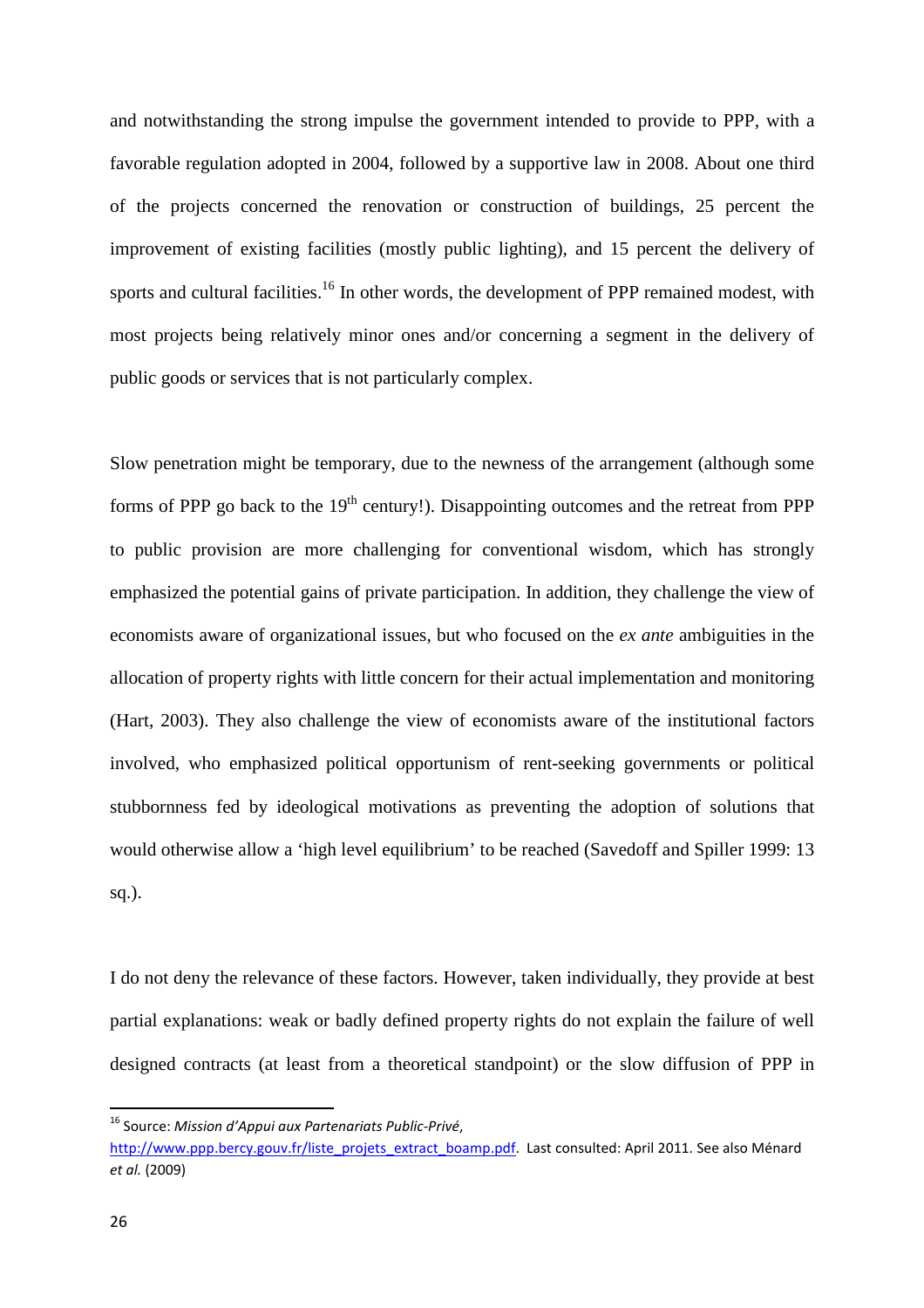and notwithstanding the strong impulse the government intended to provide to PPP, with a favorable regulation adopted in 2004, followed by a supportive law in 2008. About one third of the projects concerned the renovation or construction of buildings, 25 percent the improvement of existing facilities (mostly public lighting), and 15 percent the delivery of sports and cultural facilities.[16] In other words, the development of PPP remained modest, with most projects being relatively minor ones and/or concerning a segment in the delivery of public goods or services that is not particularly complex.

Slow penetration might be temporary, due to the newness of the arrangement (although some forms of PPP go back to the 19th century!). Disappointing outcomes and the retreat from PPP to public provision are more challenging for conventional wisdom, which has strongly emphasized the potential gains of private participation. In addition, they challenge the view of economists aware of organizational issues, but who focused on the *ex ante* ambiguities in the allocation of property rights with little concern for their actual implementation and monitoring (Hart, 2003). They also challenge the view of economists aware of the institutional factors involved, who emphasized political opportunism of rent-seeking governments or political stubbornness fed by ideological motivations as preventing the adoption of solutions that would otherwise allow a 'high level equilibrium' to be reached (Savedoff and Spiller 1999: 13 sq.).

I do not deny the relevance of these factors. However, taken individually, they provide at best partial explanations: weak or badly defined property rights do not explain the failure of well designed contracts (at least from a theoretical standpoint) or the slow diffusion of PPP in

---

[16] Source: *Mission d'Appui aux Partenariats Public-Privé*, http://www.ppp.bercy.gouv.fr/liste_projets_extract_boamp.pdf. Last consulted: April 2011. See also Ménard *et al.* (2009)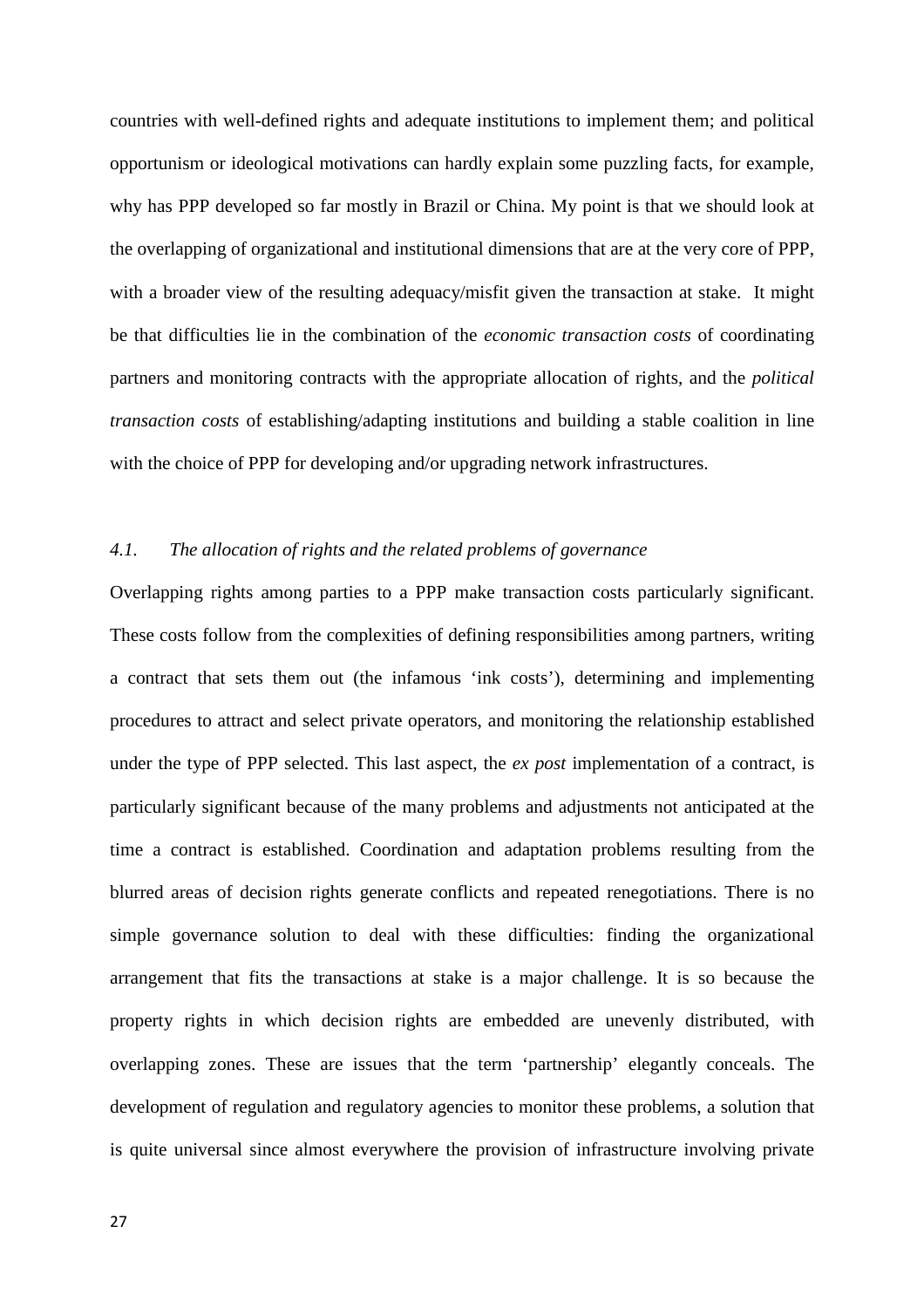countries with well-defined rights and adequate institutions to implement them; and political opportunism or ideological motivations can hardly explain some puzzling facts, for example, why has PPP developed so far mostly in Brazil or China. My point is that we should look at the overlapping of organizational and institutional dimensions that are at the very core of PPP, with a broader view of the resulting adequacy/misfit given the transaction at stake. It might be that difficulties lie in the combination of the *economic transaction costs* of coordinating partners and monitoring contracts with the appropriate allocation of rights, and the *political transaction costs* of establishing/adapting institutions and building a stable coalition in line with the choice of PPP for developing and/or upgrading network infrastructures.

### *4.1. The allocation of rights and the related problems of governance*

Overlapping rights among parties to a PPP make transaction costs particularly significant. These costs follow from the complexities of defining responsibilities among partners, writing a contract that sets them out (the infamous 'ink costs'), determining and implementing procedures to attract and select private operators, and monitoring the relationship established under the type of PPP selected. This last aspect, the *ex post* implementation of a contract, is particularly significant because of the many problems and adjustments not anticipated at the time a contract is established. Coordination and adaptation problems resulting from the blurred areas of decision rights generate conflicts and repeated renegotiations. There is no simple governance solution to deal with these difficulties: finding the organizational arrangement that fits the transactions at stake is a major challenge. It is so because the property rights in which decision rights are embedded are unevenly distributed, with overlapping zones. These are issues that the term 'partnership' elegantly conceals. The development of regulation and regulatory agencies to monitor these problems, a solution that is quite universal since almost everywhere the provision of infrastructure involving private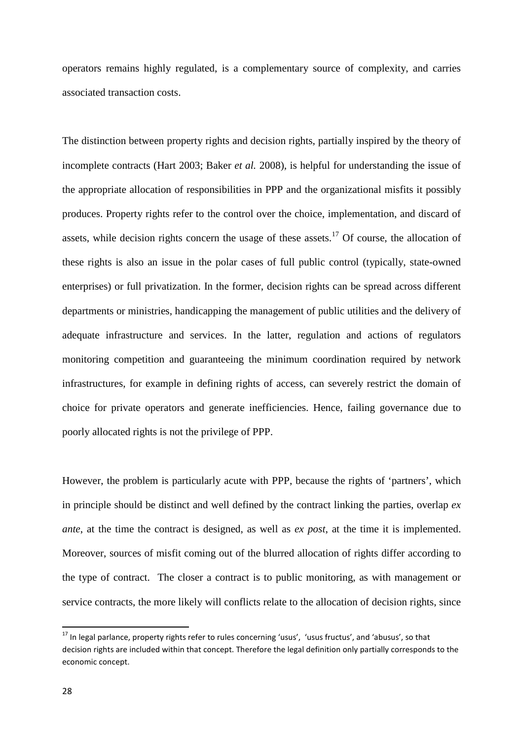operators remains highly regulated, is a complementary source of complexity, and carries associated transaction costs.

The distinction between property rights and decision rights, partially inspired by the theory of incomplete contracts (Hart 2003; Baker *et al.* 2008), is helpful for understanding the issue of the appropriate allocation of responsibilities in PPP and the organizational misfits it possibly produces. Property rights refer to the control over the choice, implementation, and discard of assets, while decision rights concern the usage of these assets.[17] Of course, the allocation of these rights is also an issue in the polar cases of full public control (typically, state-owned enterprises) or full privatization. In the former, decision rights can be spread across different departments or ministries, handicapping the management of public utilities and the delivery of adequate infrastructure and services. In the latter, regulation and actions of regulators monitoring competition and guaranteeing the minimum coordination required by network infrastructures, for example in defining rights of access, can severely restrict the domain of choice for private operators and generate inefficiencies. Hence, failing governance due to poorly allocated rights is not the privilege of PPP.

However, the problem is particularly acute with PPP, because the rights of 'partners', which in principle should be distinct and well defined by the contract linking the parties, overlap *ex ante*, at the time the contract is designed, as well as *ex post*, at the time it is implemented. Moreover, sources of misfit coming out of the blurred allocation of rights differ according to the type of contract. The closer a contract is to public monitoring, as with management or service contracts, the more likely will conflicts relate to the allocation of decision rights, since

[17] In legal parlance, property rights refer to rules concerning 'usus', 'usus fructus', and 'abusus', so that decision rights are included within that concept. Therefore the legal definition only partially corresponds to the economic concept.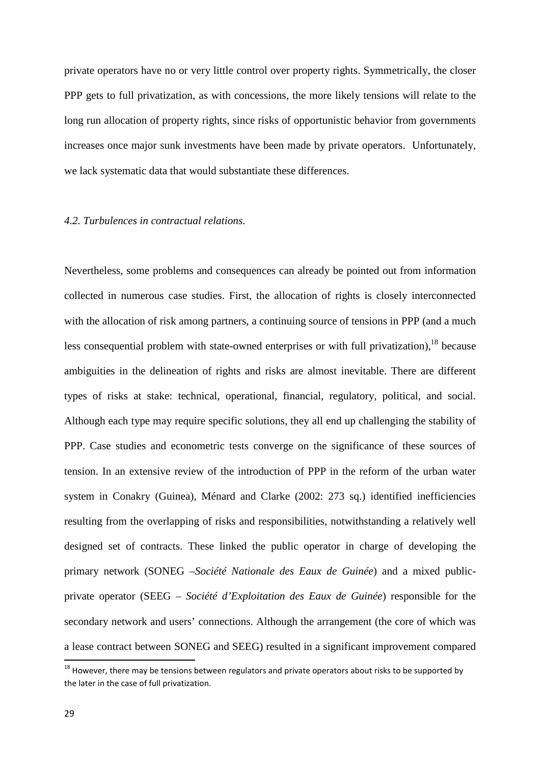private operators have no or very little control over property rights. Symmetrically, the closer PPP gets to full privatization, as with concessions, the more likely tensions will relate to the long run allocation of property rights, since risks of opportunistic behavior from governments increases once major sunk investments have been made by private operators. Unfortunately, we lack systematic data that would substantiate these differences.

### *4.2. Turbulences in contractual relations.*

Nevertheless, some problems and consequences can already be pointed out from information collected in numerous case studies. First, the allocation of rights is closely interconnected with the allocation of risk among partners, a continuing source of tensions in PPP (and a much less consequential problem with state-owned enterprises or with full privatization),[18] because ambiguities in the delineation of rights and risks are almost inevitable. There are different types of risks at stake: technical, operational, financial, regulatory, political, and social. Although each type may require specific solutions, they all end up challenging the stability of PPP. Case studies and econometric tests converge on the significance of these sources of tension. In an extensive review of the introduction of PPP in the reform of the urban water system in Conakry (Guinea), Ménard and Clarke (2002: 273 sq.) identified inefficiencies resulting from the overlapping of risks and responsibilities, notwithstanding a relatively well designed set of contracts. These linked the public operator in charge of developing the primary network (SONEG –*Société Nationale des Eaux de Guinée*) and a mixed public-private operator (SEEG – *Société d'Exploitation des Eaux de Guinée*) responsible for the secondary network and users' connections. Although the arrangement (the core of which was a lease contract between SONEG and SEEG) resulted in a significant improvement compared

[18] However, there may be tensions between regulators and private operators about risks to be supported by the later in the case of full privatization.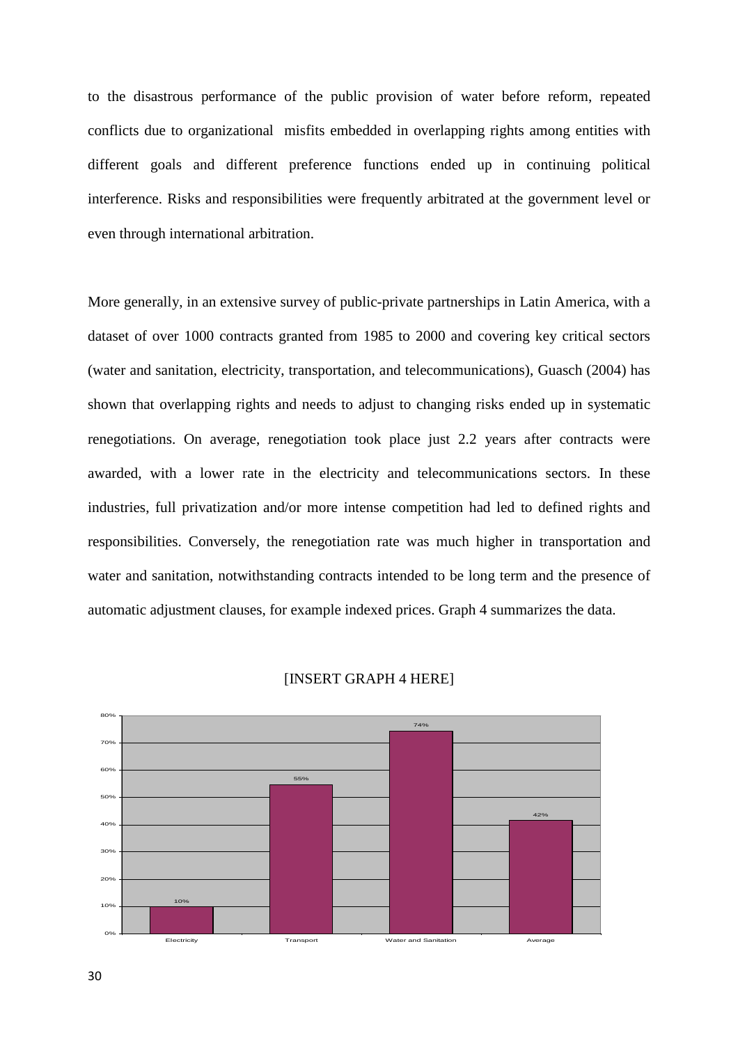to the disastrous performance of the public provision of water before reform, repeated conflicts due to organizational misfits embedded in overlapping rights among entities with different goals and different preference functions ended up in continuing political interference. Risks and responsibilities were frequently arbitrated at the government level or even through international arbitration.

More generally, in an extensive survey of public-private partnerships in Latin America, with a dataset of over 1000 contracts granted from 1985 to 2000 and covering key critical sectors (water and sanitation, electricity, transportation, and telecommunications), Guasch (2004) has shown that overlapping rights and needs to adjust to changing risks ended up in systematic renegotiations. On average, renegotiation took place just 2.2 years after contracts were awarded, with a lower rate in the electricity and telecommunications sectors. In these industries, full privatization and/or more intense competition had led to defined rights and responsibilities. Conversely, the renegotiation rate was much higher in transportation and water and sanitation, notwithstanding contracts intended to be long term and the presence of automatic adjustment clauses, for example indexed prices. Graph 4 summarizes the data.

[INSERT GRAPH 4 HERE]

| Sector | Value |
| --- | --- |
| Electricity | 10% |
| Transport | 55% |
| Water and Sanitation | 74% |
| Average | 42% |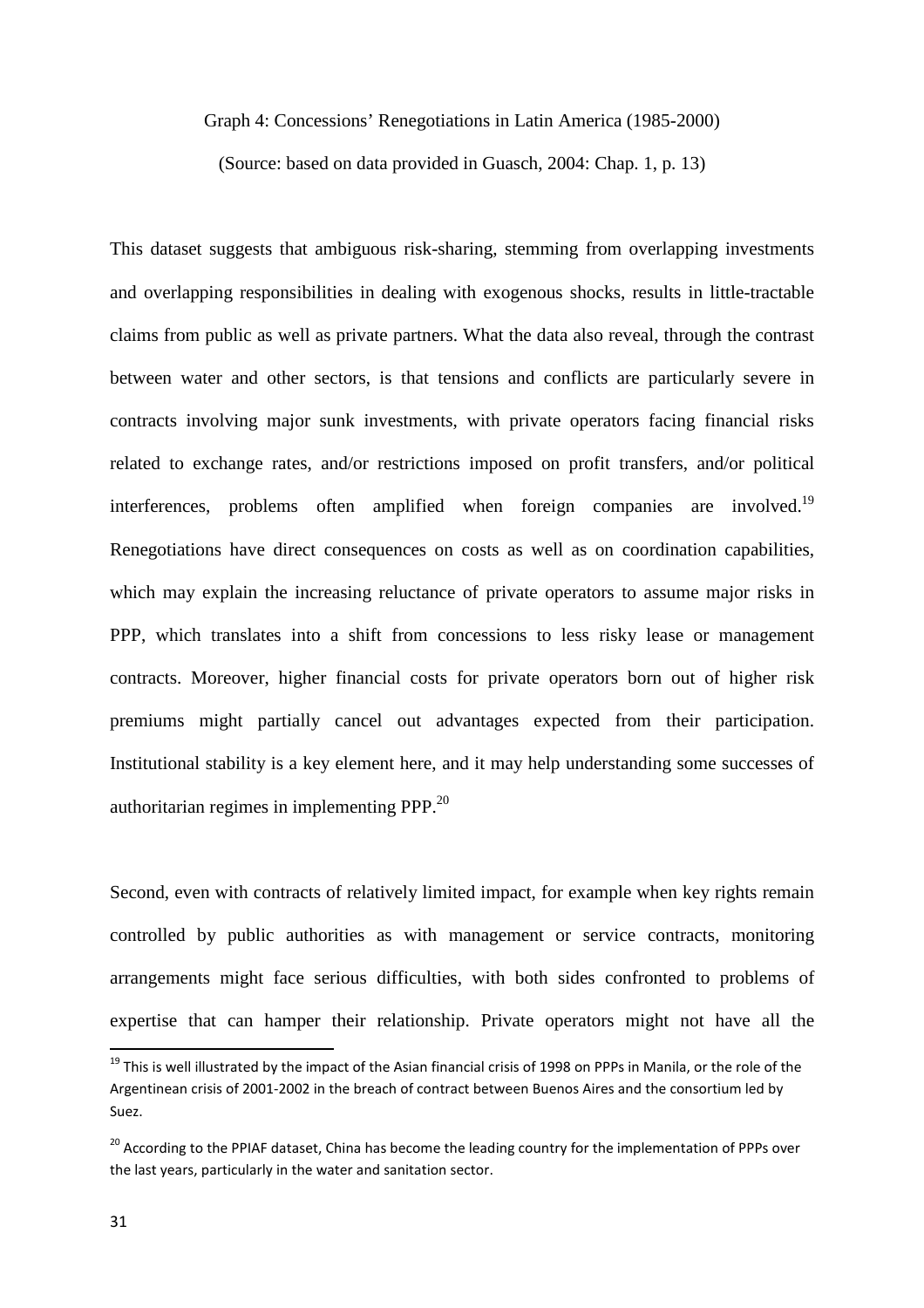Graph 4: Concessions' Renegotiations in Latin America (1985-2000)

(Source: based on data provided in Guasch, 2004: Chap. 1, p. 13)

This dataset suggests that ambiguous risk-sharing, stemming from overlapping investments and overlapping responsibilities in dealing with exogenous shocks, results in little-tractable claims from public as well as private partners. What the data also reveal, through the contrast between water and other sectors, is that tensions and conflicts are particularly severe in contracts involving major sunk investments, with private operators facing financial risks related to exchange rates, and/or restrictions imposed on profit transfers, and/or political interferences, problems often amplified when foreign companies are involved.[19] Renegotiations have direct consequences on costs as well as on coordination capabilities, which may explain the increasing reluctance of private operators to assume major risks in PPP, which translates into a shift from concessions to less risky lease or management contracts. Moreover, higher financial costs for private operators born out of higher risk premiums might partially cancel out advantages expected from their participation. Institutional stability is a key element here, and it may help understanding some successes of authoritarian regimes in implementing PPP.[20]

Second, even with contracts of relatively limited impact, for example when key rights remain controlled by public authorities as with management or service contracts, monitoring arrangements might face serious difficulties, with both sides confronted to problems of expertise that can hamper their relationship. Private operators might not have all the

---

[19] This is well illustrated by the impact of the Asian financial crisis of 1998 on PPPs in Manila, or the role of the Argentinean crisis of 2001-2002 in the breach of contract between Buenos Aires and the consortium led by Suez.

[20] According to the PPIAF dataset, China has become the leading country for the implementation of PPPs over the last years, particularly in the water and sanitation sector.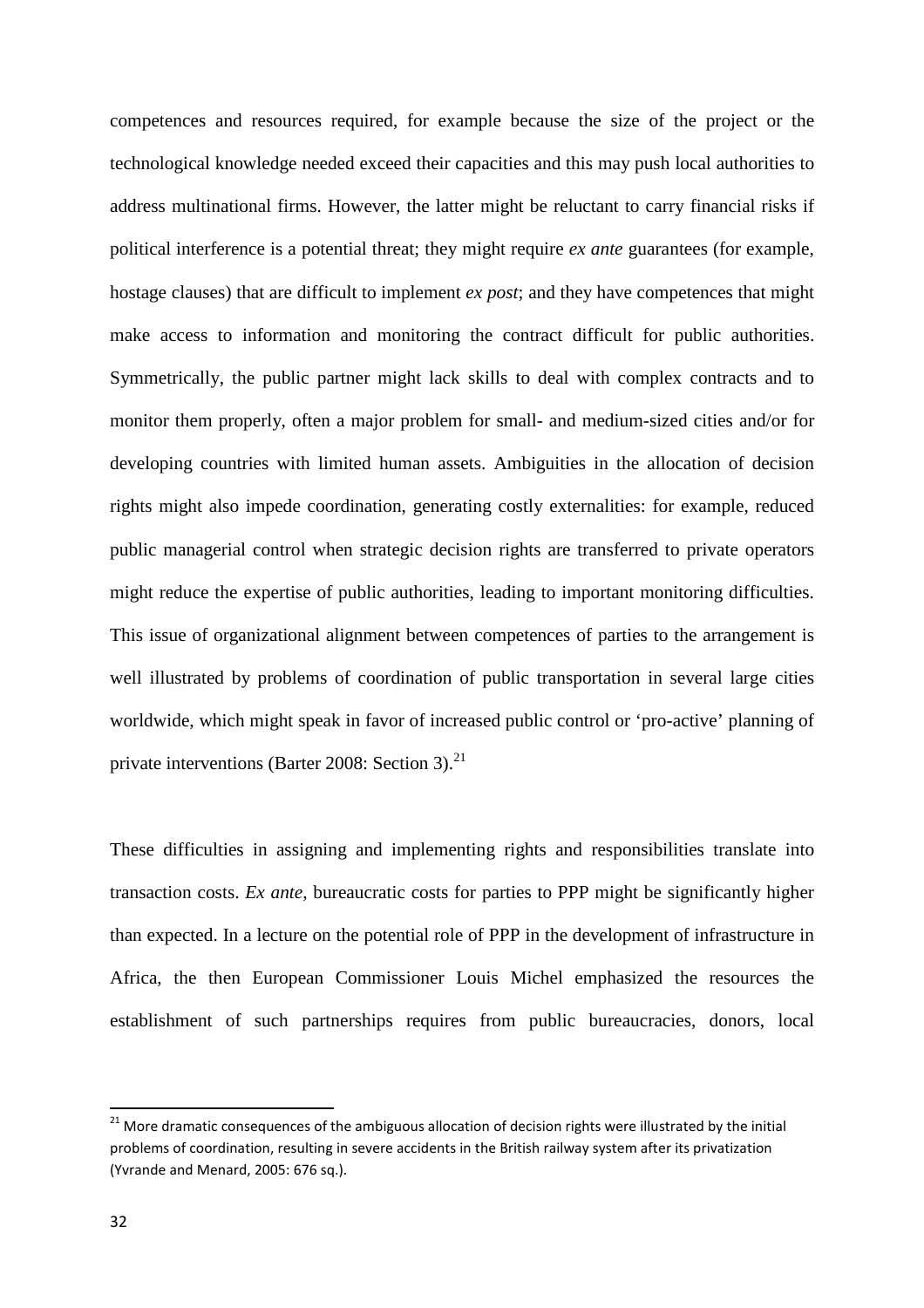competences and resources required, for example because the size of the project or the technological knowledge needed exceed their capacities and this may push local authorities to address multinational firms. However, the latter might be reluctant to carry financial risks if political interference is a potential threat; they might require *ex ante* guarantees (for example, hostage clauses) that are difficult to implement *ex post*; and they have competences that might make access to information and monitoring the contract difficult for public authorities. Symmetrically, the public partner might lack skills to deal with complex contracts and to monitor them properly, often a major problem for small- and medium-sized cities and/or for developing countries with limited human assets. Ambiguities in the allocation of decision rights might also impede coordination, generating costly externalities: for example, reduced public managerial control when strategic decision rights are transferred to private operators might reduce the expertise of public authorities, leading to important monitoring difficulties. This issue of organizational alignment between competences of parties to the arrangement is well illustrated by problems of coordination of public transportation in several large cities worldwide, which might speak in favor of increased public control or 'pro-active' planning of private interventions (Barter 2008: Section 3).[21]

These difficulties in assigning and implementing rights and responsibilities translate into transaction costs. *Ex ante*, bureaucratic costs for parties to PPP might be significantly higher than expected. In a lecture on the potential role of PPP in the development of infrastructure in Africa, the then European Commissioner Louis Michel emphasized the resources the establishment of such partnerships requires from public bureaucracies, donors, local

[21] More dramatic consequences of the ambiguous allocation of decision rights were illustrated by the initial problems of coordination, resulting in severe accidents in the British railway system after its privatization (Yvrande and Menard, 2005: 676 sq.).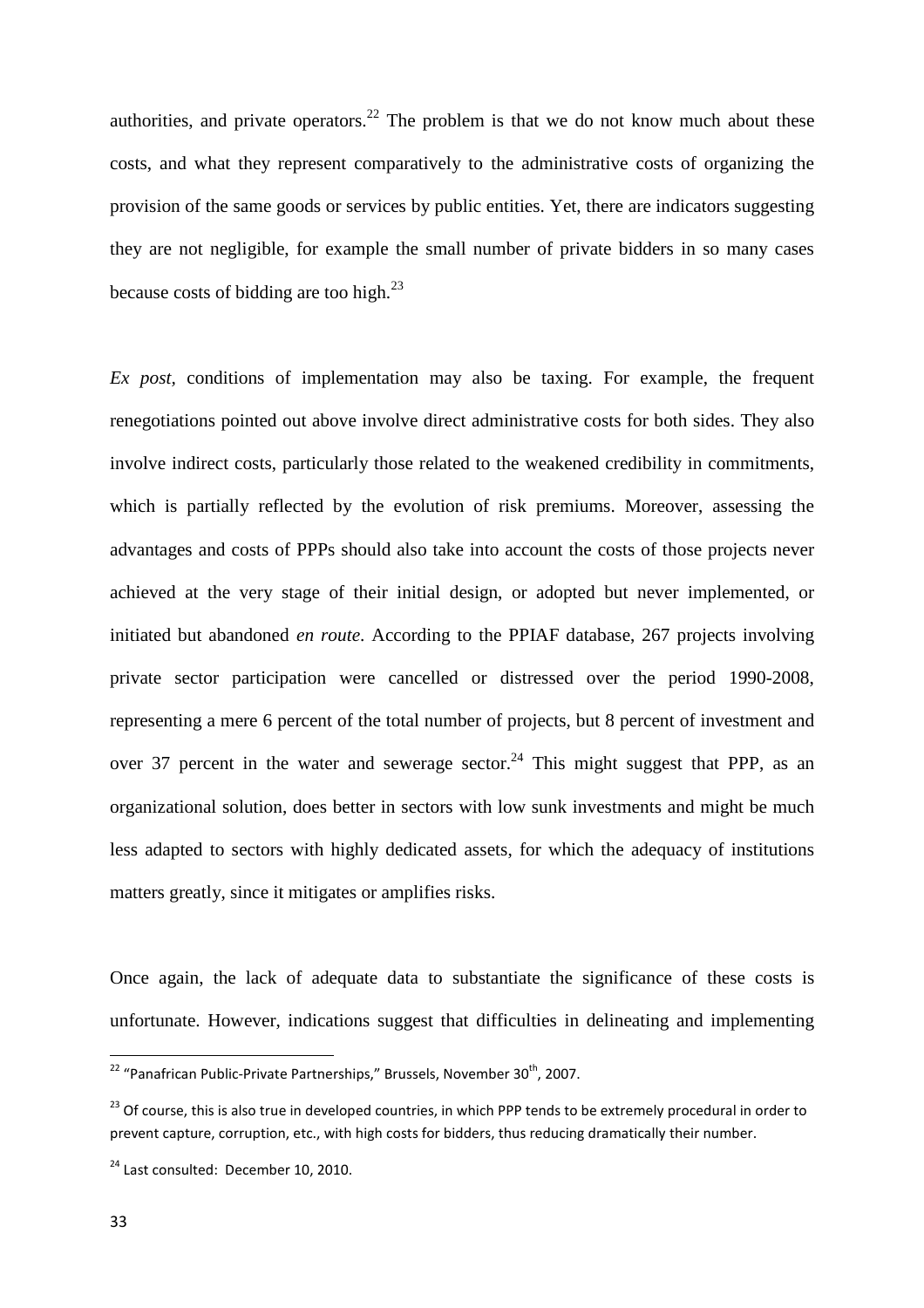authorities, and private operators.[22] The problem is that we do not know much about these costs, and what they represent comparatively to the administrative costs of organizing the provision of the same goods or services by public entities. Yet, there are indicators suggesting they are not negligible, for example the small number of private bidders in so many cases because costs of bidding are too high.[23]

*Ex post*, conditions of implementation may also be taxing. For example, the frequent renegotiations pointed out above involve direct administrative costs for both sides. They also involve indirect costs, particularly those related to the weakened credibility in commitments, which is partially reflected by the evolution of risk premiums. Moreover, assessing the advantages and costs of PPPs should also take into account the costs of those projects never achieved at the very stage of their initial design, or adopted but never implemented, or initiated but abandoned *en route*. According to the PPIAF database, 267 projects involving private sector participation were cancelled or distressed over the period 1990-2008, representing a mere 6 percent of the total number of projects, but 8 percent of investment and over 37 percent in the water and sewerage sector.[24] This might suggest that PPP, as an organizational solution, does better in sectors with low sunk investments and might be much less adapted to sectors with highly dedicated assets, for which the adequacy of institutions matters greatly, since it mitigates or amplifies risks.

Once again, the lack of adequate data to substantiate the significance of these costs is unfortunate. However, indications suggest that difficulties in delineating and implementing

[22] "Panafrican Public-Private Partnerships," Brussels, November 30th, 2007.

[23] Of course, this is also true in developed countries, in which PPP tends to be extremely procedural in order to prevent capture, corruption, etc., with high costs for bidders, thus reducing dramatically their number.

[24] Last consulted: December 10, 2010.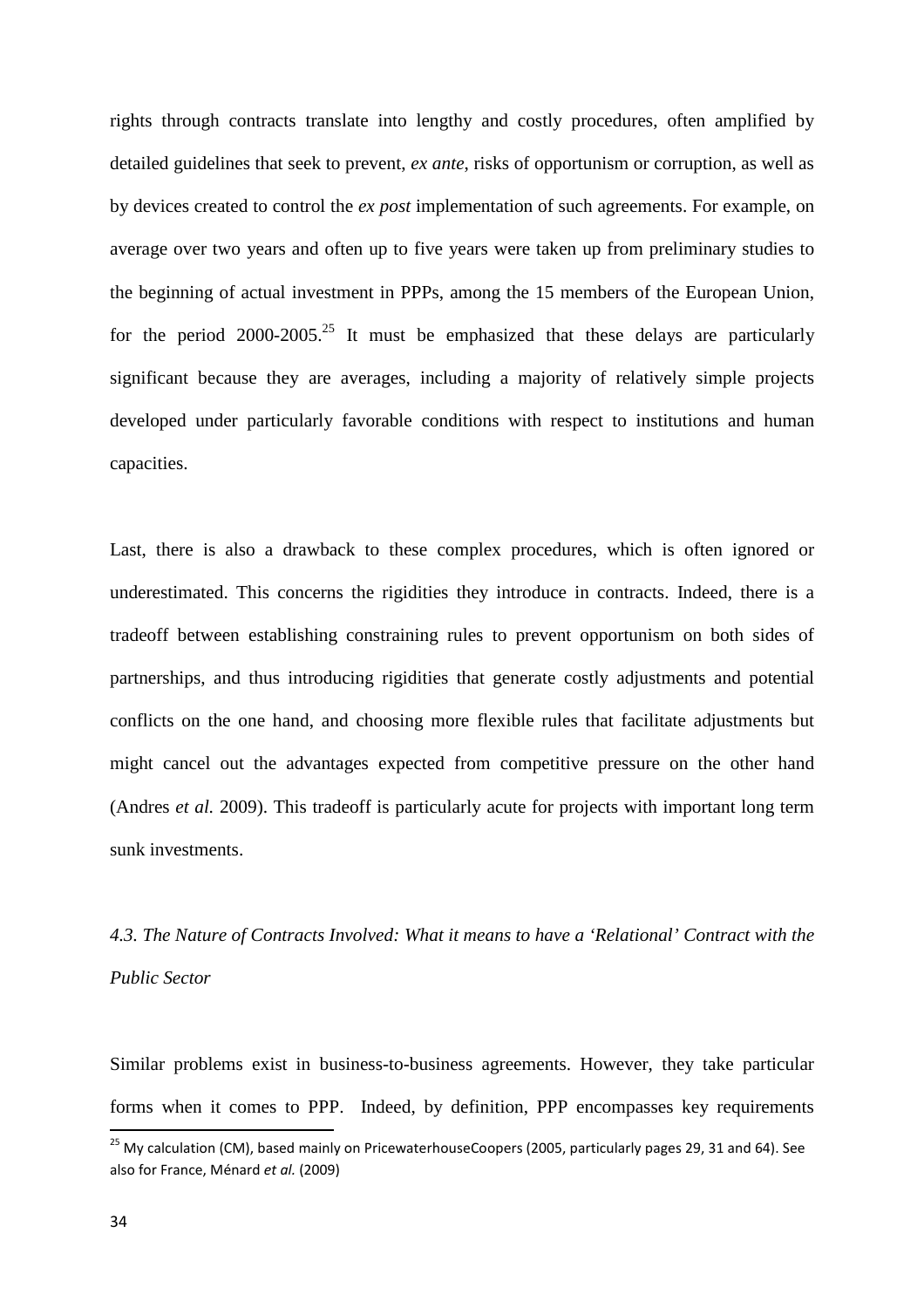rights through contracts translate into lengthy and costly procedures, often amplified by detailed guidelines that seek to prevent, *ex ante*, risks of opportunism or corruption, as well as by devices created to control the *ex post* implementation of such agreements. For example, on average over two years and often up to five years were taken up from preliminary studies to the beginning of actual investment in PPPs, among the 15 members of the European Union, for the period 2000-2005.[25] It must be emphasized that these delays are particularly significant because they are averages, including a majority of relatively simple projects developed under particularly favorable conditions with respect to institutions and human capacities.

Last, there is also a drawback to these complex procedures, which is often ignored or underestimated. This concerns the rigidities they introduce in contracts. Indeed, there is a tradeoff between establishing constraining rules to prevent opportunism on both sides of partnerships, and thus introducing rigidities that generate costly adjustments and potential conflicts on the one hand, and choosing more flexible rules that facilitate adjustments but might cancel out the advantages expected from competitive pressure on the other hand (Andres *et al.* 2009). This tradeoff is particularly acute for projects with important long term sunk investments.

### *4.3. The Nature of Contracts Involved: What it means to have a 'Relational' Contract with the Public Sector*

Similar problems exist in business-to-business agreements. However, they take particular forms when it comes to PPP. Indeed, by definition, PPP encompasses key requirements

[25] My calculation (CM), based mainly on PricewaterhouseCoopers (2005, particularly pages 29, 31 and 64). See also for France, Ménard *et al.* (2009)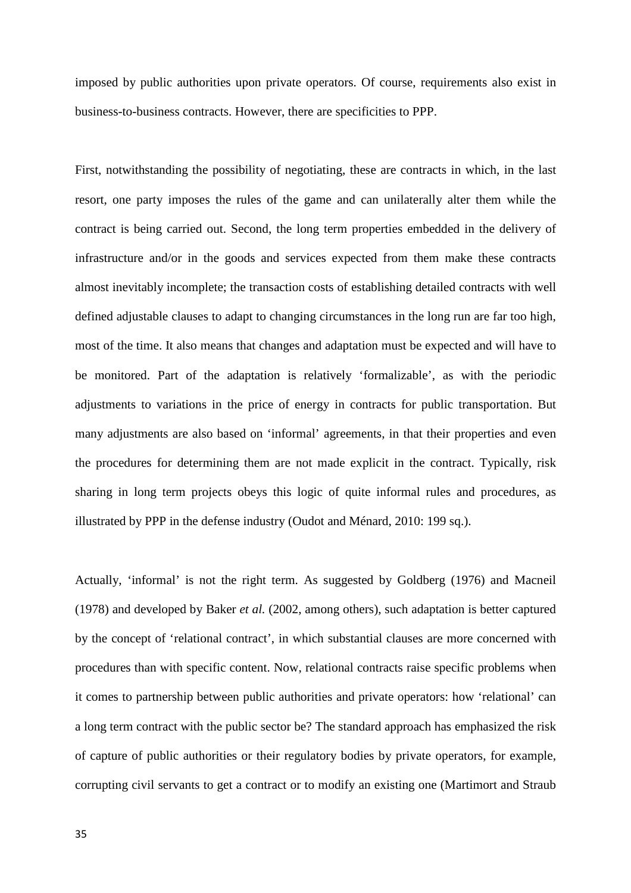imposed by public authorities upon private operators. Of course, requirements also exist in business-to-business contracts. However, there are specificities to PPP.

First, notwithstanding the possibility of negotiating, these are contracts in which, in the last resort, one party imposes the rules of the game and can unilaterally alter them while the contract is being carried out. Second, the long term properties embedded in the delivery of infrastructure and/or in the goods and services expected from them make these contracts almost inevitably incomplete; the transaction costs of establishing detailed contracts with well defined adjustable clauses to adapt to changing circumstances in the long run are far too high, most of the time. It also means that changes and adaptation must be expected and will have to be monitored. Part of the adaptation is relatively 'formalizable', as with the periodic adjustments to variations in the price of energy in contracts for public transportation. But many adjustments are also based on 'informal' agreements, in that their properties and even the procedures for determining them are not made explicit in the contract. Typically, risk sharing in long term projects obeys this logic of quite informal rules and procedures, as illustrated by PPP in the defense industry (Oudot and Ménard, 2010: 199 sq.).

Actually, 'informal' is not the right term. As suggested by Goldberg (1976) and Macneil (1978) and developed by Baker *et al.* (2002, among others), such adaptation is better captured by the concept of 'relational contract', in which substantial clauses are more concerned with procedures than with specific content. Now, relational contracts raise specific problems when it comes to partnership between public authorities and private operators: how 'relational' can a long term contract with the public sector be? The standard approach has emphasized the risk of capture of public authorities or their regulatory bodies by private operators, for example, corrupting civil servants to get a contract or to modify an existing one (Martimort and Straub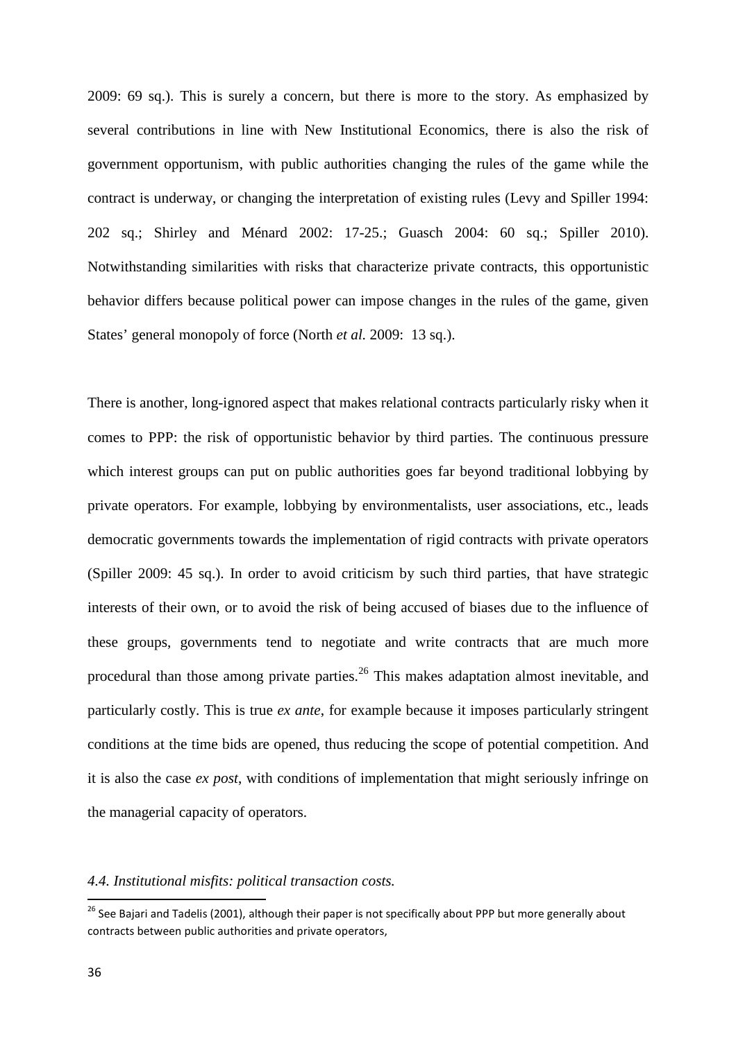2009: 69 sq.). This is surely a concern, but there is more to the story. As emphasized by several contributions in line with New Institutional Economics, there is also the risk of government opportunism, with public authorities changing the rules of the game while the contract is underway, or changing the interpretation of existing rules (Levy and Spiller 1994: 202 sq.; Shirley and Ménard 2002: 17-25.; Guasch 2004: 60 sq.; Spiller 2010). Notwithstanding similarities with risks that characterize private contracts, this opportunistic behavior differs because political power can impose changes in the rules of the game, given States' general monopoly of force (North *et al.* 2009: 13 sq.).

There is another, long-ignored aspect that makes relational contracts particularly risky when it comes to PPP: the risk of opportunistic behavior by third parties. The continuous pressure which interest groups can put on public authorities goes far beyond traditional lobbying by private operators. For example, lobbying by environmentalists, user associations, etc., leads democratic governments towards the implementation of rigid contracts with private operators (Spiller 2009: 45 sq.). In order to avoid criticism by such third parties, that have strategic interests of their own, or to avoid the risk of being accused of biases due to the influence of these groups, governments tend to negotiate and write contracts that are much more procedural than those among private parties.[26] This makes adaptation almost inevitable, and particularly costly. This is true *ex ante*, for example because it imposes particularly stringent conditions at the time bids are opened, thus reducing the scope of potential competition. And it is also the case *ex post*, with conditions of implementation that might seriously infringe on the managerial capacity of operators.

### *4.4. Institutional misfits: political transaction costs.*

[26] See Bajari and Tadelis (2001), although their paper is not specifically about PPP but more generally about contracts between public authorities and private operators,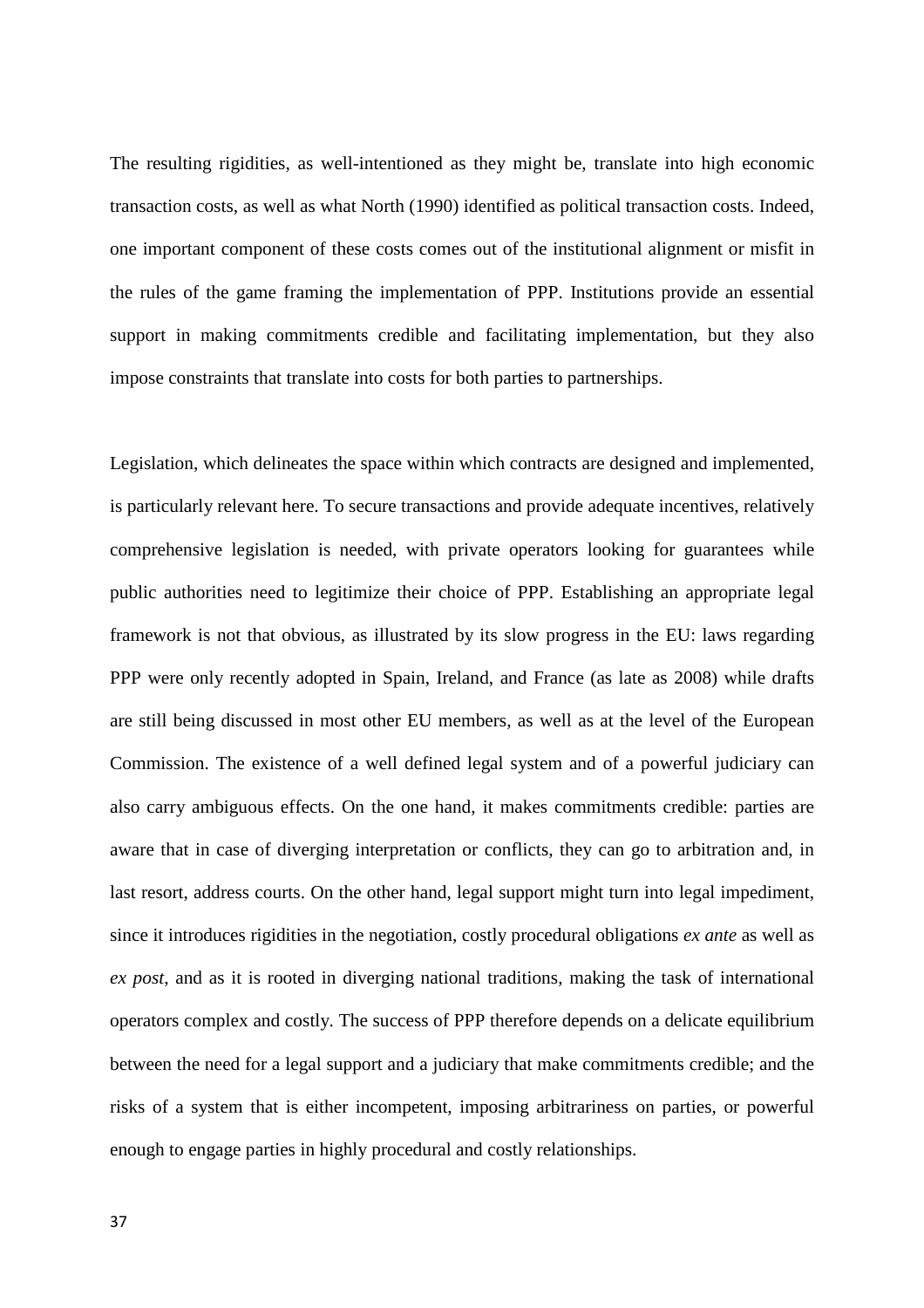The resulting rigidities, as well-intentioned as they might be, translate into high economic transaction costs, as well as what North (1990) identified as political transaction costs. Indeed, one important component of these costs comes out of the institutional alignment or misfit in the rules of the game framing the implementation of PPP. Institutions provide an essential support in making commitments credible and facilitating implementation, but they also impose constraints that translate into costs for both parties to partnerships.

Legislation, which delineates the space within which contracts are designed and implemented, is particularly relevant here. To secure transactions and provide adequate incentives, relatively comprehensive legislation is needed, with private operators looking for guarantees while public authorities need to legitimize their choice of PPP. Establishing an appropriate legal framework is not that obvious, as illustrated by its slow progress in the EU: laws regarding PPP were only recently adopted in Spain, Ireland, and France (as late as 2008) while drafts are still being discussed in most other EU members, as well as at the level of the European Commission. The existence of a well defined legal system and of a powerful judiciary can also carry ambiguous effects. On the one hand, it makes commitments credible: parties are aware that in case of diverging interpretation or conflicts, they can go to arbitration and, in last resort, address courts. On the other hand, legal support might turn into legal impediment, since it introduces rigidities in the negotiation, costly procedural obligations *ex ante* as well as *ex post*, and as it is rooted in diverging national traditions, making the task of international operators complex and costly. The success of PPP therefore depends on a delicate equilibrium between the need for a legal support and a judiciary that make commitments credible; and the risks of a system that is either incompetent, imposing arbitrariness on parties, or powerful enough to engage parties in highly procedural and costly relationships.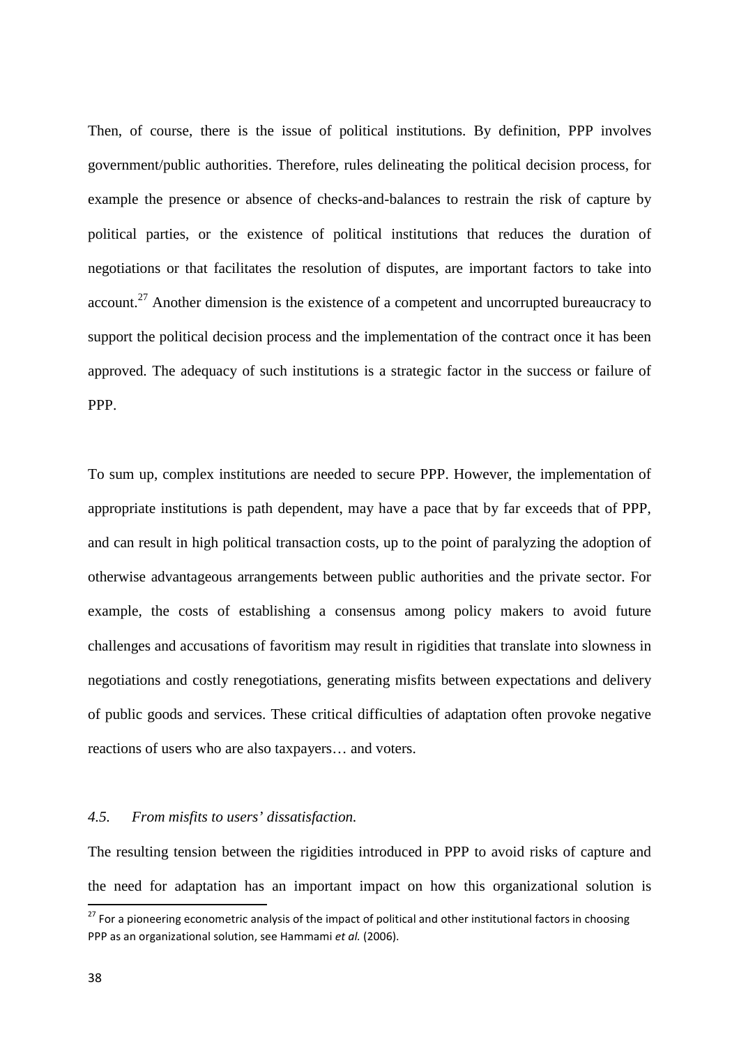Then, of course, there is the issue of political institutions. By definition, PPP involves government/public authorities. Therefore, rules delineating the political decision process, for example the presence or absence of checks-and-balances to restrain the risk of capture by political parties, or the existence of political institutions that reduces the duration of negotiations or that facilitates the resolution of disputes, are important factors to take into account.[27] Another dimension is the existence of a competent and uncorrupted bureaucracy to support the political decision process and the implementation of the contract once it has been approved. The adequacy of such institutions is a strategic factor in the success or failure of PPP.

To sum up, complex institutions are needed to secure PPP. However, the implementation of appropriate institutions is path dependent, may have a pace that by far exceeds that of PPP, and can result in high political transaction costs, up to the point of paralyzing the adoption of otherwise advantageous arrangements between public authorities and the private sector. For example, the costs of establishing a consensus among policy makers to avoid future challenges and accusations of favoritism may result in rigidities that translate into slowness in negotiations and costly renegotiations, generating misfits between expectations and delivery of public goods and services. These critical difficulties of adaptation often provoke negative reactions of users who are also taxpayers… and voters.

### *4.5. From misfits to users' dissatisfaction.*

The resulting tension between the rigidities introduced in PPP to avoid risks of capture and the need for adaptation has an important impact on how this organizational solution is

[27] For a pioneering econometric analysis of the impact of political and other institutional factors in choosing PPP as an organizational solution, see Hammami *et al.* (2006).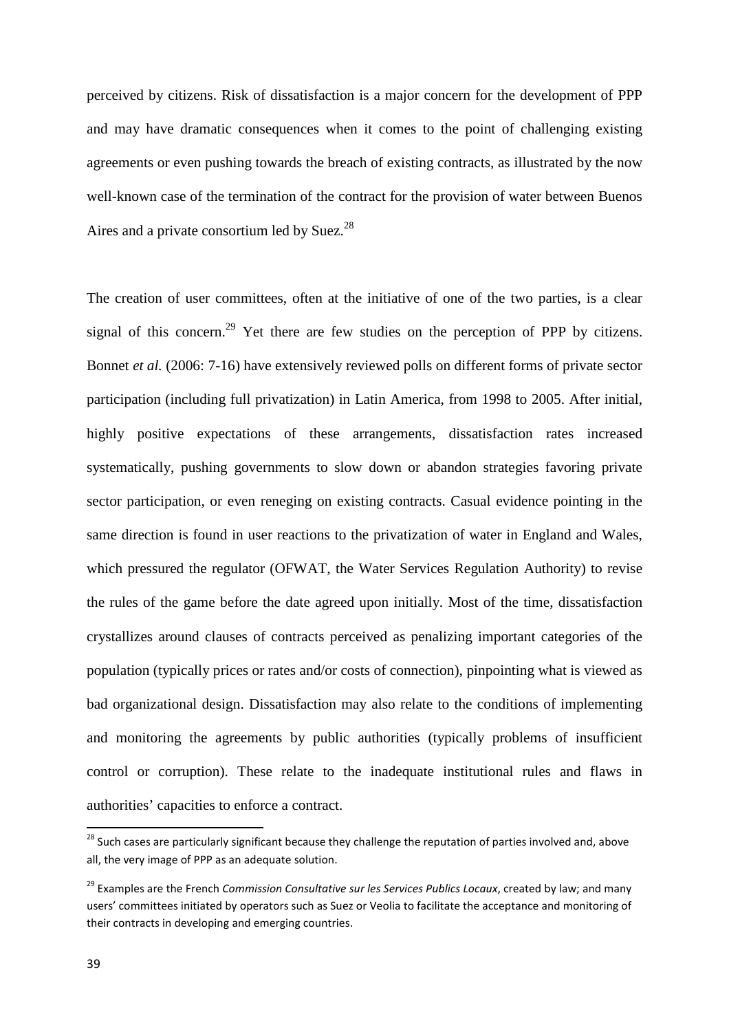perceived by citizens. Risk of dissatisfaction is a major concern for the development of PPP and may have dramatic consequences when it comes to the point of challenging existing agreements or even pushing towards the breach of existing contracts, as illustrated by the now well-known case of the termination of the contract for the provision of water between Buenos Aires and a private consortium led by Suez.[28]

The creation of user committees, often at the initiative of one of the two parties, is a clear signal of this concern.[29] Yet there are few studies on the perception of PPP by citizens. Bonnet *et al.* (2006: 7-16) have extensively reviewed polls on different forms of private sector participation (including full privatization) in Latin America, from 1998 to 2005. After initial, highly positive expectations of these arrangements, dissatisfaction rates increased systematically, pushing governments to slow down or abandon strategies favoring private sector participation, or even reneging on existing contracts. Casual evidence pointing in the same direction is found in user reactions to the privatization of water in England and Wales, which pressured the regulator (OFWAT, the Water Services Regulation Authority) to revise the rules of the game before the date agreed upon initially. Most of the time, dissatisfaction crystallizes around clauses of contracts perceived as penalizing important categories of the population (typically prices or rates and/or costs of connection), pinpointing what is viewed as bad organizational design. Dissatisfaction may also relate to the conditions of implementing and monitoring the agreements by public authorities (typically problems of insufficient control or corruption). These relate to the inadequate institutional rules and flaws in authorities' capacities to enforce a contract.

[28] Such cases are particularly significant because they challenge the reputation of parties involved and, above all, the very image of PPP as an adequate solution.

[29] Examples are the French *Commission Consultative sur les Services Publics Locaux*, created by law; and many users' committees initiated by operators such as Suez or Veolia to facilitate the acceptance and monitoring of their contracts in developing and emerging countries.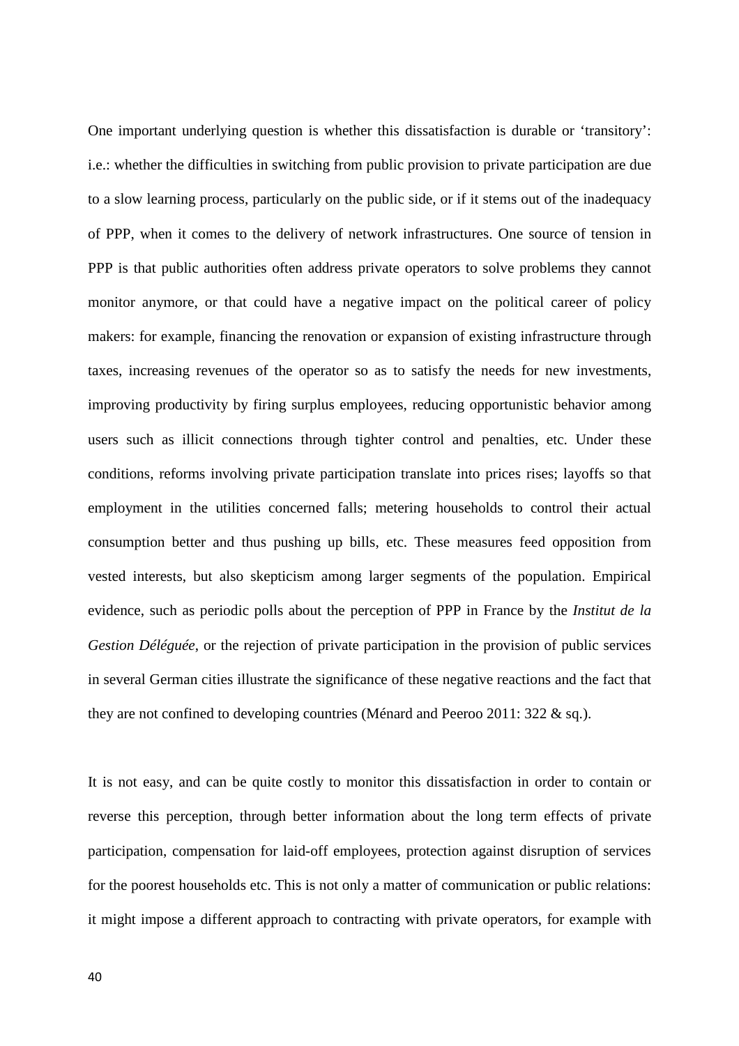One important underlying question is whether this dissatisfaction is durable or 'transitory': i.e.: whether the difficulties in switching from public provision to private participation are due to a slow learning process, particularly on the public side, or if it stems out of the inadequacy of PPP, when it comes to the delivery of network infrastructures. One source of tension in PPP is that public authorities often address private operators to solve problems they cannot monitor anymore, or that could have a negative impact on the political career of policy makers: for example, financing the renovation or expansion of existing infrastructure through taxes, increasing revenues of the operator so as to satisfy the needs for new investments, improving productivity by firing surplus employees, reducing opportunistic behavior among users such as illicit connections through tighter control and penalties, etc. Under these conditions, reforms involving private participation translate into prices rises; layoffs so that employment in the utilities concerned falls; metering households to control their actual consumption better and thus pushing up bills, etc. These measures feed opposition from vested interests, but also skepticism among larger segments of the population. Empirical evidence, such as periodic polls about the perception of PPP in France by the *Institut de la Gestion Déléguée*, or the rejection of private participation in the provision of public services in several German cities illustrate the significance of these negative reactions and the fact that they are not confined to developing countries (Ménard and Peeroo 2011: 322 & sq.).

It is not easy, and can be quite costly to monitor this dissatisfaction in order to contain or reverse this perception, through better information about the long term effects of private participation, compensation for laid-off employees, protection against disruption of services for the poorest households etc. This is not only a matter of communication or public relations: it might impose a different approach to contracting with private operators, for example with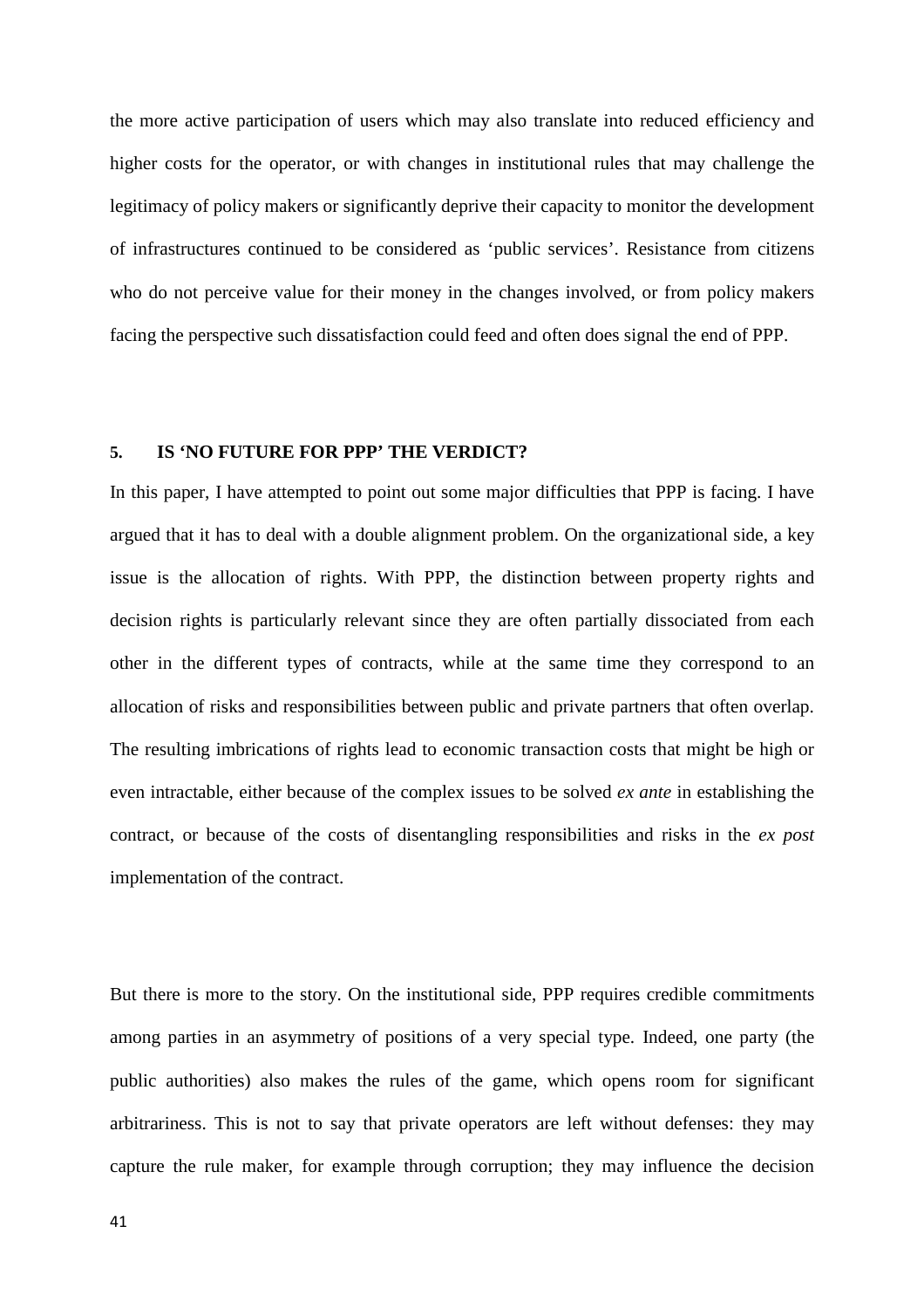the more active participation of users which may also translate into reduced efficiency and higher costs for the operator, or with changes in institutional rules that may challenge the legitimacy of policy makers or significantly deprive their capacity to monitor the development of infrastructures continued to be considered as 'public services'. Resistance from citizens who do not perceive value for their money in the changes involved, or from policy makers facing the perspective such dissatisfaction could feed and often does signal the end of PPP.

## 5. IS 'NO FUTURE FOR PPP' THE VERDICT?

In this paper, I have attempted to point out some major difficulties that PPP is facing. I have argued that it has to deal with a double alignment problem. On the organizational side, a key issue is the allocation of rights. With PPP, the distinction between property rights and decision rights is particularly relevant since they are often partially dissociated from each other in the different types of contracts, while at the same time they correspond to an allocation of risks and responsibilities between public and private partners that often overlap. The resulting imbrications of rights lead to economic transaction costs that might be high or even intractable, either because of the complex issues to be solved *ex ante* in establishing the contract, or because of the costs of disentangling responsibilities and risks in the *ex post* implementation of the contract.

But there is more to the story. On the institutional side, PPP requires credible commitments among parties in an asymmetry of positions of a very special type. Indeed, one party (the public authorities) also makes the rules of the game, which opens room for significant arbitrariness. This is not to say that private operators are left without defenses: they may capture the rule maker, for example through corruption; they may influence the decision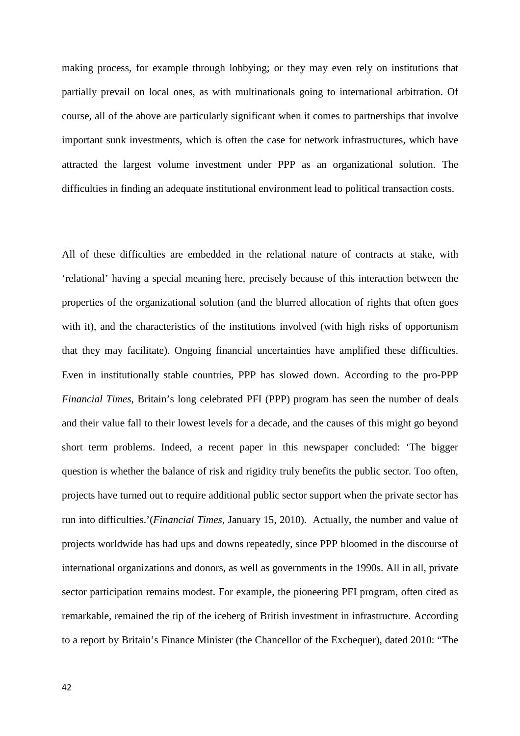making process, for example through lobbying; or they may even rely on institutions that partially prevail on local ones, as with multinationals going to international arbitration. Of course, all of the above are particularly significant when it comes to partnerships that involve important sunk investments, which is often the case for network infrastructures, which have attracted the largest volume investment under PPP as an organizational solution. The difficulties in finding an adequate institutional environment lead to political transaction costs.

All of these difficulties are embedded in the relational nature of contracts at stake, with 'relational' having a special meaning here, precisely because of this interaction between the properties of the organizational solution (and the blurred allocation of rights that often goes with it), and the characteristics of the institutions involved (with high risks of opportunism that they may facilitate). Ongoing financial uncertainties have amplified these difficulties. Even in institutionally stable countries, PPP has slowed down. According to the pro-PPP *Financial Times*, Britain's long celebrated PFI (PPP) program has seen the number of deals and their value fall to their lowest levels for a decade, and the causes of this might go beyond short term problems. Indeed, a recent paper in this newspaper concluded: 'The bigger question is whether the balance of risk and rigidity truly benefits the public sector. Too often, projects have turned out to require additional public sector support when the private sector has run into difficulties.'(*Financial Times*, January 15, 2010). Actually, the number and value of projects worldwide has had ups and downs repeatedly, since PPP bloomed in the discourse of international organizations and donors, as well as governments in the 1990s. All in all, private sector participation remains modest. For example, the pioneering PFI program, often cited as remarkable, remained the tip of the iceberg of British investment in infrastructure. According to a report by Britain's Finance Minister (the Chancellor of the Exchequer), dated 2010: "The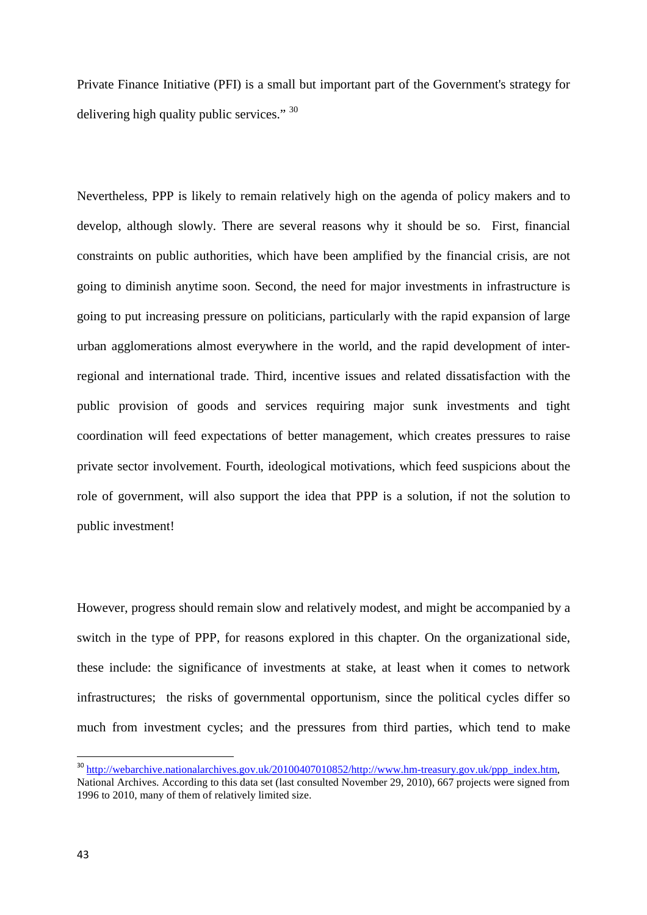Private Finance Initiative (PFI) is a small but important part of the Government's strategy for delivering high quality public services." [30]

Nevertheless, PPP is likely to remain relatively high on the agenda of policy makers and to develop, although slowly. There are several reasons why it should be so. First, financial constraints on public authorities, which have been amplified by the financial crisis, are not going to diminish anytime soon. Second, the need for major investments in infrastructure is going to put increasing pressure on politicians, particularly with the rapid expansion of large urban agglomerations almost everywhere in the world, and the rapid development of inter-regional and international trade. Third, incentive issues and related dissatisfaction with the public provision of goods and services requiring major sunk investments and tight coordination will feed expectations of better management, which creates pressures to raise private sector involvement. Fourth, ideological motivations, which feed suspicions about the role of government, will also support the idea that PPP is a solution, if not the solution to public investment!

However, progress should remain slow and relatively modest, and might be accompanied by a switch in the type of PPP, for reasons explored in this chapter. On the organizational side, these include: the significance of investments at stake, at least when it comes to network infrastructures; the risks of governmental opportunism, since the political cycles differ so much from investment cycles; and the pressures from third parties, which tend to make

[30] http://webarchive.nationalarchives.gov.uk/20100407010852/http://www.hm-treasury.gov.uk/ppp_index.htm, National Archives. According to this data set (last consulted November 29, 2010), 667 projects were signed from 1996 to 2010, many of them of relatively limited size.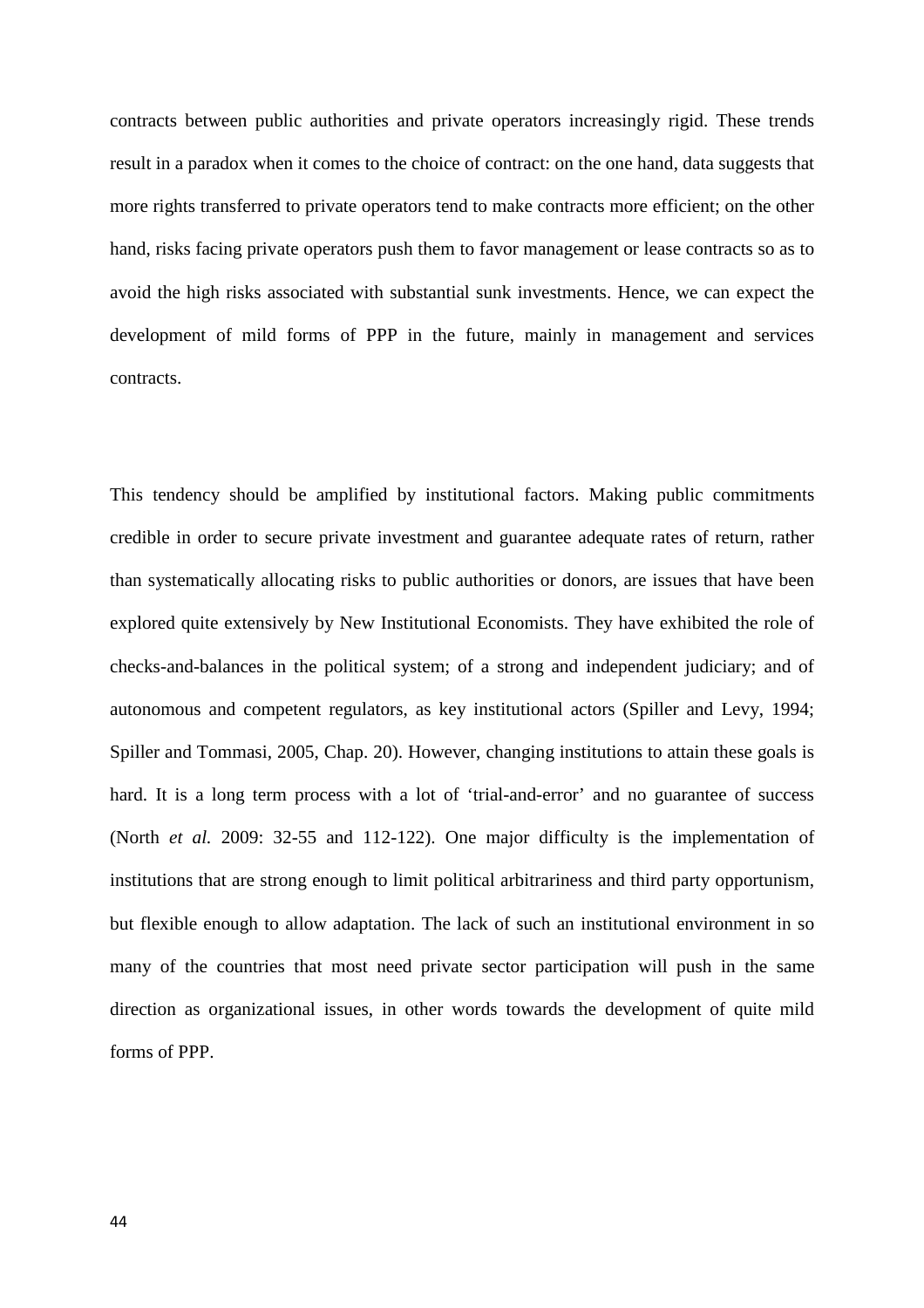contracts between public authorities and private operators increasingly rigid. These trends result in a paradox when it comes to the choice of contract: on the one hand, data suggests that more rights transferred to private operators tend to make contracts more efficient; on the other hand, risks facing private operators push them to favor management or lease contracts so as to avoid the high risks associated with substantial sunk investments. Hence, we can expect the development of mild forms of PPP in the future, mainly in management and services contracts.

This tendency should be amplified by institutional factors. Making public commitments credible in order to secure private investment and guarantee adequate rates of return, rather than systematically allocating risks to public authorities or donors, are issues that have been explored quite extensively by New Institutional Economists. They have exhibited the role of checks-and-balances in the political system; of a strong and independent judiciary; and of autonomous and competent regulators, as key institutional actors (Spiller and Levy, 1994; Spiller and Tommasi, 2005, Chap. 20). However, changing institutions to attain these goals is hard. It is a long term process with a lot of 'trial-and-error' and no guarantee of success (North *et al.* 2009: 32-55 and 112-122). One major difficulty is the implementation of institutions that are strong enough to limit political arbitrariness and third party opportunism, but flexible enough to allow adaptation. The lack of such an institutional environment in so many of the countries that most need private sector participation will push in the same direction as organizational issues, in other words towards the development of quite mild forms of PPP.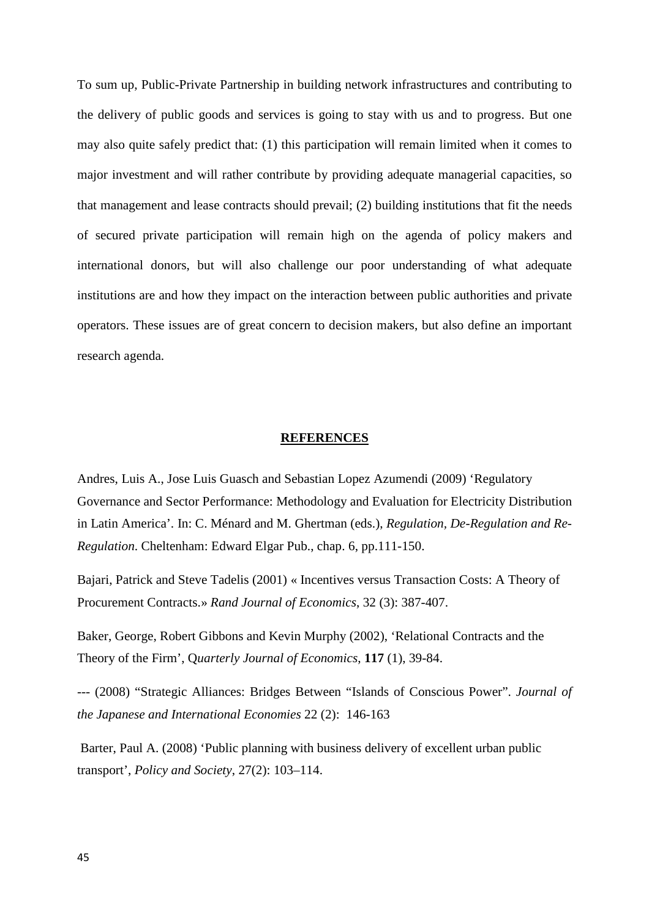To sum up, Public-Private Partnership in building network infrastructures and contributing to the delivery of public goods and services is going to stay with us and to progress. But one may also quite safely predict that: (1) this participation will remain limited when it comes to major investment and will rather contribute by providing adequate managerial capacities, so that management and lease contracts should prevail; (2) building institutions that fit the needs of secured private participation will remain high on the agenda of policy makers and international donors, but will also challenge our poor understanding of what adequate institutions are and how they impact on the interaction between public authorities and private operators. These issues are of great concern to decision makers, but also define an important research agenda.

## REFERENCES

Andres, Luis A., Jose Luis Guasch and Sebastian Lopez Azumendi (2009) 'Regulatory Governance and Sector Performance: Methodology and Evaluation for Electricity Distribution in Latin America'. In: C. Ménard and M. Ghertman (eds.), *Regulation, De-Regulation and Re-Regulation*. Cheltenham: Edward Elgar Pub., chap. 6, pp.111-150.

Bajari, Patrick and Steve Tadelis (2001) « Incentives versus Transaction Costs: A Theory of Procurement Contracts.» *Rand Journal of Economics*, 32 (3): 387-407.

Baker, George, Robert Gibbons and Kevin Murphy (2002), 'Relational Contracts and the Theory of the Firm', Q*uarterly Journal of Economics*, **117** (1), 39-84.

--- (2008) "Strategic Alliances: Bridges Between "Islands of Conscious Power". *Journal of the Japanese and International Economies* 22 (2): 146-163

Barter, Paul A. (2008) 'Public planning with business delivery of excellent urban public transport', *Policy and Society*, 27(2): 103–114.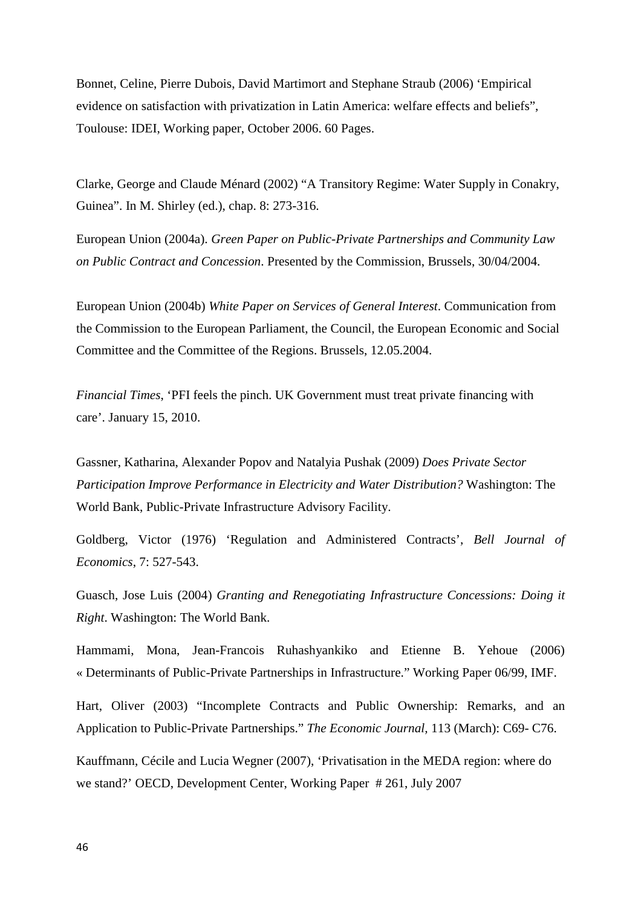Bonnet, Celine, Pierre Dubois, David Martimort and Stephane Straub (2006) 'Empirical evidence on satisfaction with privatization in Latin America: welfare effects and beliefs", Toulouse: IDEI, Working paper, October 2006. 60 Pages.

Clarke, George and Claude Ménard (2002) "A Transitory Regime: Water Supply in Conakry, Guinea". In M. Shirley (ed.), chap. 8: 273-316.

European Union (2004a). *Green Paper on Public-Private Partnerships and Community Law on Public Contract and Concession*. Presented by the Commission, Brussels, 30/04/2004.

European Union (2004b) *White Paper on Services of General Interest*. Communication from the Commission to the European Parliament, the Council, the European Economic and Social Committee and the Committee of the Regions. Brussels, 12.05.2004.

*Financial Times*, 'PFI feels the pinch. UK Government must treat private financing with care'. January 15, 2010.

Gassner, Katharina, Alexander Popov and Natalyia Pushak (2009) *Does Private Sector Participation Improve Performance in Electricity and Water Distribution?* Washington: The World Bank, Public-Private Infrastructure Advisory Facility.

Goldberg, Victor (1976) 'Regulation and Administered Contracts', *Bell Journal of Economics*, 7: 527-543.

Guasch, Jose Luis (2004) *Granting and Renegotiating Infrastructure Concessions: Doing it Right*. Washington: The World Bank.

Hammami, Mona, Jean-Francois Ruhashyankiko and Etienne B. Yehoue (2006) « Determinants of Public-Private Partnerships in Infrastructure." Working Paper 06/99, IMF.

Hart, Oliver (2003) "Incomplete Contracts and Public Ownership: Remarks, and an Application to Public-Private Partnerships." *The Economic Journal*, 113 (March): C69- C76.

Kauffmann, Cécile and Lucia Wegner (2007), 'Privatisation in the MEDA region: where do we stand?' OECD, Development Center, Working Paper # 261, July 2007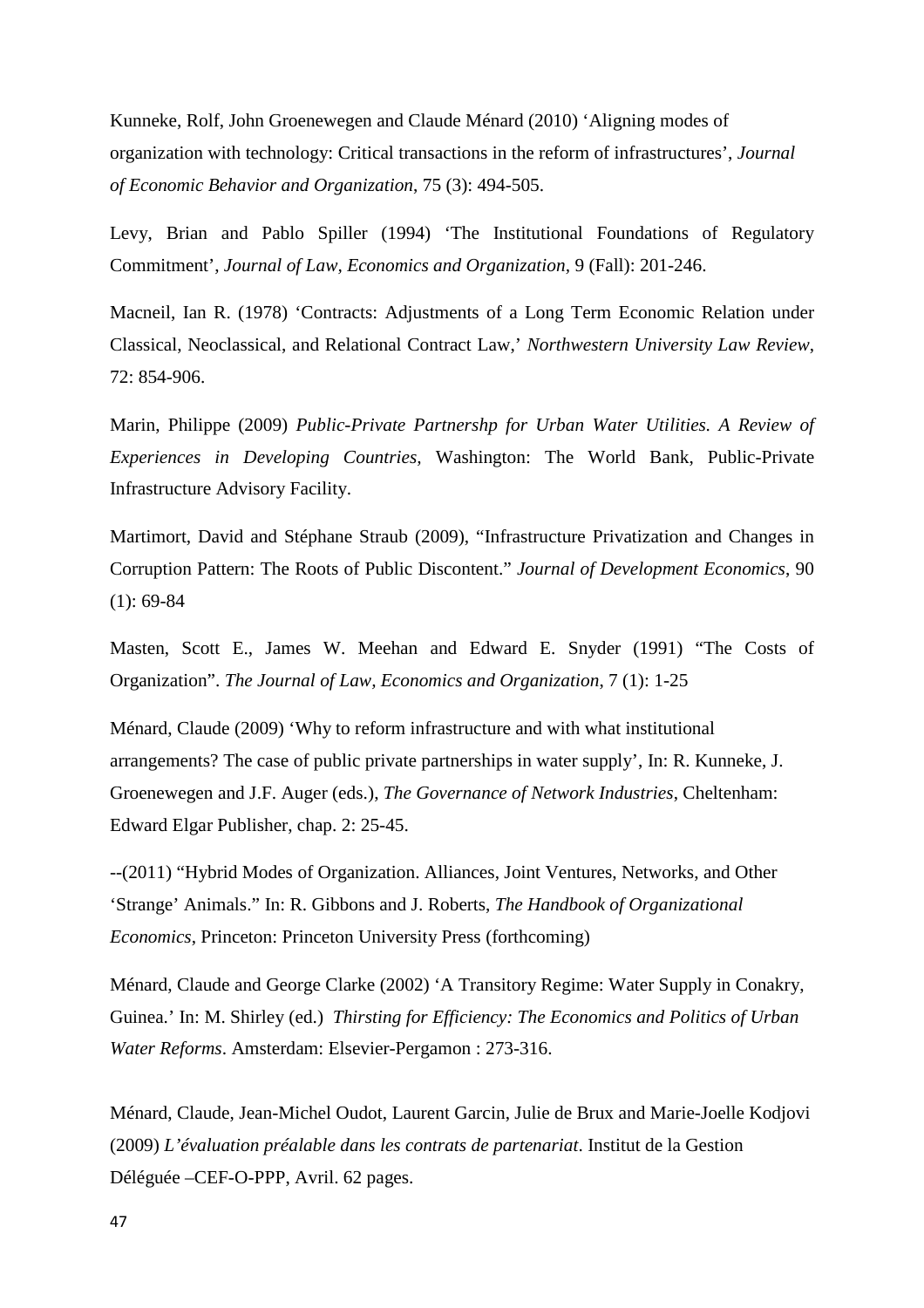Kunneke, Rolf, John Groenewegen and Claude Ménard (2010) ‘Aligning modes of organization with technology: Critical transactions in the reform of infrastructures’, *Journal of Economic Behavior and Organization*, 75 (3): 494-505.

Levy, Brian and Pablo Spiller (1994) ‘The Institutional Foundations of Regulatory Commitment’, *Journal of Law, Economics and Organization*, 9 (Fall): 201-246.

Macneil, Ian R. (1978) ‘Contracts: Adjustments of a Long Term Economic Relation under Classical, Neoclassical, and Relational Contract Law,’ *Northwestern University Law Review*, 72: 854-906.

Marin, Philippe (2009) *Public-Private Partnershp for Urban Water Utilities. A Review of Experiences in Developing Countries,* Washington: The World Bank, Public-Private Infrastructure Advisory Facility.

Martimort, David and Stéphane Straub (2009), “Infrastructure Privatization and Changes in Corruption Pattern: The Roots of Public Discontent.” *Journal of Development Economics*, 90 (1): 69-84

Masten, Scott E., James W. Meehan and Edward E. Snyder (1991) “The Costs of Organization”. *The Journal of Law, Economics and Organization*, 7 (1): 1-25

Ménard, Claude (2009) ‘Why to reform infrastructure and with what institutional arrangements? The case of public private partnerships in water supply’, In: R. Kunneke, J. Groenewegen and J.F. Auger (eds.), *The Governance of Network Industries*, Cheltenham: Edward Elgar Publisher, chap. 2: 25-45.

--(2011) “Hybrid Modes of Organization. Alliances, Joint Ventures, Networks, and Other ‘Strange’ Animals.” In: R. Gibbons and J. Roberts, *The Handbook of Organizational Economics*, Princeton: Princeton University Press (forthcoming)

Ménard, Claude and George Clarke (2002) ‘A Transitory Regime: Water Supply in Conakry, Guinea.’ In: M. Shirley (ed.) *Thirsting for Efficiency: The Economics and Politics of Urban Water Reforms*. Amsterdam: Elsevier-Pergamon : 273-316.

Ménard, Claude, Jean-Michel Oudot, Laurent Garcin, Julie de Brux and Marie-Joelle Kodjovi (2009) *L’évaluation préalable dans les contrats de partenariat*. Institut de la Gestion Déléguée –CEF-O-PPP, Avril. 62 pages.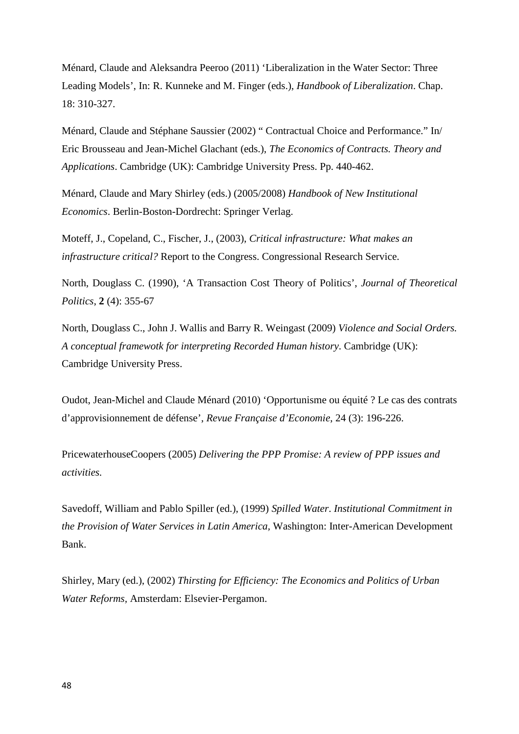Ménard, Claude and Aleksandra Peeroo (2011) 'Liberalization in the Water Sector: Three Leading Models', In: R. Kunneke and M. Finger (eds.), *Handbook of Liberalization*. Chap. 18: 310-327.

Ménard, Claude and Stéphane Saussier (2002) " Contractual Choice and Performance." In/ Eric Brousseau and Jean-Michel Glachant (eds.), *The Economics of Contracts. Theory and Applications*. Cambridge (UK): Cambridge University Press. Pp. 440-462.

Ménard, Claude and Mary Shirley (eds.) (2005/2008) *Handbook of New Institutional Economics*. Berlin-Boston-Dordrecht: Springer Verlag.

Moteff, J., Copeland, C., Fischer, J., (2003), *Critical infrastructure: What makes an infrastructure critical?* Report to the Congress. Congressional Research Service.

North, Douglass C. (1990), 'A Transaction Cost Theory of Politics', *Journal of Theoretical Politics*, **2** (4): 355-67

North, Douglass C., John J. Wallis and Barry R. Weingast (2009) *Violence and Social Orders. A conceptual framewotk for interpreting Recorded Human history*. Cambridge (UK): Cambridge University Press.

Oudot, Jean-Michel and Claude Ménard (2010) 'Opportunisme ou équité ? Le cas des contrats d'approvisionnement de défense', *Revue Française d'Economie*, 24 (3): 196-226.

PricewaterhouseCoopers (2005) *Delivering the PPP Promise: A review of PPP issues and activities.*

Savedoff, William and Pablo Spiller (ed.), (1999) *Spilled Water. Institutional Commitment in the Provision of Water Services in Latin America*, Washington: Inter-American Development Bank.

Shirley, Mary (ed.), (2002) *Thirsting for Efficiency: The Economics and Politics of Urban Water Reforms*, Amsterdam: Elsevier-Pergamon.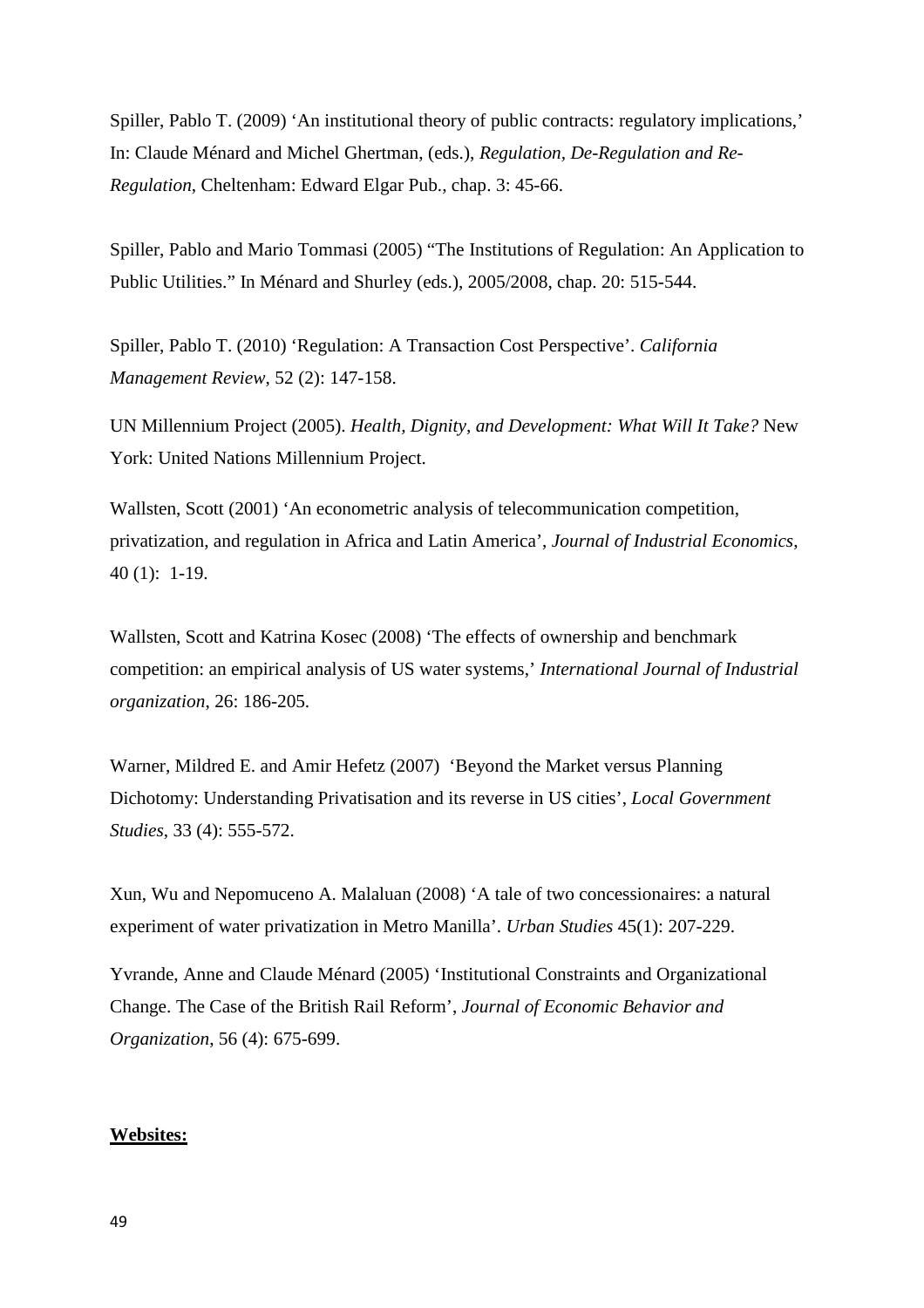Spiller, Pablo T. (2009) 'An institutional theory of public contracts: regulatory implications,' In: Claude Ménard and Michel Ghertman, (eds.), *Regulation, De-Regulation and Re-Regulation*, Cheltenham: Edward Elgar Pub., chap. 3: 45-66.

Spiller, Pablo and Mario Tommasi (2005) "The Institutions of Regulation: An Application to Public Utilities." In Ménard and Shurley (eds.), 2005/2008, chap. 20: 515-544.

Spiller, Pablo T. (2010) 'Regulation: A Transaction Cost Perspective'. *California Management Review*, 52 (2): 147-158.

UN Millennium Project (2005). *Health, Dignity, and Development: What Will It Take?* New York: United Nations Millennium Project.

Wallsten, Scott (2001) 'An econometric analysis of telecommunication competition, privatization, and regulation in Africa and Latin America', *Journal of Industrial Economics*, 40 (1): 1-19.

Wallsten, Scott and Katrina Kosec (2008) 'The effects of ownership and benchmark competition: an empirical analysis of US water systems,' *International Journal of Industrial organization*, 26: 186-205.

Warner, Mildred E. and Amir Hefetz (2007) 'Beyond the Market versus Planning Dichotomy: Understanding Privatisation and its reverse in US cities', *Local Government Studies*, 33 (4): 555-572.

Xun, Wu and Nepomuceno A. Malaluan (2008) 'A tale of two concessionaires: a natural experiment of water privatization in Metro Manilla'. *Urban Studies* 45(1): 207-229.

Yvrande, Anne and Claude Ménard (2005) 'Institutional Constraints and Organizational Change. The Case of the British Rail Reform', *Journal of Economic Behavior and Organization*, 56 (4): 675-699.

**Websites:**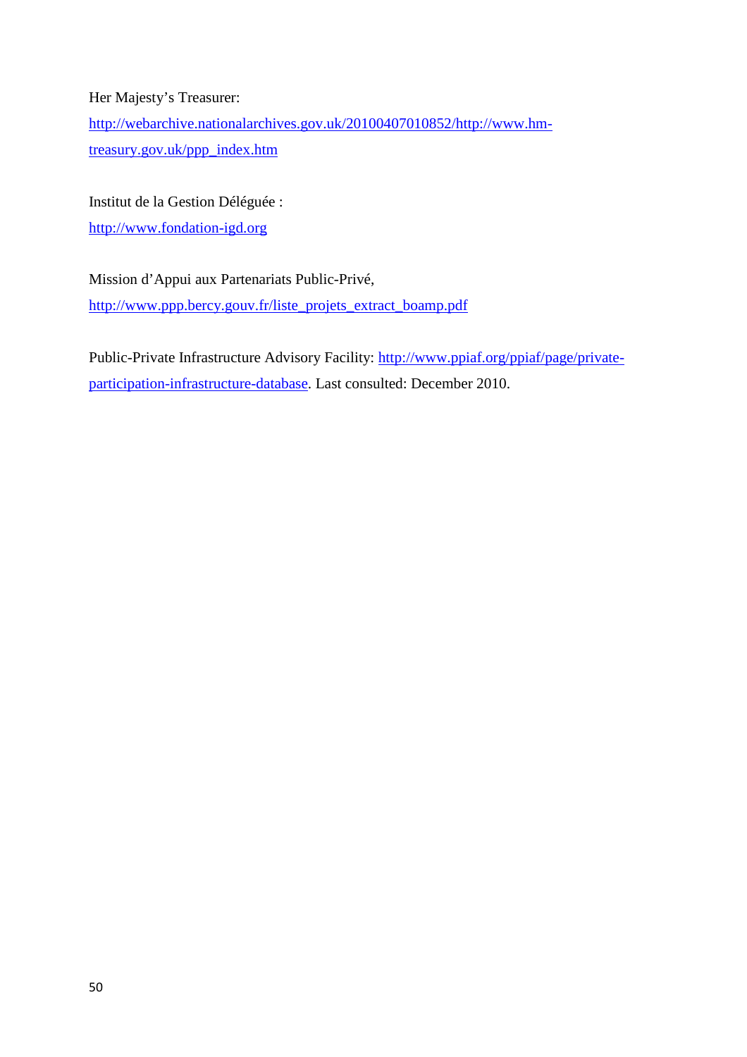Her Majesty's Treasurer:
http://webarchive.nationalarchives.gov.uk/20100407010852/http://www.hm-treasury.gov.uk/ppp_index.htm

Institut de la Gestion Déléguée :
http://www.fondation-igd.org

Mission d'Appui aux Partenariats Public-Privé,
http://www.ppp.bercy.gouv.fr/liste_projets_extract_boamp.pdf

Public-Private Infrastructure Advisory Facility: http://www.ppiaf.org/ppiaf/page/private-participation-infrastructure-database. Last consulted: December 2010.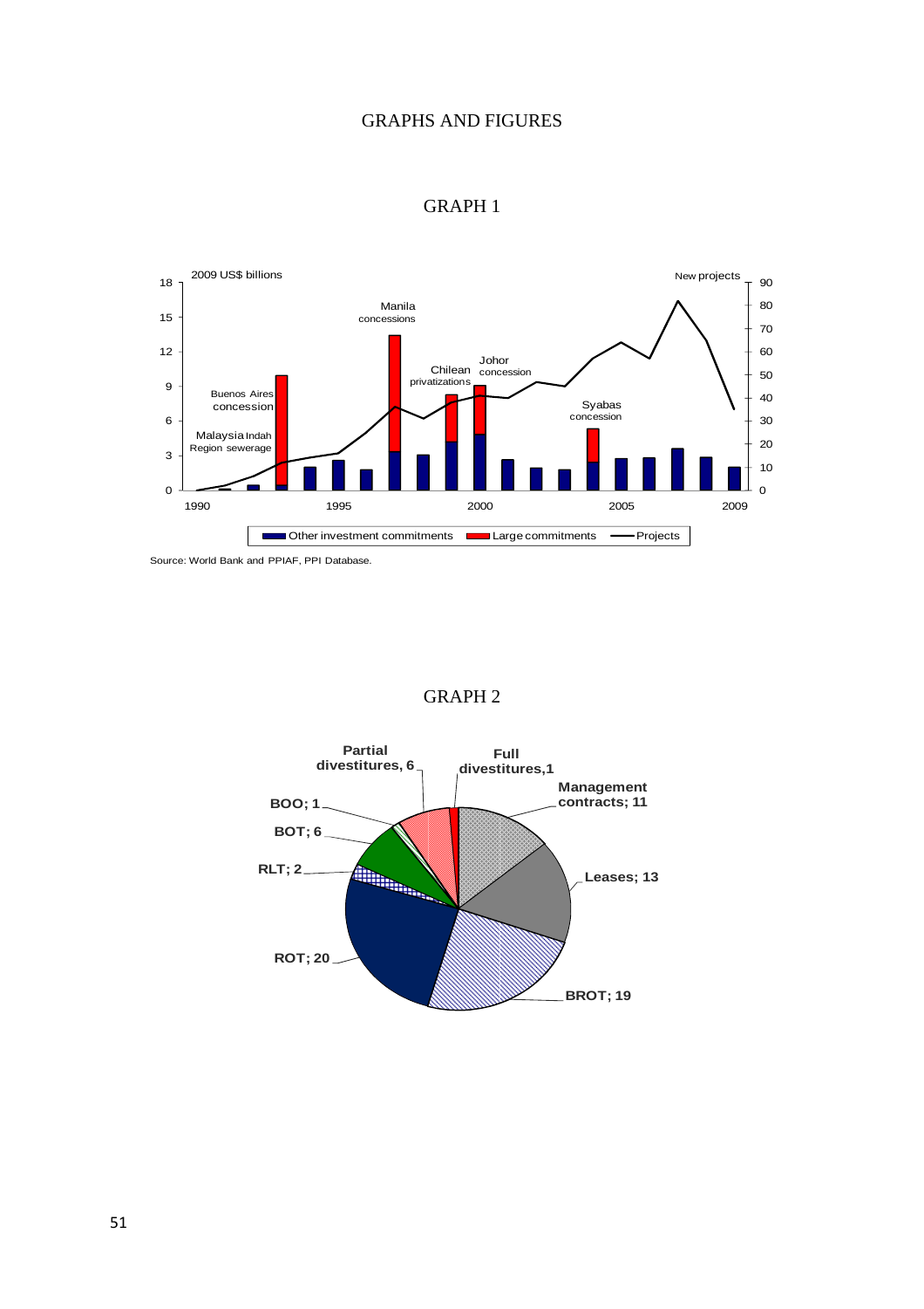# GRAPHS AND FIGURES

## GRAPH 1

Source: World Bank and PPIAF, PPI Database.

## GRAPH 2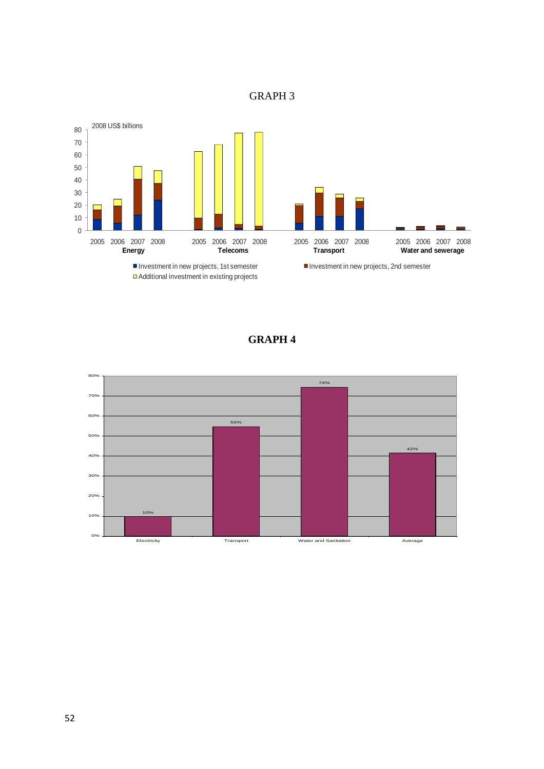GRAPH 3

2008 US$ billions

80
70
60
50
40
30
20
10
0

2005 2006 2007 2008
**Energy**

2005 2006 2007 2008
**Telecoms**

2005 2006 2007 2008
**Transport**

2005 2006 2007 2008
**Water and sewerage**

Investment in new projects, 1st semester
Investment in new projects, 2nd semester
Additional investment in existing projects

**GRAPH 4**

80%
70%
60%
50%
40%
30%
20%
10%
0%

10%
55%
74%
42%

Electricity
Transport
Water and Sanitation
Average